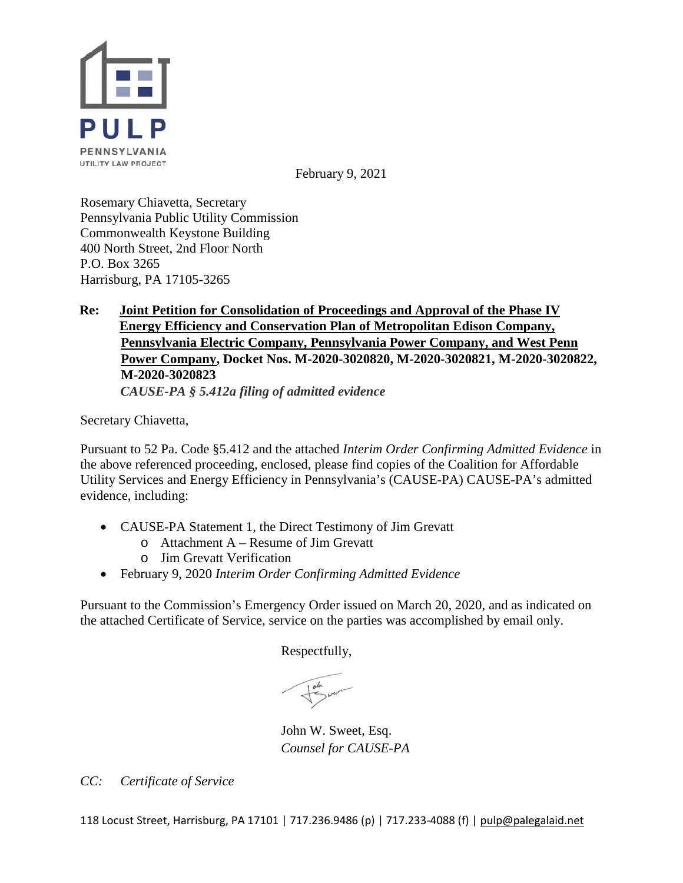PULP
PENNSYLVANIA
UTILITY LAW PROJECT

February 9, 2021

Rosemary Chiavetta, Secretary
Pennsylvania Public Utility Commission
Commonwealth Keystone Building
400 North Street, 2nd Floor North
P.O. Box 3265
Harrisburg, PA 17105-3265

**Re: Joint Petition for Consolidation of Proceedings and Approval of the Phase IV Energy Efficiency and Conservation Plan of Metropolitan Edison Company, Pennsylvania Electric Company, Pennsylvania Power Company, and West Penn Power Company, Docket Nos. M-2020-3020820, M-2020-3020821, M-2020-3020822, M-2020-3020823**
***CAUSE-PA § 5.412a filing of admitted evidence***

Secretary Chiavetta,

Pursuant to 52 Pa. Code §5.412 and the attached *Interim Order Confirming Admitted Evidence* in the above referenced proceeding, enclosed, please find copies of the Coalition for Affordable Utility Services and Energy Efficiency in Pennsylvania's (CAUSE-PA) CAUSE-PA's admitted evidence, including:

- CAUSE-PA Statement 1, the Direct Testimony of Jim Grevatt
  - Attachment A – Resume of Jim Grevatt
  - Jim Grevatt Verification
- February 9, 2020 *Interim Order Confirming Admitted Evidence*

Pursuant to the Commission's Emergency Order issued on March 20, 2020, and as indicated on the attached Certificate of Service, service on the parties was accomplished by email only.

Respectfully,

John W. Sweet, Esq.
*Counsel for CAUSE-PA*

*CC: Certificate of Service*

118 Locust Street, Harrisburg, PA 17101 | 717.236.9486 (p) | 717.233-4088 (f) | pulp@palegalaid.net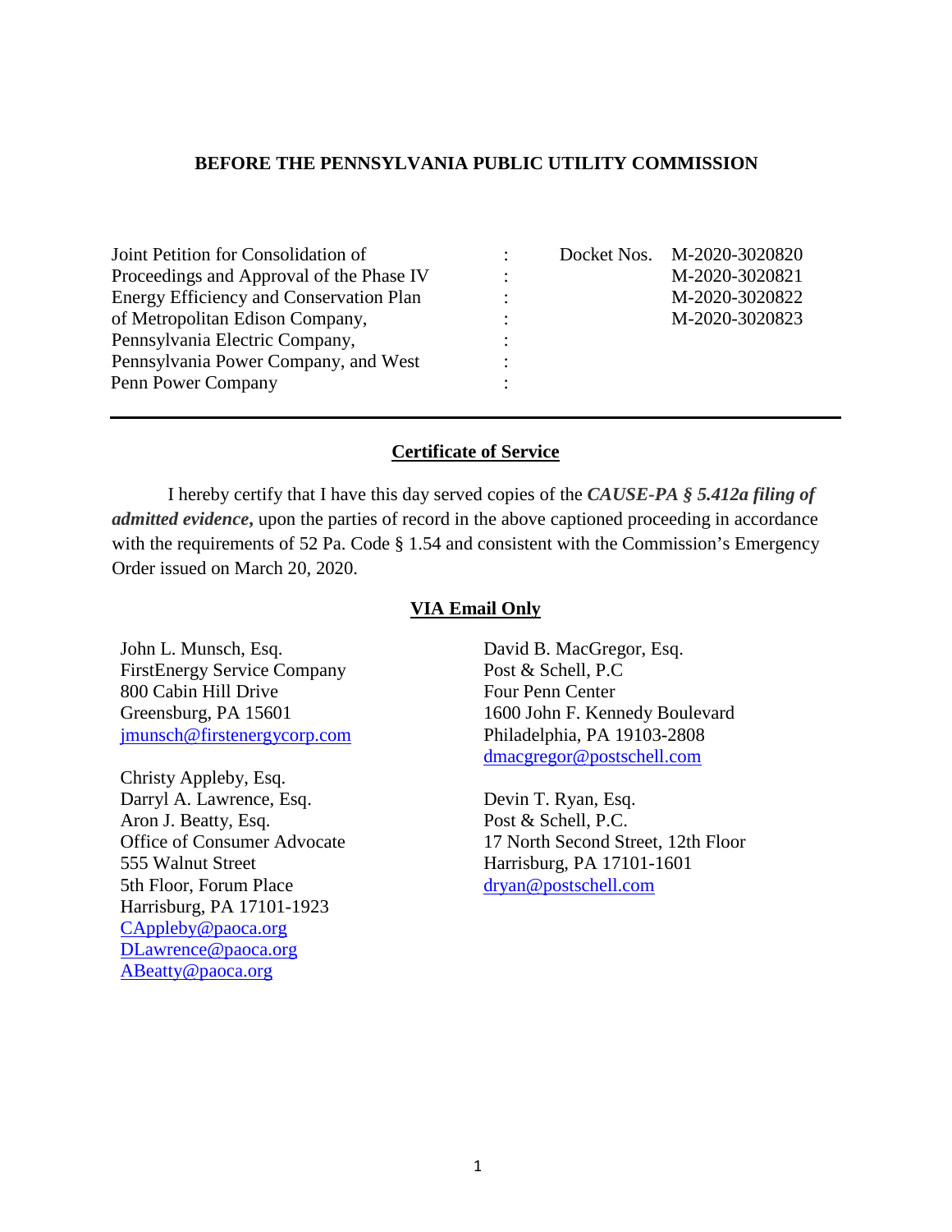**BEFORE THE PENNSYLVANIA PUBLIC UTILITY COMMISSION**

| | | |
|---|---|---|
| Joint Petition for Consolidation of Proceedings and Approval of the Phase IV Energy Efficiency and Conservation Plan of Metropolitan Edison Company, Pennsylvania Electric Company, Pennsylvania Power Company, and West Penn Power Company | : | Docket Nos. M-2020-3020820<br>M-2020-3020821<br>M-2020-3020822<br>M-2020-3020823 |

---

**<u>Certificate of Service</u>**

I hereby certify that I have this day served copies of the ***CAUSE-PA § 5.412a filing of admitted evidence***, upon the parties of record in the above captioned proceeding in accordance with the requirements of 52 Pa. Code § 1.54 and consistent with the Commission's Emergency Order issued on March 20, 2020.

**<u>VIA Email Only</u>**

John L. Munsch, Esq.
FirstEnergy Service Company
800 Cabin Hill Drive
Greensburg, PA 15601
jmunsch@firstenergycorp.com

Christy Appleby, Esq.
Darryl A. Lawrence, Esq.
Aron J. Beatty, Esq.
Office of Consumer Advocate
555 Walnut Street
5th Floor, Forum Place
Harrisburg, PA 17101-1923
CAppleby@paoca.org
DLawrence@paoca.org
ABeatty@paoca.org

David B. MacGregor, Esq.
Post & Schell, P.C
Four Penn Center
1600 John F. Kennedy Boulevard
Philadelphia, PA 19103-2808
dmacgregor@postschell.com

Devin T. Ryan, Esq.
Post & Schell, P.C.
17 North Second Street, 12th Floor
Harrisburg, PA 17101-1601
dryan@postschell.com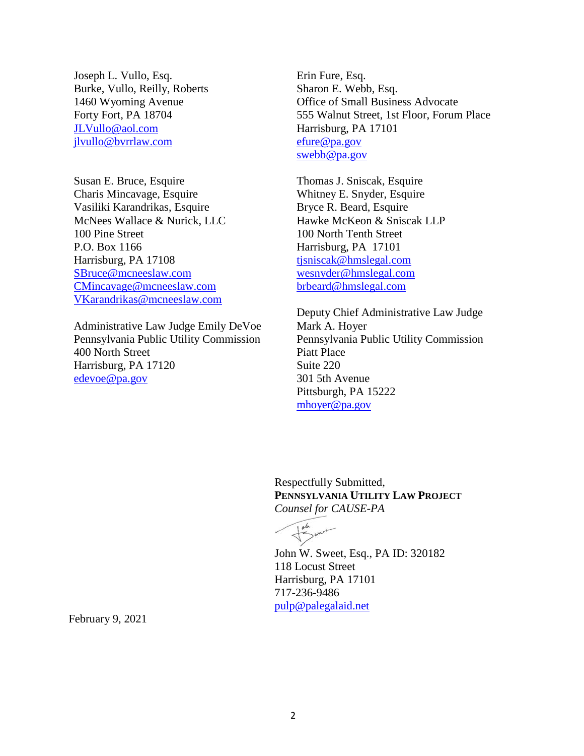Joseph L. Vullo, Esq.
Burke, Vullo, Reilly, Roberts
1460 Wyoming Avenue
Forty Fort, PA 18704
JLVullo@aol.com
jlvullo@bvrrlaw.com

Erin Fure, Esq.
Sharon E. Webb, Esq.
Office of Small Business Advocate
555 Walnut Street, 1st Floor, Forum Place
Harrisburg, PA 17101
efure@pa.gov
swebb@pa.gov

Susan E. Bruce, Esquire
Charis Mincavage, Esquire
Vasiliki Karandrikas, Esquire
McNees Wallace & Nurick, LLC
100 Pine Street
P.O. Box 1166
Harrisburg, PA 17108
SBruce@mcneeslaw.com
CMincavage@mcneeslaw.com
VKarandrikas@mcneeslaw.com

Thomas J. Sniscak, Esquire
Whitney E. Snyder, Esquire
Bryce R. Beard, Esquire
Hawke McKeon & Sniscak LLP
100 North Tenth Street
Harrisburg, PA 17101
tjsniscak@hmslegal.com
wesnyder@hmslegal.com
brbeard@hmslegal.com

Administrative Law Judge Emily DeVoe
Pennsylvania Public Utility Commission
400 North Street
Harrisburg, PA 17120
edevoe@pa.gov

Deputy Chief Administrative Law Judge
Mark A. Hoyer
Pennsylvania Public Utility Commission
Piatt Place
Suite 220
301 5th Avenue
Pittsburgh, PA 15222
mhoyer@pa.gov

Respectfully Submitted,
**PENNSYLVANIA UTILITY LAW PROJECT**
*Counsel for CAUSE-PA*

John W. Sweet, Esq., PA ID: 320182
118 Locust Street
Harrisburg, PA 17101
717-236-9486
pulp@palegalaid.net

February 9, 2021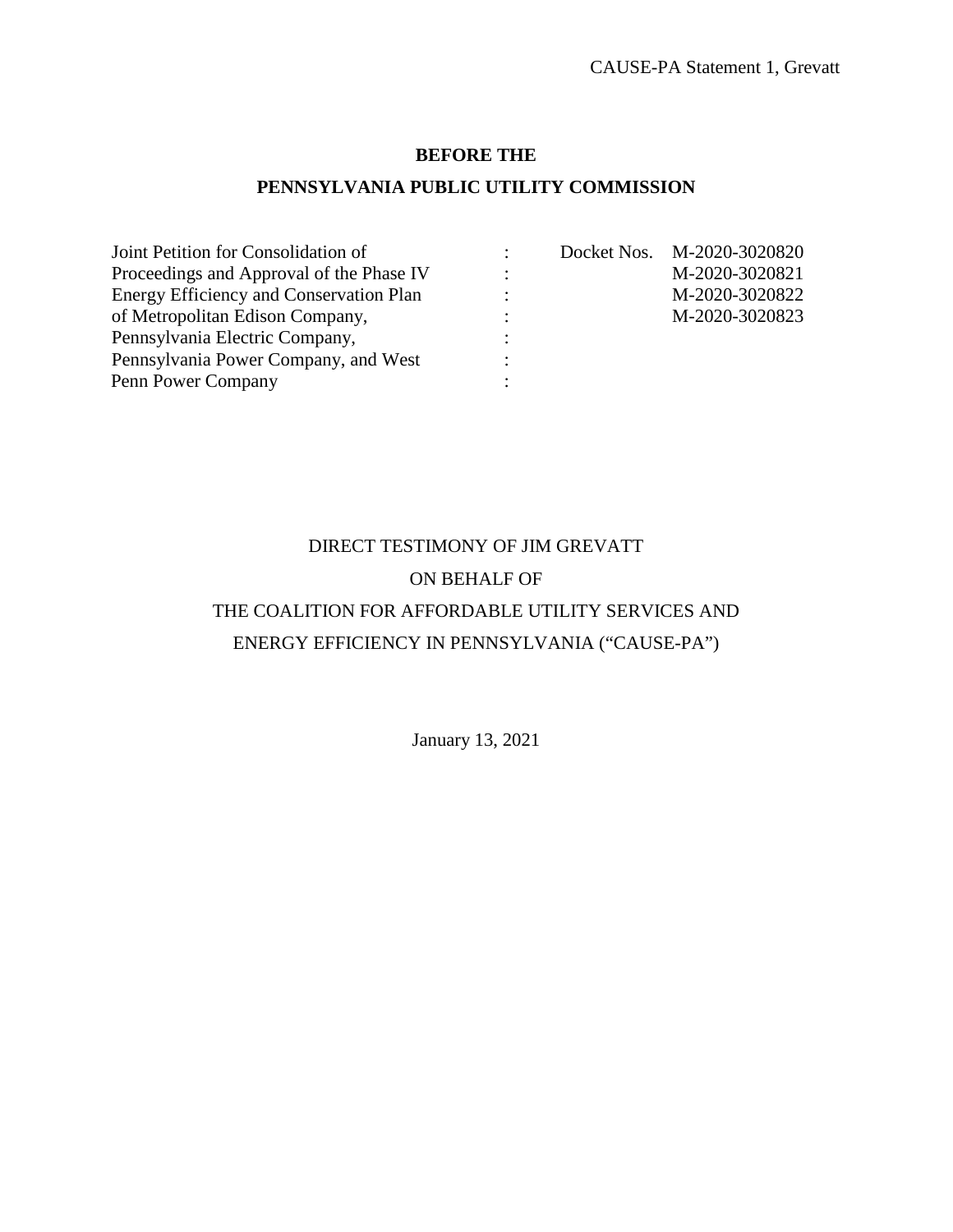CAUSE-PA Statement 1, Grevatt

**BEFORE THE**

**PENNSYLVANIA PUBLIC UTILITY COMMISSION**

| | | | |
|---|---|---|---|
| Joint Petition for Consolidation of | : | Docket Nos. | M-2020-3020820 |
| Proceedings and Approval of the Phase IV | : | | M-2020-3020821 |
| Energy Efficiency and Conservation Plan | : | | M-2020-3020822 |
| of Metropolitan Edison Company, | : | | M-2020-3020823 |
| Pennsylvania Electric Company, | : | | |
| Pennsylvania Power Company, and West | : | | |
| Penn Power Company | : | | |

DIRECT TESTIMONY OF JIM GREVATT

ON BEHALF OF

THE COALITION FOR AFFORDABLE UTILITY SERVICES AND

ENERGY EFFICIENCY IN PENNSYLVANIA ("CAUSE-PA")

January 13, 2021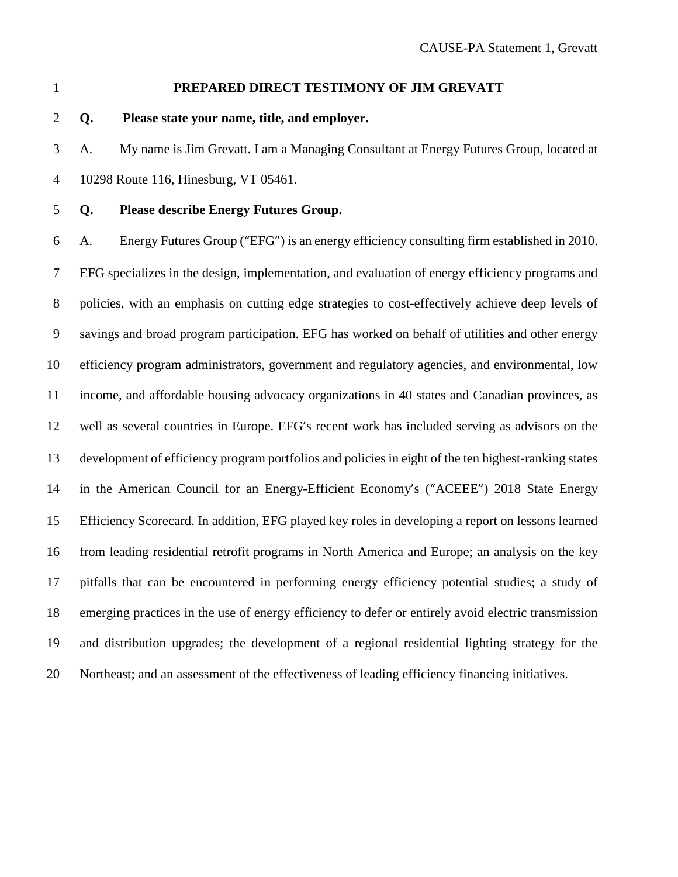# PREPARED DIRECT TESTIMONY OF JIM GREVATT

**Q. Please state your name, title, and employer.**

A. My name is Jim Grevatt. I am a Managing Consultant at Energy Futures Group, located at 10298 Route 116, Hinesburg, VT 05461.

**Q. Please describe Energy Futures Group.**

A. Energy Futures Group ("EFG") is an energy efficiency consulting firm established in 2010. EFG specializes in the design, implementation, and evaluation of energy efficiency programs and policies, with an emphasis on cutting edge strategies to cost-effectively achieve deep levels of savings and broad program participation. EFG has worked on behalf of utilities and other energy efficiency program administrators, government and regulatory agencies, and environmental, low income, and affordable housing advocacy organizations in 40 states and Canadian provinces, as well as several countries in Europe. EFG's recent work has included serving as advisors on the development of efficiency program portfolios and policies in eight of the ten highest-ranking states in the American Council for an Energy-Efficient Economy's ("ACEEE") 2018 State Energy Efficiency Scorecard. In addition, EFG played key roles in developing a report on lessons learned from leading residential retrofit programs in North America and Europe; an analysis on the key pitfalls that can be encountered in performing energy efficiency potential studies; a study of emerging practices in the use of energy efficiency to defer or entirely avoid electric transmission and distribution upgrades; the development of a regional residential lighting strategy for the Northeast; and an assessment of the effectiveness of leading efficiency financing initiatives.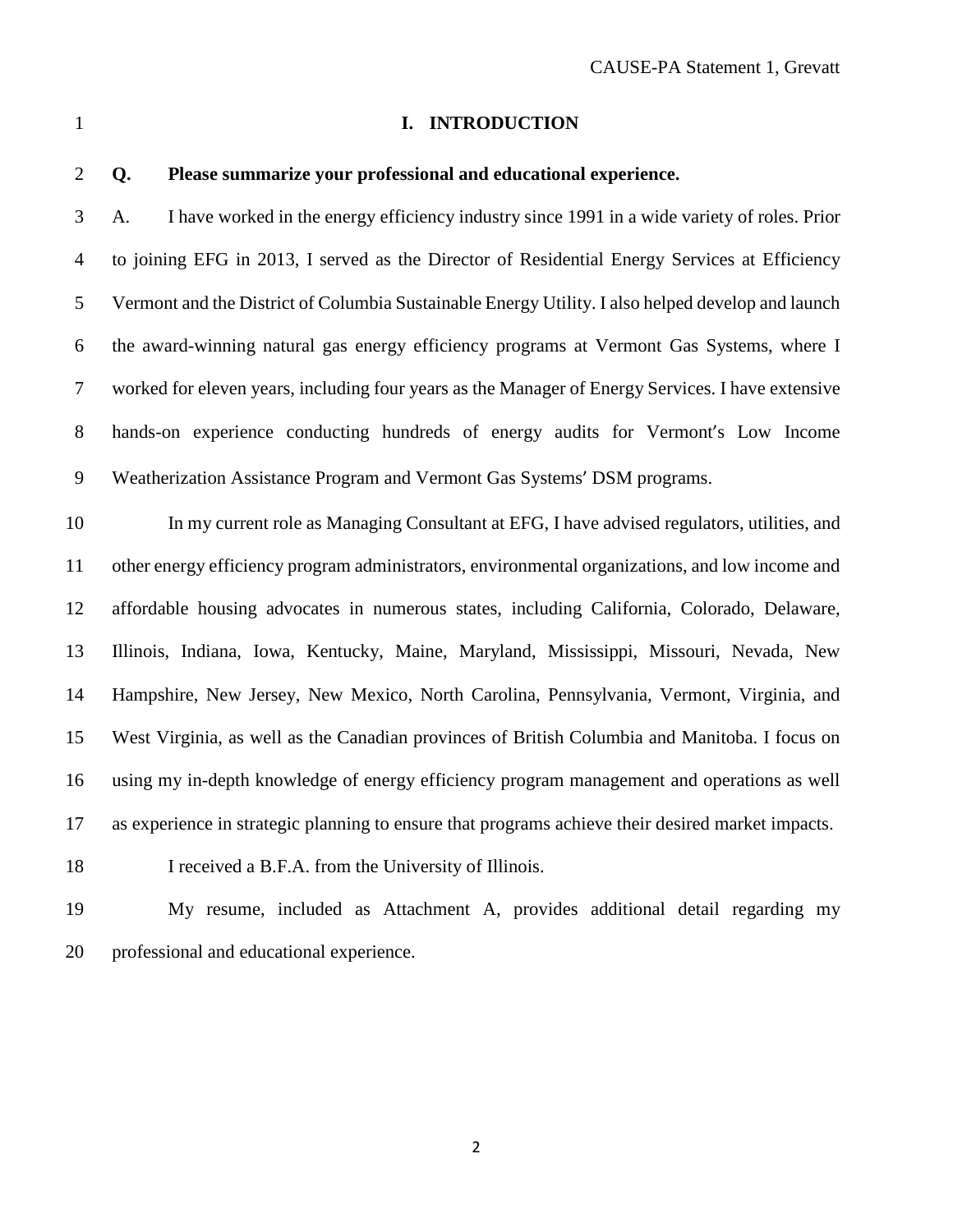# I. INTRODUCTION

**Q. Please summarize your professional and educational experience.**

A. I have worked in the energy efficiency industry since 1991 in a wide variety of roles. Prior to joining EFG in 2013, I served as the Director of Residential Energy Services at Efficiency Vermont and the District of Columbia Sustainable Energy Utility. I also helped develop and launch the award-winning natural gas energy efficiency programs at Vermont Gas Systems, where I worked for eleven years, including four years as the Manager of Energy Services. I have extensive hands-on experience conducting hundreds of energy audits for Vermont's Low Income Weatherization Assistance Program and Vermont Gas Systems' DSM programs.

In my current role as Managing Consultant at EFG, I have advised regulators, utilities, and other energy efficiency program administrators, environmental organizations, and low income and affordable housing advocates in numerous states, including California, Colorado, Delaware, Illinois, Indiana, Iowa, Kentucky, Maine, Maryland, Mississippi, Missouri, Nevada, New Hampshire, New Jersey, New Mexico, North Carolina, Pennsylvania, Vermont, Virginia, and West Virginia, as well as the Canadian provinces of British Columbia and Manitoba. I focus on using my in-depth knowledge of energy efficiency program management and operations as well as experience in strategic planning to ensure that programs achieve their desired market impacts.

I received a B.F.A. from the University of Illinois.

My resume, included as Attachment A, provides additional detail regarding my professional and educational experience.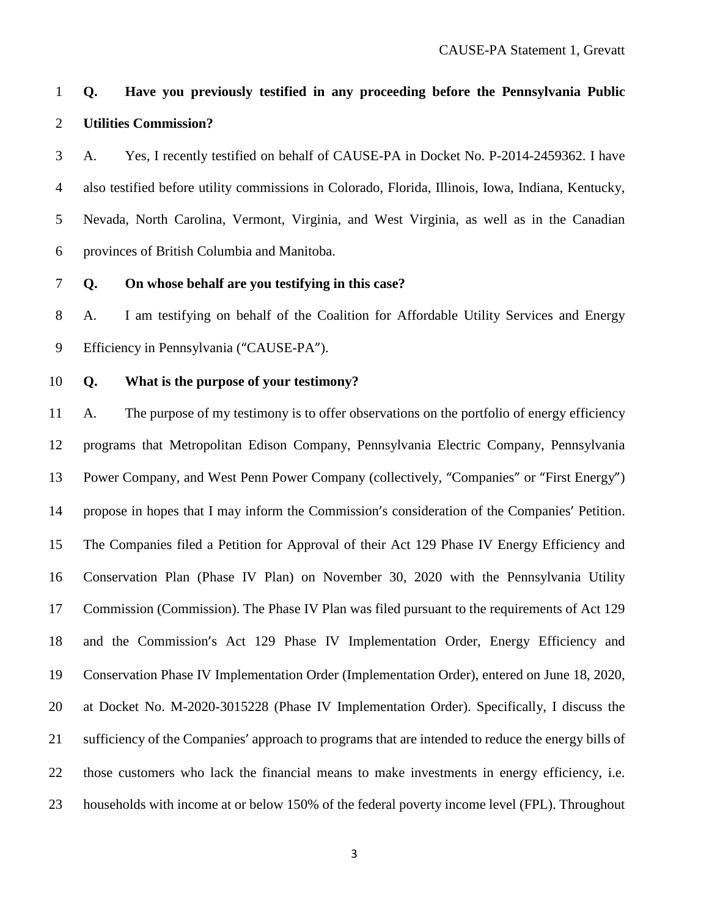**Q. Have you previously testified in any proceeding before the Pennsylvania Public Utilities Commission?**

A. Yes, I recently testified on behalf of CAUSE-PA in Docket No. P-2014-2459362. I have also testified before utility commissions in Colorado, Florida, Illinois, Iowa, Indiana, Kentucky, Nevada, North Carolina, Vermont, Virginia, and West Virginia, as well as in the Canadian provinces of British Columbia and Manitoba.

**Q. On whose behalf are you testifying in this case?**

A. I am testifying on behalf of the Coalition for Affordable Utility Services and Energy Efficiency in Pennsylvania ("CAUSE-PA").

**Q. What is the purpose of your testimony?**

A. The purpose of my testimony is to offer observations on the portfolio of energy efficiency programs that Metropolitan Edison Company, Pennsylvania Electric Company, Pennsylvania Power Company, and West Penn Power Company (collectively, "Companies" or "First Energy") propose in hopes that I may inform the Commission's consideration of the Companies' Petition. The Companies filed a Petition for Approval of their Act 129 Phase IV Energy Efficiency and Conservation Plan (Phase IV Plan) on November 30, 2020 with the Pennsylvania Utility Commission (Commission). The Phase IV Plan was filed pursuant to the requirements of Act 129 and the Commission's Act 129 Phase IV Implementation Order, Energy Efficiency and Conservation Phase IV Implementation Order (Implementation Order), entered on June 18, 2020, at Docket No. M-2020-3015228 (Phase IV Implementation Order). Specifically, I discuss the sufficiency of the Companies' approach to programs that are intended to reduce the energy bills of those customers who lack the financial means to make investments in energy efficiency, i.e. households with income at or below 150% of the federal poverty income level (FPL). Throughout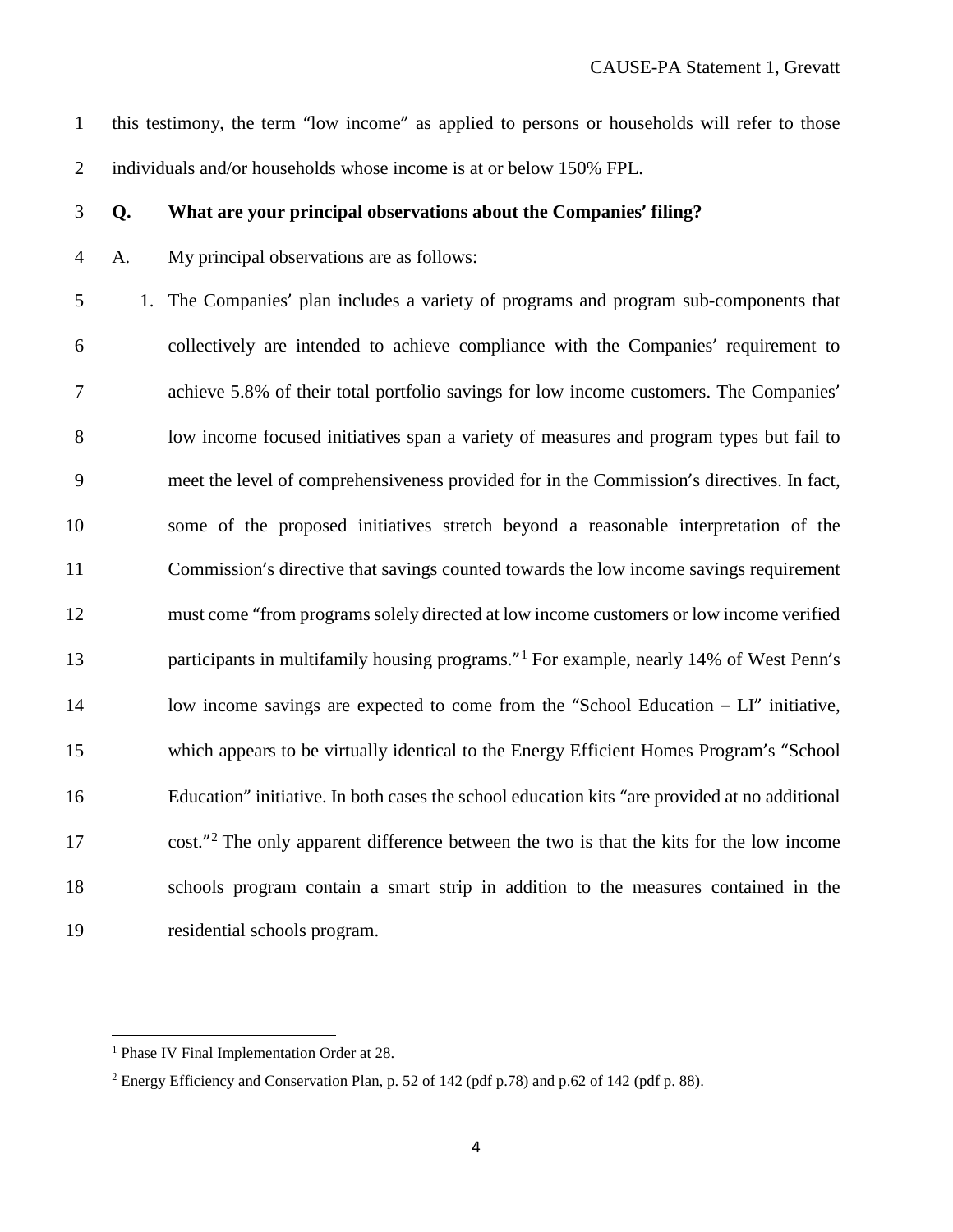this testimony, the term "low income" as applied to persons or households will refer to those individuals and/or households whose income is at or below 150% FPL.

**Q. What are your principal observations about the Companies' filing?**

A. My principal observations are as follows:

1. The Companies' plan includes a variety of programs and program sub-components that collectively are intended to achieve compliance with the Companies' requirement to achieve 5.8% of their total portfolio savings for low income customers. The Companies' low income focused initiatives span a variety of measures and program types but fail to meet the level of comprehensiveness provided for in the Commission's directives. In fact, some of the proposed initiatives stretch beyond a reasonable interpretation of the Commission's directive that savings counted towards the low income savings requirement must come "from programs solely directed at low income customers or low income verified participants in multifamily housing programs."[1] For example, nearly 14% of West Penn's low income savings are expected to come from the "School Education – LI" initiative, which appears to be virtually identical to the Energy Efficient Homes Program's "School Education" initiative. In both cases the school education kits "are provided at no additional cost."[2] The only apparent difference between the two is that the kits for the low income schools program contain a smart strip in addition to the measures contained in the residential schools program.

---

[1] Phase IV Final Implementation Order at 28.

[2] Energy Efficiency and Conservation Plan, p. 52 of 142 (pdf p.78) and p.62 of 142 (pdf p. 88).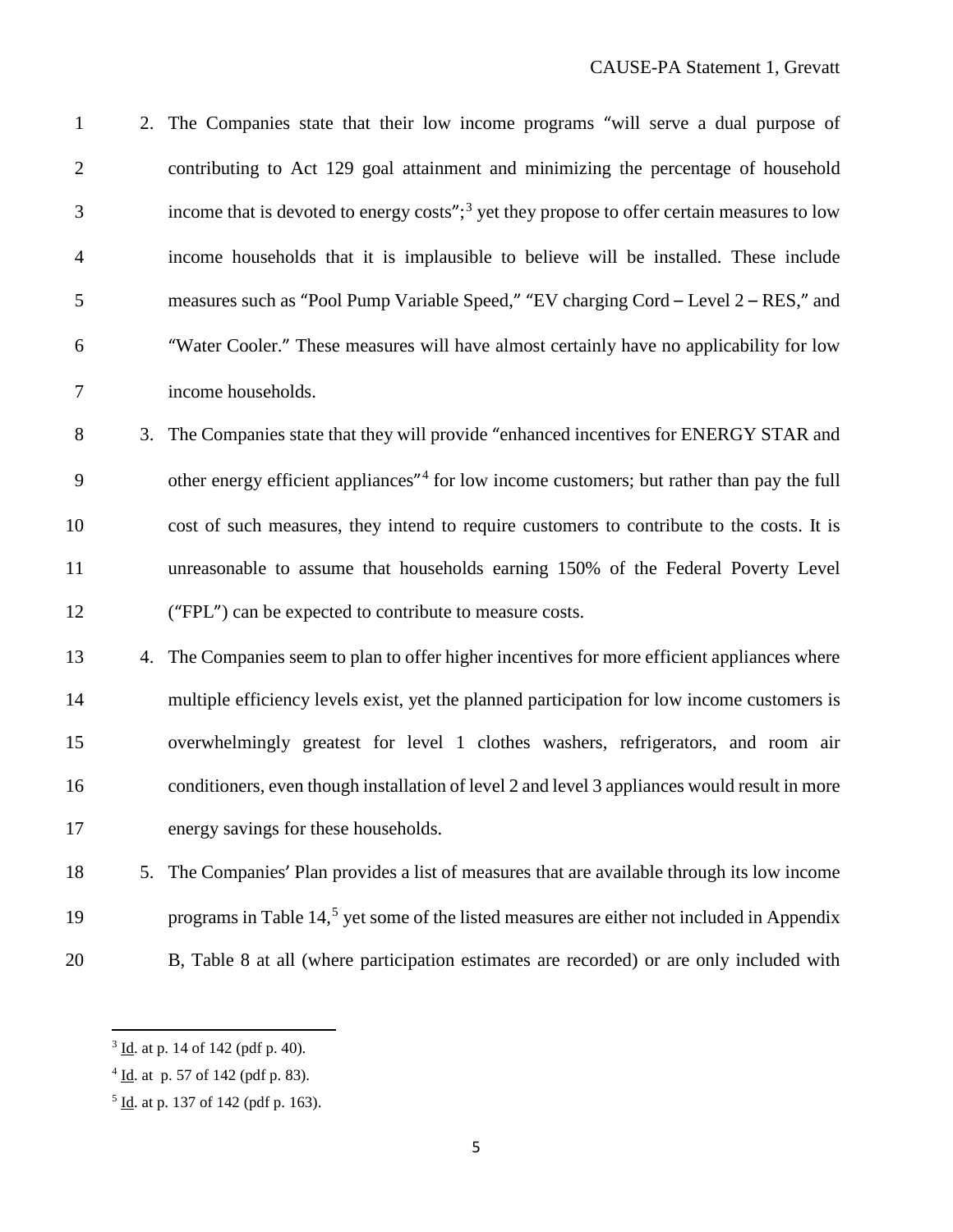2. The Companies state that their low income programs "will serve a dual purpose of contributing to Act 129 goal attainment and minimizing the percentage of household income that is devoted to energy costs";[3] yet they propose to offer certain measures to low income households that it is implausible to believe will be installed. These include measures such as "Pool Pump Variable Speed," "EV charging Cord – Level 2 – RES," and "Water Cooler." These measures will have almost certainly have no applicability for low income households.

3. The Companies state that they will provide "enhanced incentives for ENERGY STAR and other energy efficient appliances"[4] for low income customers; but rather than pay the full cost of such measures, they intend to require customers to contribute to the costs. It is unreasonable to assume that households earning 150% of the Federal Poverty Level ("FPL") can be expected to contribute to measure costs.

4. The Companies seem to plan to offer higher incentives for more efficient appliances where multiple efficiency levels exist, yet the planned participation for low income customers is overwhelmingly greatest for level 1 clothes washers, refrigerators, and room air conditioners, even though installation of level 2 and level 3 appliances would result in more energy savings for these households.

5. The Companies' Plan provides a list of measures that are available through its low income programs in Table 14,[5] yet some of the listed measures are either not included in Appendix B, Table 8 at all (where participation estimates are recorded) or are only included with

---

[3] Id. at p. 14 of 142 (pdf p. 40).

[4] Id. at p. 57 of 142 (pdf p. 83).

[5] Id. at p. 137 of 142 (pdf p. 163).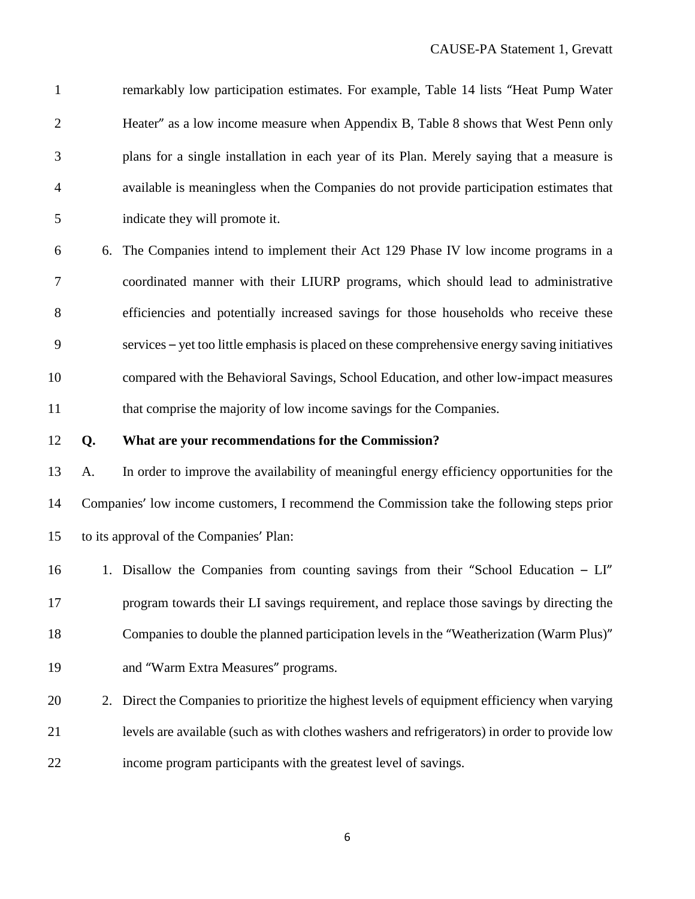remarkably low participation estimates. For example, Table 14 lists "Heat Pump Water Heater" as a low income measure when Appendix B, Table 8 shows that West Penn only plans for a single installation in each year of its Plan. Merely saying that a measure is available is meaningless when the Companies do not provide participation estimates that indicate they will promote it.

6. The Companies intend to implement their Act 129 Phase IV low income programs in a coordinated manner with their LIURP programs, which should lead to administrative efficiencies and potentially increased savings for those households who receive these services – yet too little emphasis is placed on these comprehensive energy saving initiatives compared with the Behavioral Savings, School Education, and other low-impact measures that comprise the majority of low income savings for the Companies.

**Q. What are your recommendations for the Commission?**

A. In order to improve the availability of meaningful energy efficiency opportunities for the Companies' low income customers, I recommend the Commission take the following steps prior to its approval of the Companies' Plan:

1. Disallow the Companies from counting savings from their "School Education – LI" program towards their LI savings requirement, and replace those savings by directing the Companies to double the planned participation levels in the "Weatherization (Warm Plus)" and "Warm Extra Measures" programs.
2. Direct the Companies to prioritize the highest levels of equipment efficiency when varying levels are available (such as with clothes washers and refrigerators) in order to provide low income program participants with the greatest level of savings.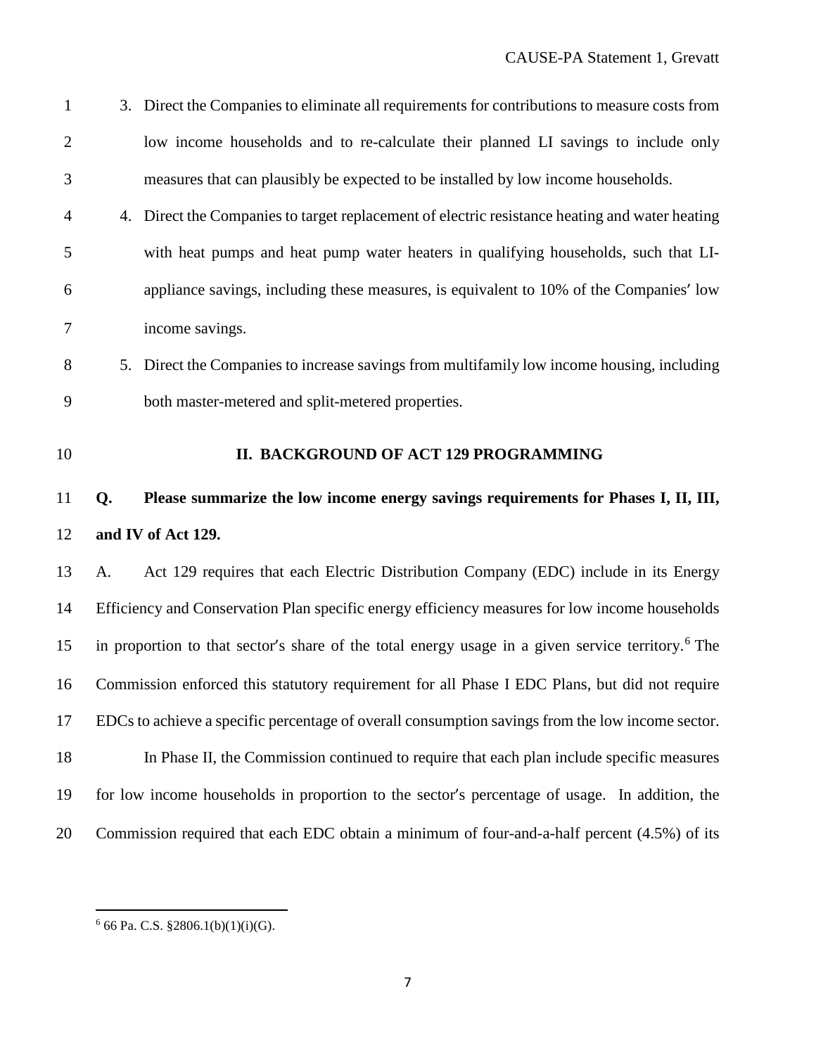3. Direct the Companies to eliminate all requirements for contributions to measure costs from low income households and to re-calculate their planned LI savings to include only measures that can plausibly be expected to be installed by low income households.
4. Direct the Companies to target replacement of electric resistance heating and water heating with heat pumps and heat pump water heaters in qualifying households, such that LI-appliance savings, including these measures, is equivalent to 10% of the Companies' low income savings.
5. Direct the Companies to increase savings from multifamily low income housing, including both master-metered and split-metered properties.

## II. BACKGROUND OF ACT 129 PROGRAMMING

**Q. Please summarize the low income energy savings requirements for Phases I, II, III, and IV of Act 129.**

A. Act 129 requires that each Electric Distribution Company (EDC) include in its Energy Efficiency and Conservation Plan specific energy efficiency measures for low income households in proportion to that sector's share of the total energy usage in a given service territory.[6] The Commission enforced this statutory requirement for all Phase I EDC Plans, but did not require EDCs to achieve a specific percentage of overall consumption savings from the low income sector.

In Phase II, the Commission continued to require that each plan include specific measures for low income households in proportion to the sector's percentage of usage. In addition, the Commission required that each EDC obtain a minimum of four-and-a-half percent (4.5%) of its

[6] 66 Pa. C.S. §2806.1(b)(1)(i)(G).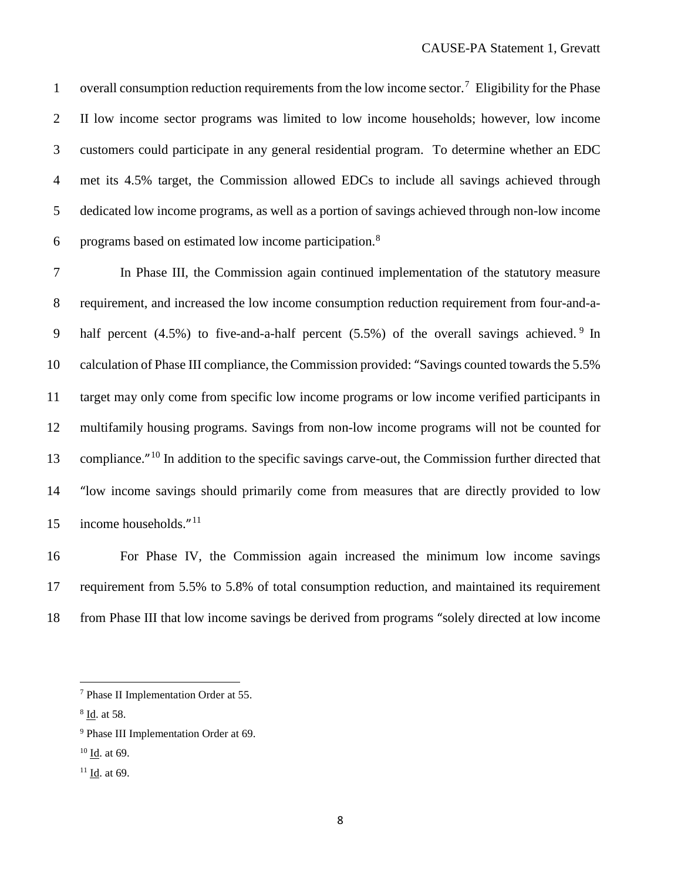overall consumption reduction requirements from the low income sector.[7] Eligibility for the Phase II low income sector programs was limited to low income households; however, low income customers could participate in any general residential program. To determine whether an EDC met its 4.5% target, the Commission allowed EDCs to include all savings achieved through dedicated low income programs, as well as a portion of savings achieved through non-low income programs based on estimated low income participation.[8]

In Phase III, the Commission again continued implementation of the statutory measure requirement, and increased the low income consumption reduction requirement from four-and-a-half percent (4.5%) to five-and-a-half percent (5.5%) of the overall savings achieved.[9] In calculation of Phase III compliance, the Commission provided: "Savings counted towards the 5.5% target may only come from specific low income programs or low income verified participants in multifamily housing programs. Savings from non-low income programs will not be counted for compliance."[10] In addition to the specific savings carve-out, the Commission further directed that "low income savings should primarily come from measures that are directly provided to low income households."[11]

For Phase IV, the Commission again increased the minimum low income savings requirement from 5.5% to 5.8% of total consumption reduction, and maintained its requirement from Phase III that low income savings be derived from programs "solely directed at low income

---

[7] Phase II Implementation Order at 55.

[8] Id. at 58.

[9] Phase III Implementation Order at 69.

[10] Id. at 69.

[11] Id. at 69.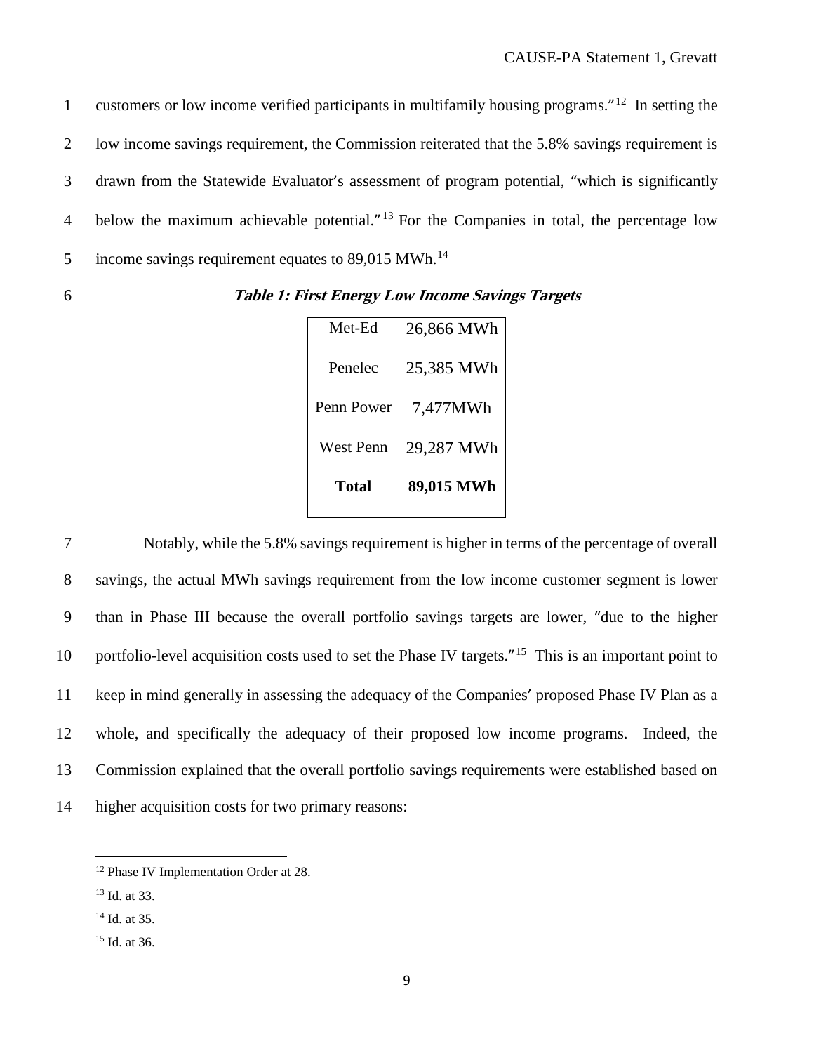customers or low income verified participants in multifamily housing programs."[12] In setting the low income savings requirement, the Commission reiterated that the 5.8% savings requirement is drawn from the Statewide Evaluator's assessment of program potential, "which is significantly below the maximum achievable potential."[13] For the Companies in total, the percentage low income savings requirement equates to 89,015 MWh.[14]

***Table 1: First Energy Low Income Savings Targets***

| | |
|---|---|
| Met-Ed | 26,866 MWh |
| Penelec | 25,385 MWh |
| Penn Power | 7,477MWh |
| West Penn | 29,287 MWh |
| **Total** | **89,015 MWh** |

Notably, while the 5.8% savings requirement is higher in terms of the percentage of overall savings, the actual MWh savings requirement from the low income customer segment is lower than in Phase III because the overall portfolio savings targets are lower, "due to the higher portfolio-level acquisition costs used to set the Phase IV targets."[15] This is an important point to keep in mind generally in assessing the adequacy of the Companies' proposed Phase IV Plan as a whole, and specifically the adequacy of their proposed low income programs. Indeed, the Commission explained that the overall portfolio savings requirements were established based on higher acquisition costs for two primary reasons:

---

[12] Phase IV Implementation Order at 28.

[13] Id. at 33.

[14] Id. at 35.

[15] Id. at 36.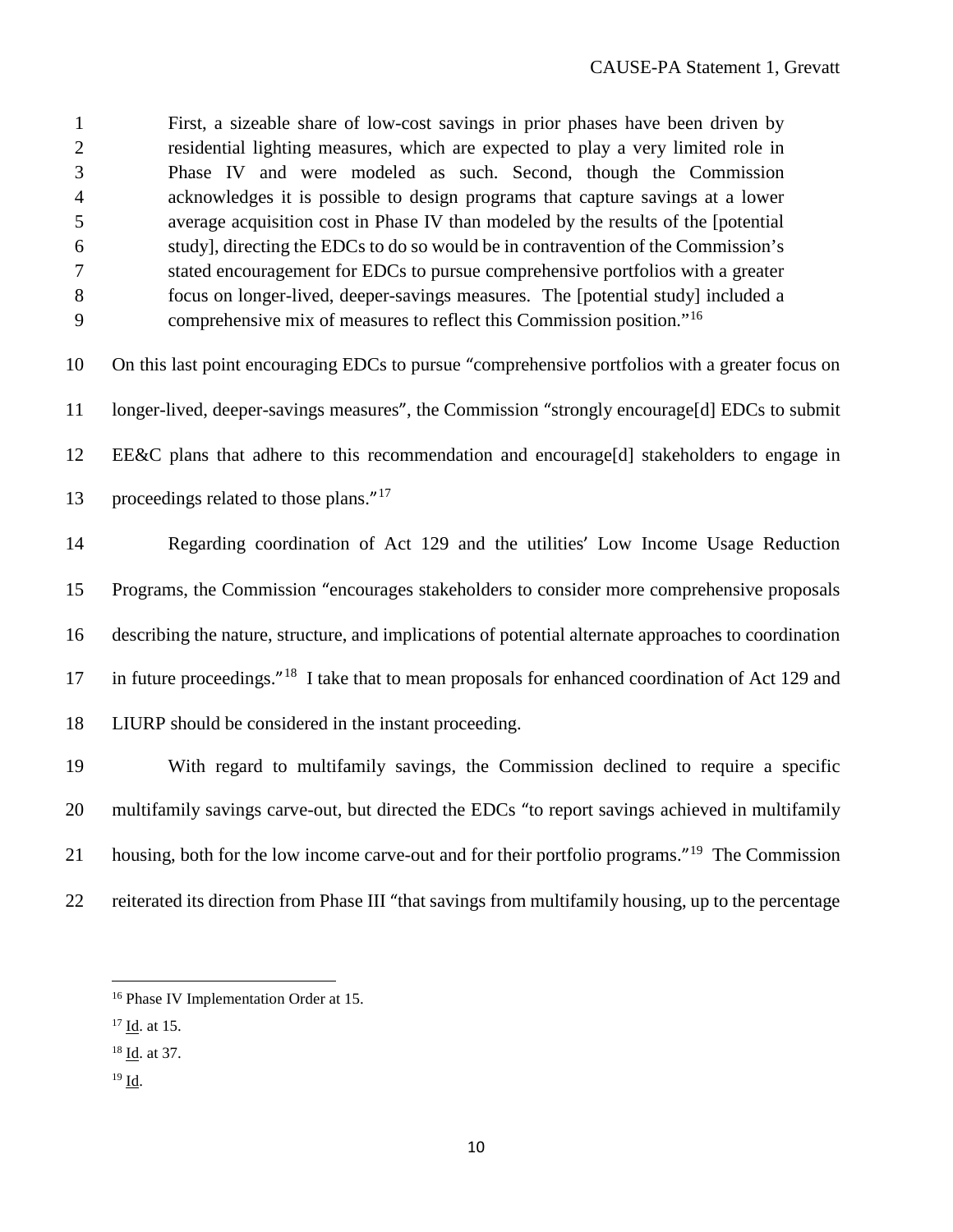> First, a sizeable share of low-cost savings in prior phases have been driven by residential lighting measures, which are expected to play a very limited role in Phase IV and were modeled as such. Second, though the Commission acknowledges it is possible to design programs that capture savings at a lower average acquisition cost in Phase IV than modeled by the results of the [potential study], directing the EDCs to do so would be in contravention of the Commission's stated encouragement for EDCs to pursue comprehensive portfolios with a greater focus on longer-lived, deeper-savings measures. The [potential study] included a comprehensive mix of measures to reflect this Commission position."[16]

On this last point encouraging EDCs to pursue "comprehensive portfolios with a greater focus on longer-lived, deeper-savings measures", the Commission "strongly encourage[d] EDCs to submit EE&C plans that adhere to this recommendation and encourage[d] stakeholders to engage in proceedings related to those plans."[17]

Regarding coordination of Act 129 and the utilities' Low Income Usage Reduction Programs, the Commission "encourages stakeholders to consider more comprehensive proposals describing the nature, structure, and implications of potential alternate approaches to coordination in future proceedings."[18] I take that to mean proposals for enhanced coordination of Act 129 and LIURP should be considered in the instant proceeding.

With regard to multifamily savings, the Commission declined to require a specific multifamily savings carve-out, but directed the EDCs "to report savings achieved in multifamily housing, both for the low income carve-out and for their portfolio programs."[19] The Commission reiterated its direction from Phase III "that savings from multifamily housing, up to the percentage

---

[16] Phase IV Implementation Order at 15.

[17] Id. at 15.

[18] Id. at 37.

[19] Id.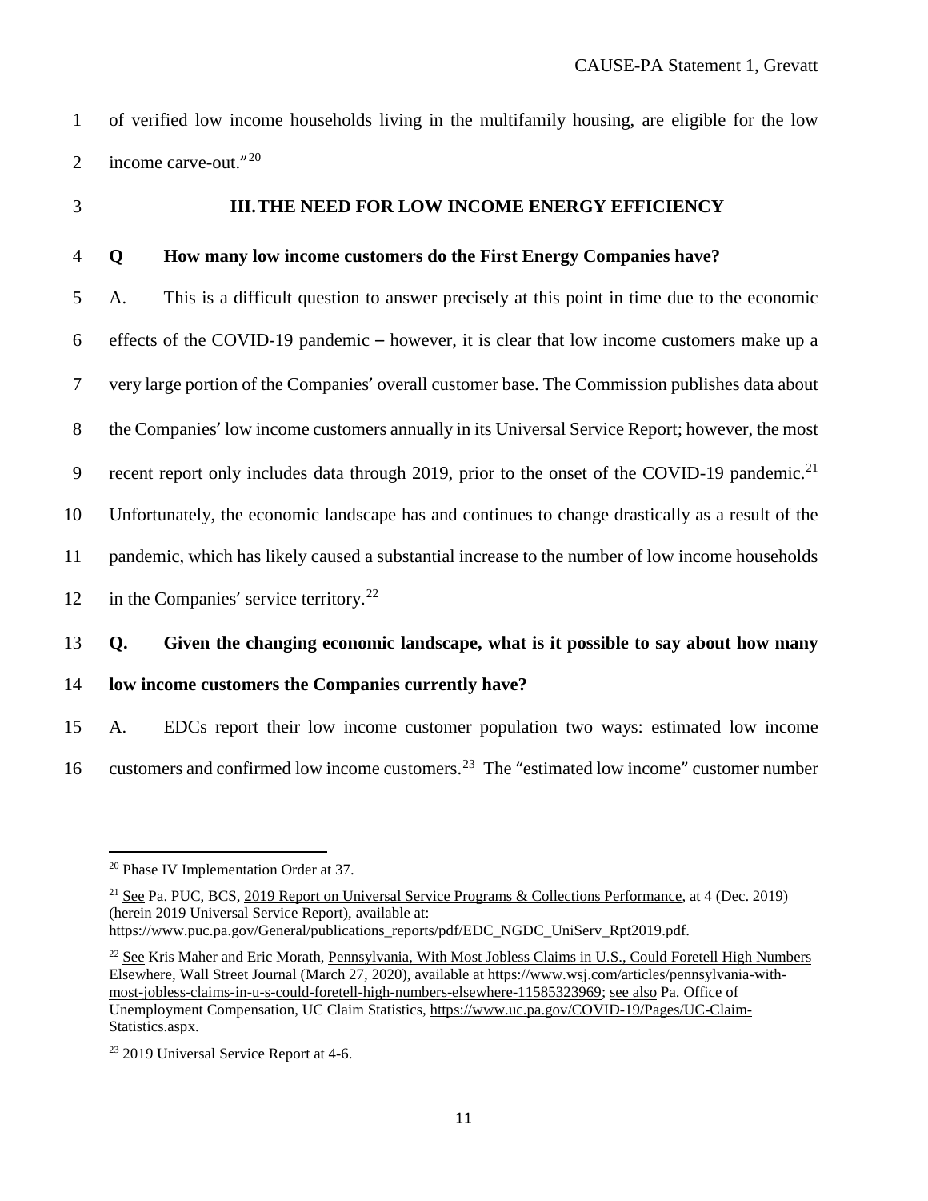of verified low income households living in the multifamily housing, are eligible for the low income carve-out."[20]

## III. THE NEED FOR LOW INCOME ENERGY EFFICIENCY

**Q How many low income customers do the First Energy Companies have?**

A. This is a difficult question to answer precisely at this point in time due to the economic effects of the COVID-19 pandemic – however, it is clear that low income customers make up a very large portion of the Companies' overall customer base. The Commission publishes data about the Companies' low income customers annually in its Universal Service Report; however, the most recent report only includes data through 2019, prior to the onset of the COVID-19 pandemic.[21] Unfortunately, the economic landscape has and continues to change drastically as a result of the pandemic, which has likely caused a substantial increase to the number of low income households in the Companies' service territory.[22]

**Q. Given the changing economic landscape, what is it possible to say about how many low income customers the Companies currently have?**

A. EDCs report their low income customer population two ways: estimated low income customers and confirmed low income customers.[23] The "estimated low income" customer number

---

[20] Phase IV Implementation Order at 37.

[21] See Pa. PUC, BCS, 2019 Report on Universal Service Programs & Collections Performance, at 4 (Dec. 2019) (herein 2019 Universal Service Report), available at: https://www.puc.pa.gov/General/publications_reports/pdf/EDC_NGDC_UniServ_Rpt2019.pdf.

[22] See Kris Maher and Eric Morath, Pennsylvania, With Most Jobless Claims in U.S., Could Foretell High Numbers Elsewhere, Wall Street Journal (March 27, 2020), available at https://www.wsj.com/articles/pennsylvania-with-most-jobless-claims-in-u-s-could-foretell-high-numbers-elsewhere-11585323969; see also Pa. Office of Unemployment Compensation, UC Claim Statistics, https://www.uc.pa.gov/COVID-19/Pages/UC-Claim-Statistics.aspx.

[23] 2019 Universal Service Report at 4-6.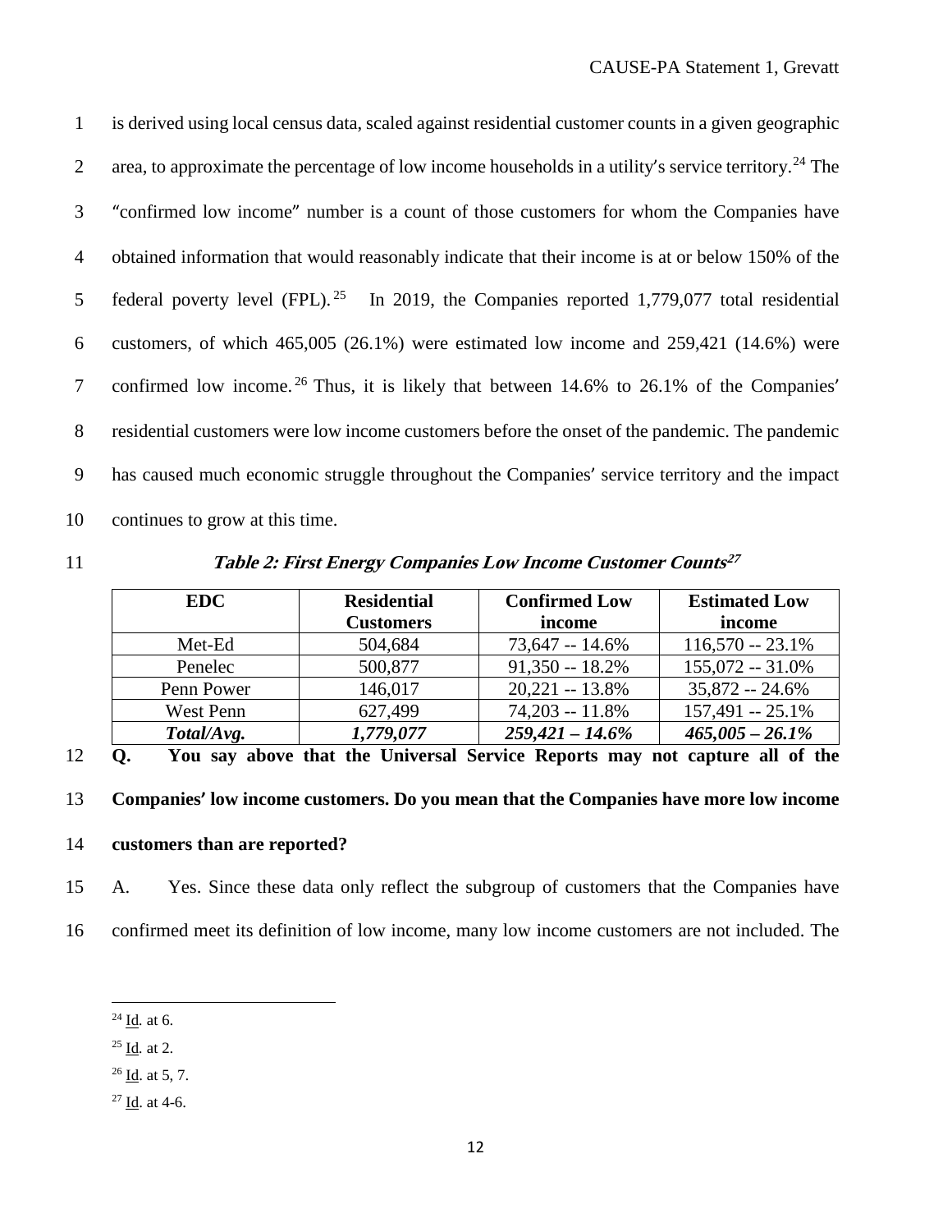is derived using local census data, scaled against residential customer counts in a given geographic area, to approximate the percentage of low income households in a utility's service territory.[24] The "confirmed low income" number is a count of those customers for whom the Companies have obtained information that would reasonably indicate that their income is at or below 150% of the federal poverty level (FPL).[25] In 2019, the Companies reported 1,779,077 total residential customers, of which 465,005 (26.1%) were estimated low income and 259,421 (14.6%) were confirmed low income.[26] Thus, it is likely that between 14.6% to 26.1% of the Companies' residential customers were low income customers before the onset of the pandemic. The pandemic has caused much economic struggle throughout the Companies' service territory and the impact continues to grow at this time.

***Table 2: First Energy Companies Low Income Customer Counts***[27]

| EDC | Residential Customers | Confirmed Low income | Estimated Low income |
|---|---|---|---|
| Met-Ed | 504,684 | 73,647 -- 14.6% | 116,570 -- 23.1% |
| Penelec | 500,877 | 91,350 -- 18.2% | 155,072 -- 31.0% |
| Penn Power | 146,017 | 20,221 -- 13.8% | 35,872 -- 24.6% |
| West Penn | 627,499 | 74,203 -- 11.8% | 157,491 -- 25.1% |
| ***Total/Avg.*** | ***1,779,077*** | ***259,421 – 14.6%*** | ***465,005 – 26.1%*** |

**Q. You say above that the Universal Service Reports may not capture all of the Companies' low income customers. Do you mean that the Companies have more low income customers than are reported?**

A. Yes. Since these data only reflect the subgroup of customers that the Companies have confirmed meet its definition of low income, many low income customers are not included. The

---

[24] Id. at 6.

[25] Id. at 2.

[26] Id. at 5, 7.

[27] Id. at 4-6.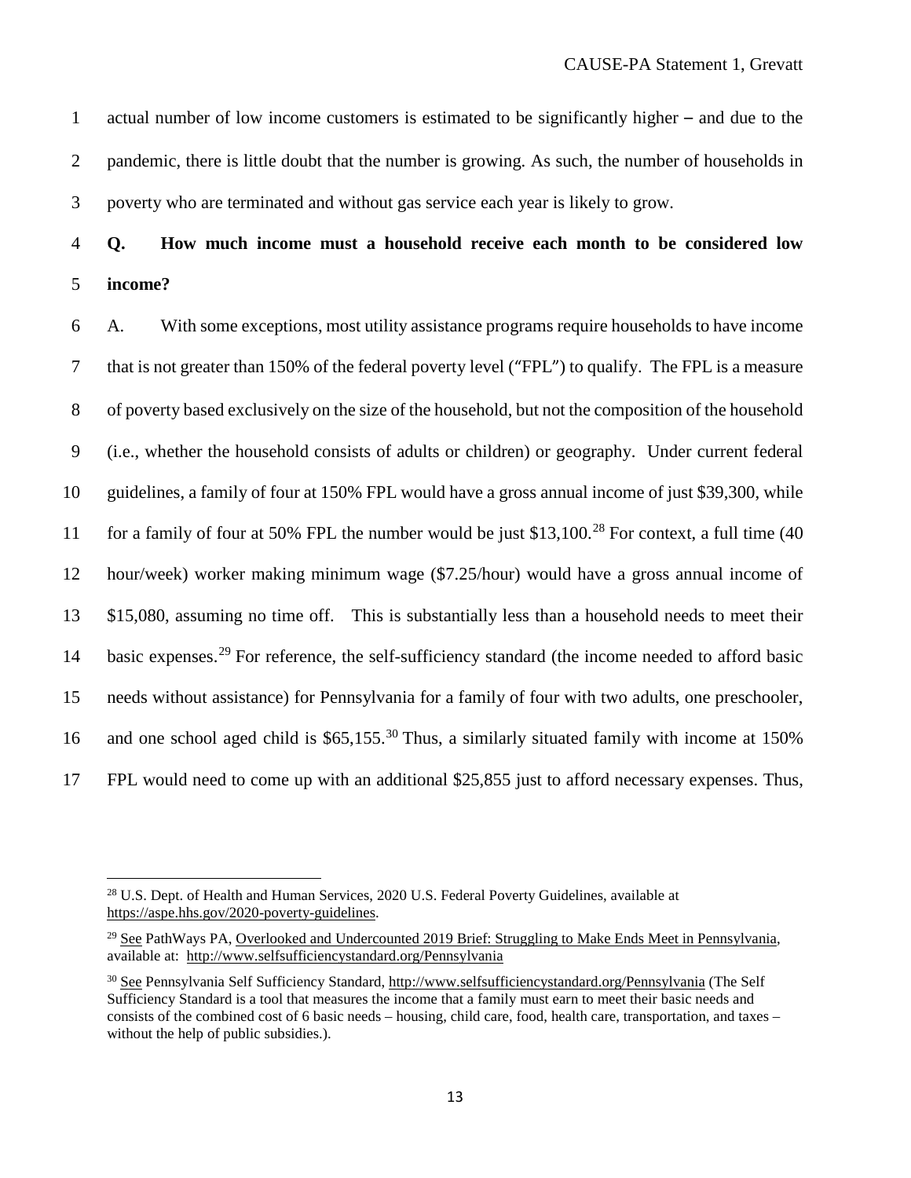actual number of low income customers is estimated to be significantly higher – and due to the pandemic, there is little doubt that the number is growing. As such, the number of households in poverty who are terminated and without gas service each year is likely to grow.

**Q. How much income must a household receive each month to be considered low income?**

A. With some exceptions, most utility assistance programs require households to have income that is not greater than 150% of the federal poverty level ("FPL") to qualify. The FPL is a measure of poverty based exclusively on the size of the household, but not the composition of the household (i.e., whether the household consists of adults or children) or geography. Under current federal guidelines, a family of four at 150% FPL would have a gross annual income of just $39,300, while for a family of four at 50% FPL the number would be just $13,100.[28] For context, a full time (40 hour/week) worker making minimum wage ($7.25/hour) would have a gross annual income of $15,080, assuming no time off. This is substantially less than a household needs to meet their basic expenses.[29] For reference, the self-sufficiency standard (the income needed to afford basic needs without assistance) for Pennsylvania for a family of four with two adults, one preschooler, and one school aged child is $65,155.[30] Thus, a similarly situated family with income at 150% FPL would need to come up with an additional $25,855 just to afford necessary expenses. Thus,

---

[28] U.S. Dept. of Health and Human Services, 2020 U.S. Federal Poverty Guidelines, available at https://aspe.hhs.gov/2020-poverty-guidelines.

[29] See PathWays PA, Overlooked and Undercounted 2019 Brief: Struggling to Make Ends Meet in Pennsylvania, available at: http://www.selfsufficiencystandard.org/Pennsylvania

[30] See Pennsylvania Self Sufficiency Standard, http://www.selfsufficiencystandard.org/Pennsylvania (The Self Sufficiency Standard is a tool that measures the income that a family must earn to meet their basic needs and consists of the combined cost of 6 basic needs – housing, child care, food, health care, transportation, and taxes – without the help of public subsidies.).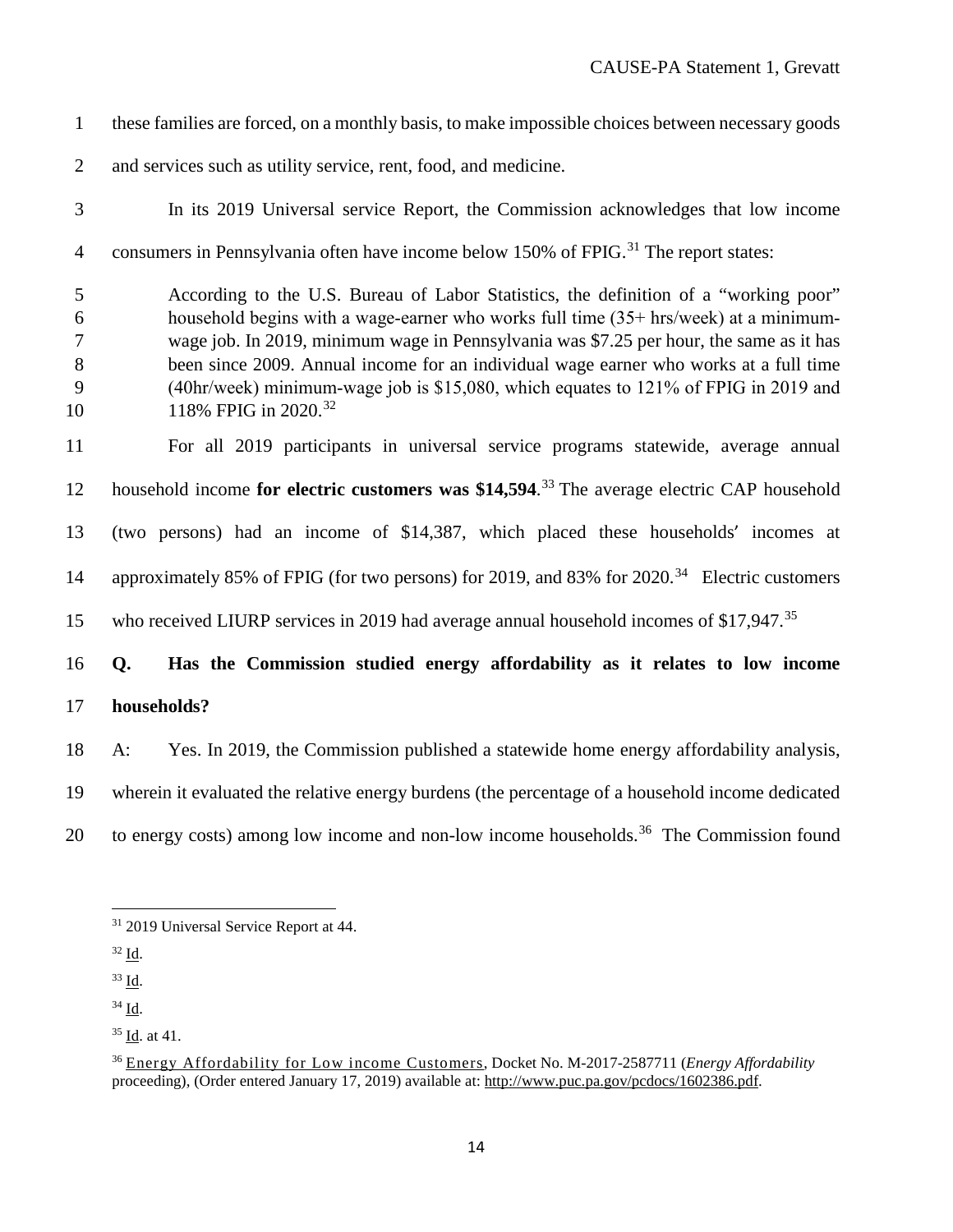these families are forced, on a monthly basis, to make impossible choices between necessary goods and services such as utility service, rent, food, and medicine.

In its 2019 Universal service Report, the Commission acknowledges that low income consumers in Pennsylvania often have income below 150% of FPIG.[31] The report states:

> According to the U.S. Bureau of Labor Statistics, the definition of a "working poor" household begins with a wage-earner who works full time (35+ hrs/week) at a minimum-wage job. In 2019, minimum wage in Pennsylvania was $7.25 per hour, the same as it has been since 2009. Annual income for an individual wage earner who works at a full time (40hr/week) minimum-wage job is $15,080, which equates to 121% of FPIG in 2019 and 118% FPIG in 2020.[32]

For all 2019 participants in universal service programs statewide, average annual household income **for electric customers was $14,594**.[33] The average electric CAP household (two persons) had an income of $14,387, which placed these households′ incomes at approximately 85% of FPIG (for two persons) for 2019, and 83% for 2020.[34] Electric customers who received LIURP services in 2019 had average annual household incomes of $17,947.[35]

**Q. Has the Commission studied energy affordability as it relates to low income households?**

A: Yes. In 2019, the Commission published a statewide home energy affordability analysis, wherein it evaluated the relative energy burdens (the percentage of a household income dedicated to energy costs) among low income and non-low income households.[36] The Commission found

---

[31] 2019 Universal Service Report at 44.

[32] Id.

[33] Id.

[34] Id.

[35] Id. at 41.

[36] Energy Affordability for Low income Customers, Docket No. M-2017-2587711 (*Energy Affordability* proceeding), (Order entered January 17, 2019) available at: http://www.puc.pa.gov/pcdocs/1602386.pdf.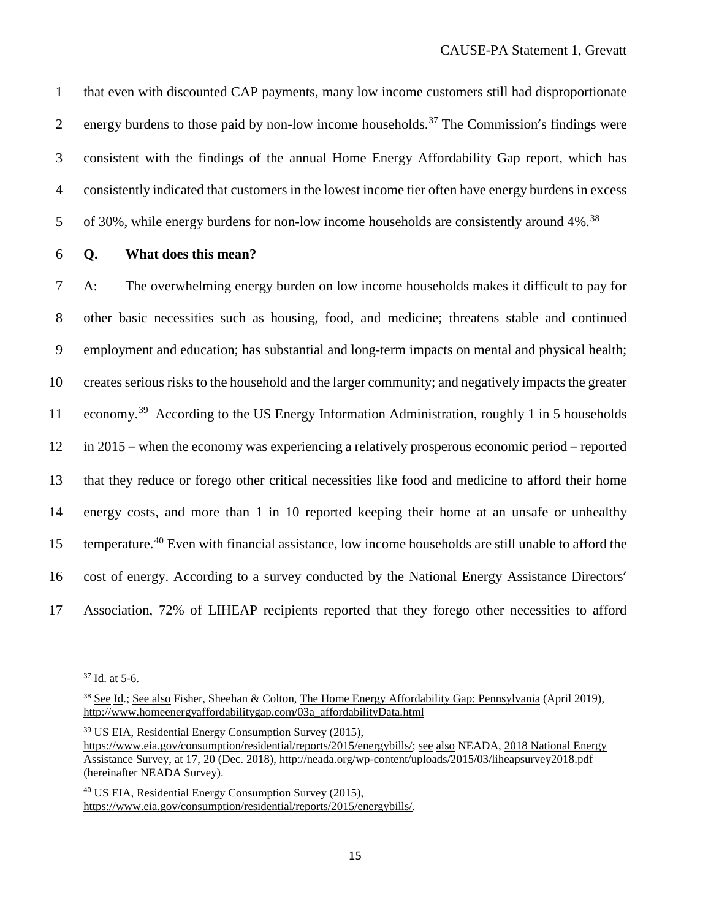that even with discounted CAP payments, many low income customers still had disproportionate energy burdens to those paid by non-low income households.[37] The Commission's findings were consistent with the findings of the annual Home Energy Affordability Gap report, which has consistently indicated that customers in the lowest income tier often have energy burdens in excess of 30%, while energy burdens for non-low income households are consistently around 4%.[38]

**Q. What does this mean?**

A: The overwhelming energy burden on low income households makes it difficult to pay for other basic necessities such as housing, food, and medicine; threatens stable and continued employment and education; has substantial and long-term impacts on mental and physical health; creates serious risks to the household and the larger community; and negatively impacts the greater economy.[39] According to the US Energy Information Administration, roughly 1 in 5 households in 2015 – when the economy was experiencing a relatively prosperous economic period – reported that they reduce or forego other critical necessities like food and medicine to afford their home energy costs, and more than 1 in 10 reported keeping their home at an unsafe or unhealthy temperature.[40] Even with financial assistance, low income households are still unable to afford the cost of energy. According to a survey conducted by the National Energy Assistance Directors' Association, 72% of LIHEAP recipients reported that they forego other necessities to afford

---

[37] Id. at 5-6.

[38] See Id.; See also Fisher, Sheehan & Colton, The Home Energy Affordability Gap: Pennsylvania (April 2019), http://www.homeenergyaffordabilitygap.com/03a_affordabilityData.html

[39] US EIA, Residential Energy Consumption Survey (2015), https://www.eia.gov/consumption/residential/reports/2015/energybills/; see also NEADA, 2018 National Energy Assistance Survey, at 17, 20 (Dec. 2018), http://neada.org/wp-content/uploads/2015/03/liheapsurvey2018.pdf (hereinafter NEADA Survey).

[40] US EIA, Residential Energy Consumption Survey (2015), https://www.eia.gov/consumption/residential/reports/2015/energybills/.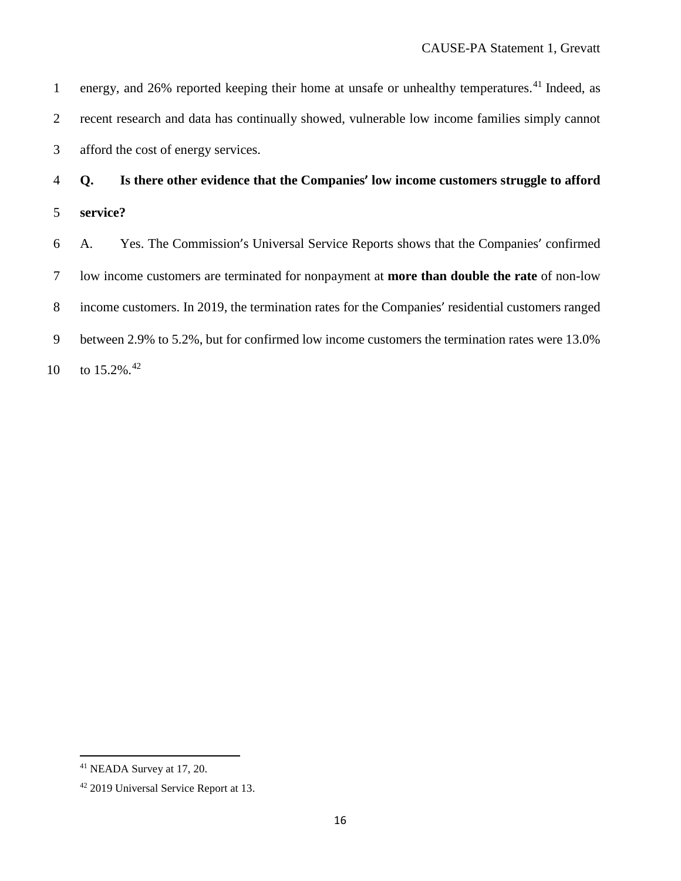energy, and 26% reported keeping their home at unsafe or unhealthy temperatures.[41] Indeed, as recent research and data has continually showed, vulnerable low income families simply cannot afford the cost of energy services.

**Q. Is there other evidence that the Companies' low income customers struggle to afford service?**

A. Yes. The Commission's Universal Service Reports shows that the Companies' confirmed low income customers are terminated for nonpayment at **more than double the rate** of non-low income customers. In 2019, the termination rates for the Companies' residential customers ranged between 2.9% to 5.2%, but for confirmed low income customers the termination rates were 13.0% to 15.2%.[42]

---

[41] NEADA Survey at 17, 20.

[42] 2019 Universal Service Report at 13.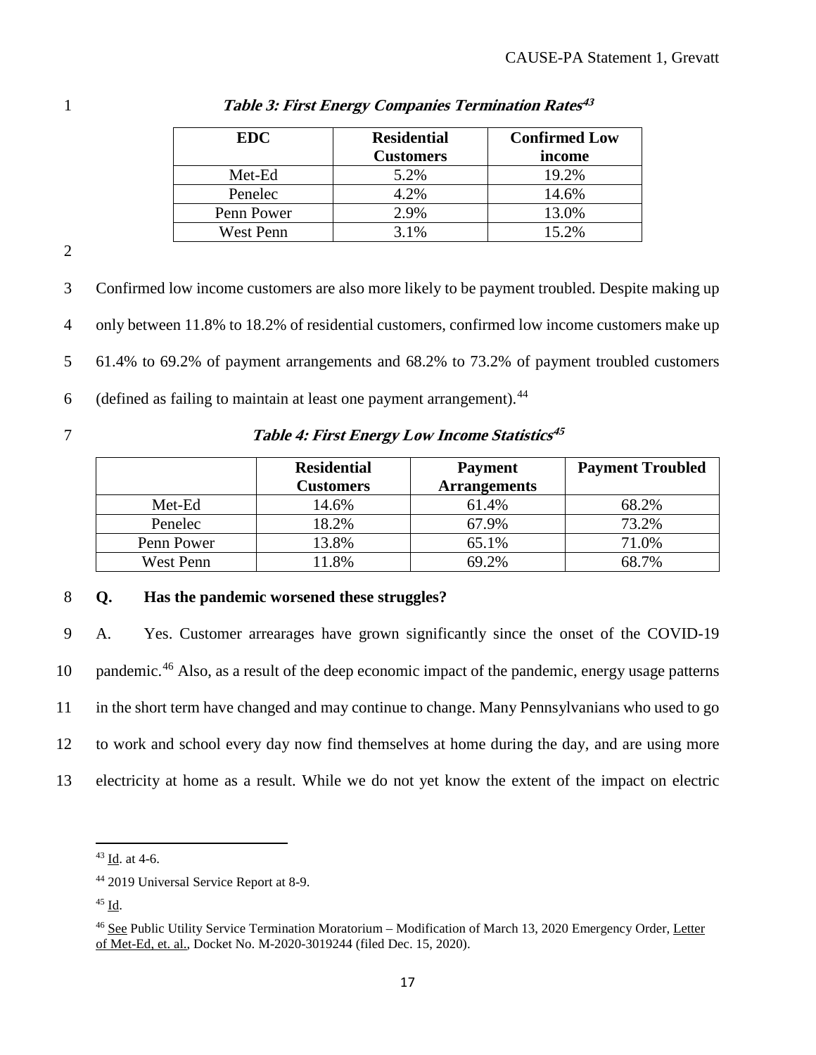***Table 3: First Energy Companies Termination Rates*[43]**

| EDC | Residential Customers | Confirmed Low income |
|---|---|---|
| Met-Ed | 5.2% | 19.2% |
| Penelec | 4.2% | 14.6% |
| Penn Power | 2.9% | 13.0% |
| West Penn | 3.1% | 15.2% |

Confirmed low income customers are also more likely to be payment troubled. Despite making up only between 11.8% to 18.2% of residential customers, confirmed low income customers make up 61.4% to 69.2% of payment arrangements and 68.2% to 73.2% of payment troubled customers (defined as failing to maintain at least one payment arrangement).[44]

***Table 4: First Energy Low Income Statistics*[45]**

| | Residential Customers | Payment Arrangements | Payment Troubled |
|---|---|---|---|
| Met-Ed | 14.6% | 61.4% | 68.2% |
| Penelec | 18.2% | 67.9% | 73.2% |
| Penn Power | 13.8% | 65.1% | 71.0% |
| West Penn | 11.8% | 69.2% | 68.7% |

**Q. Has the pandemic worsened these struggles?**

A. Yes. Customer arrearages have grown significantly since the onset of the COVID-19 pandemic.[46] Also, as a result of the deep economic impact of the pandemic, energy usage patterns in the short term have changed and may continue to change. Many Pennsylvanians who used to go to work and school every day now find themselves at home during the day, and are using more electricity at home as a result. While we do not yet know the extent of the impact on electric

---

[43] Id. at 4-6.

[44] 2019 Universal Service Report at 8-9.

[45] Id.

[46] See Public Utility Service Termination Moratorium – Modification of March 13, 2020 Emergency Order, Letter of Met-Ed, et. al., Docket No. M-2020-3019244 (filed Dec. 15, 2020).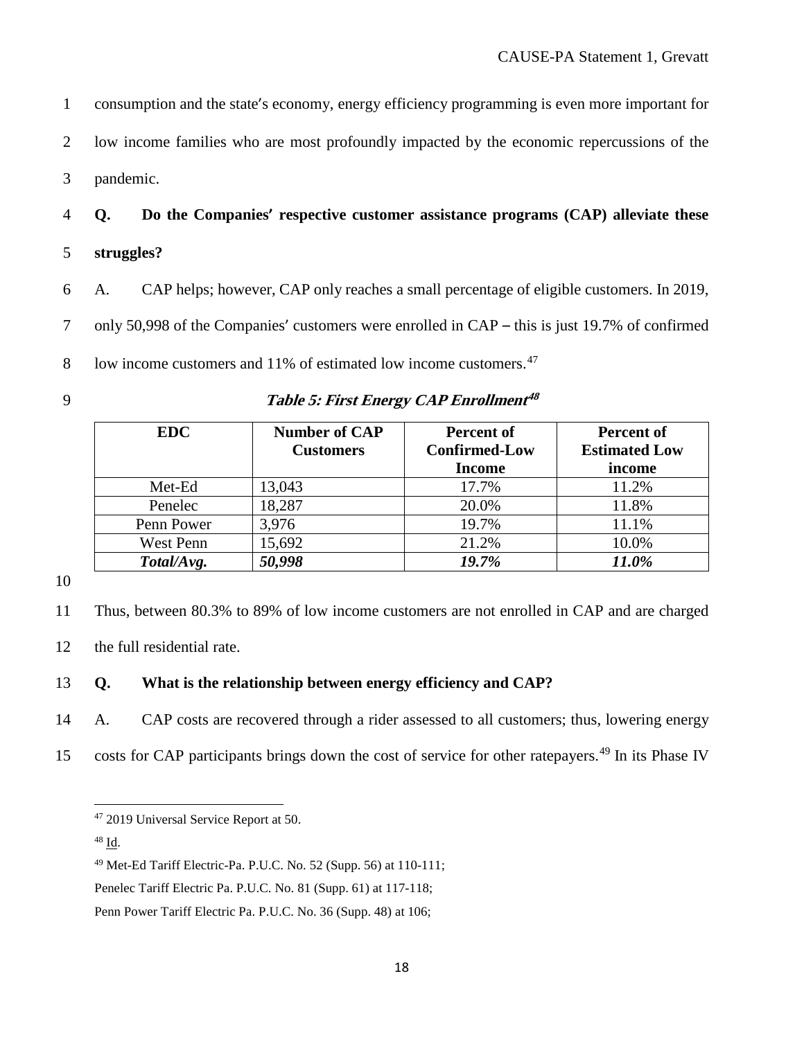consumption and the state's economy, energy efficiency programming is even more important for low income families who are most profoundly impacted by the economic repercussions of the pandemic.

**Q. Do the Companies' respective customer assistance programs (CAP) alleviate these struggles?**

A. CAP helps; however, CAP only reaches a small percentage of eligible customers. In 2019, only 50,998 of the Companies' customers were enrolled in CAP – this is just 19.7% of confirmed low income customers and 11% of estimated low income customers.[47]

***Table 5: First Energy CAP Enrollment[48]***

| EDC | Number of CAP Customers | Percent of Confirmed-Low Income | Percent of Estimated Low income |
|---|---|---|---|
| Met-Ed | 13,043 | 17.7% | 11.2% |
| Penelec | 18,287 | 20.0% | 11.8% |
| Penn Power | 3,976 | 19.7% | 11.1% |
| West Penn | 15,692 | 21.2% | 10.0% |
| ***Total/Avg.*** | ***50,998*** | ***19.7%*** | ***11.0%*** |

Thus, between 80.3% to 89% of low income customers are not enrolled in CAP and are charged the full residential rate.

**Q. What is the relationship between energy efficiency and CAP?**

A. CAP costs are recovered through a rider assessed to all customers; thus, lowering energy costs for CAP participants brings down the cost of service for other ratepayers.[49] In its Phase IV

---

[47] 2019 Universal Service Report at 50.

[48] Id.

[49] Met-Ed Tariff Electric-Pa. P.U.C. No. 52 (Supp. 56) at 110-111;
Penelec Tariff Electric Pa. P.U.C. No. 81 (Supp. 61) at 117-118;
Penn Power Tariff Electric Pa. P.U.C. No. 36 (Supp. 48) at 106;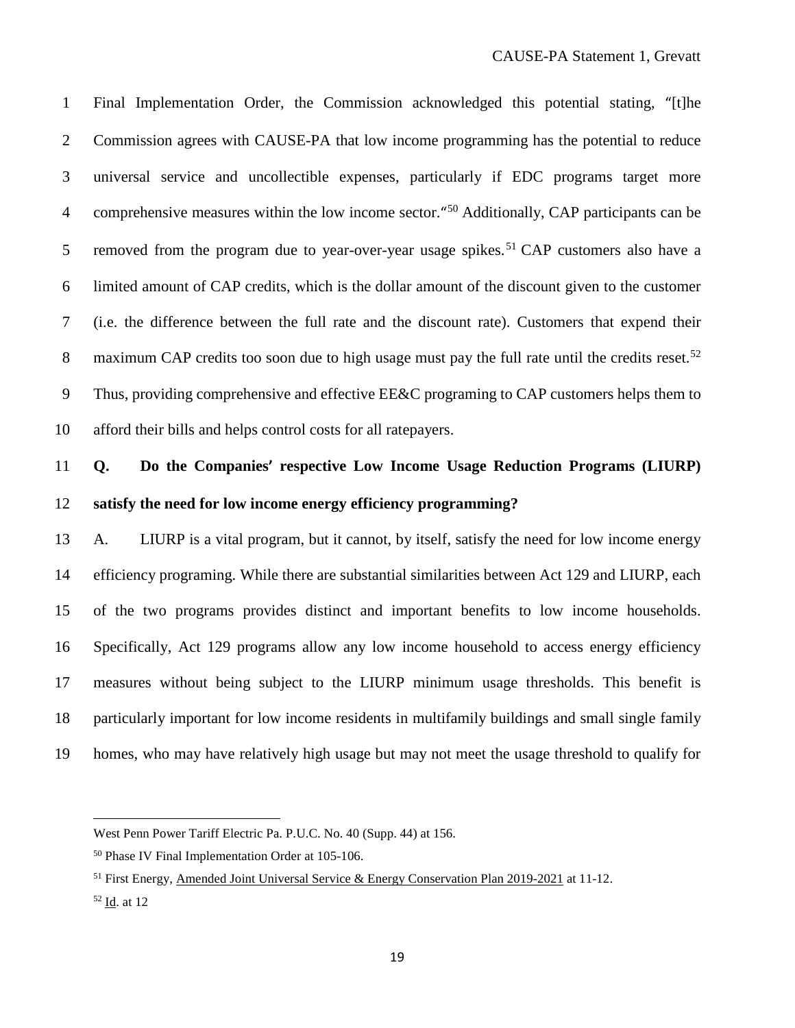Final Implementation Order, the Commission acknowledged this potential stating, "[t]he Commission agrees with CAUSE-PA that low income programming has the potential to reduce universal service and uncollectible expenses, particularly if EDC programs target more comprehensive measures within the low income sector."[50] Additionally, CAP participants can be removed from the program due to year-over-year usage spikes.[51] CAP customers also have a limited amount of CAP credits, which is the dollar amount of the discount given to the customer (i.e. the difference between the full rate and the discount rate). Customers that expend their maximum CAP credits too soon due to high usage must pay the full rate until the credits reset.[52] Thus, providing comprehensive and effective EE&C programing to CAP customers helps them to afford their bills and helps control costs for all ratepayers.

**Q. Do the Companies' respective Low Income Usage Reduction Programs (LIURP) satisfy the need for low income energy efficiency programming?**

A. LIURP is a vital program, but it cannot, by itself, satisfy the need for low income energy efficiency programing. While there are substantial similarities between Act 129 and LIURP, each of the two programs provides distinct and important benefits to low income households. Specifically, Act 129 programs allow any low income household to access energy efficiency measures without being subject to the LIURP minimum usage thresholds. This benefit is particularly important for low income residents in multifamily buildings and small single family homes, who may have relatively high usage but may not meet the usage threshold to qualify for

---

West Penn Power Tariff Electric Pa. P.U.C. No. 40 (Supp. 44) at 156.

[50] Phase IV Final Implementation Order at 105-106.

[51] First Energy, Amended Joint Universal Service & Energy Conservation Plan 2019-2021 at 11-12.

[52] Id. at 12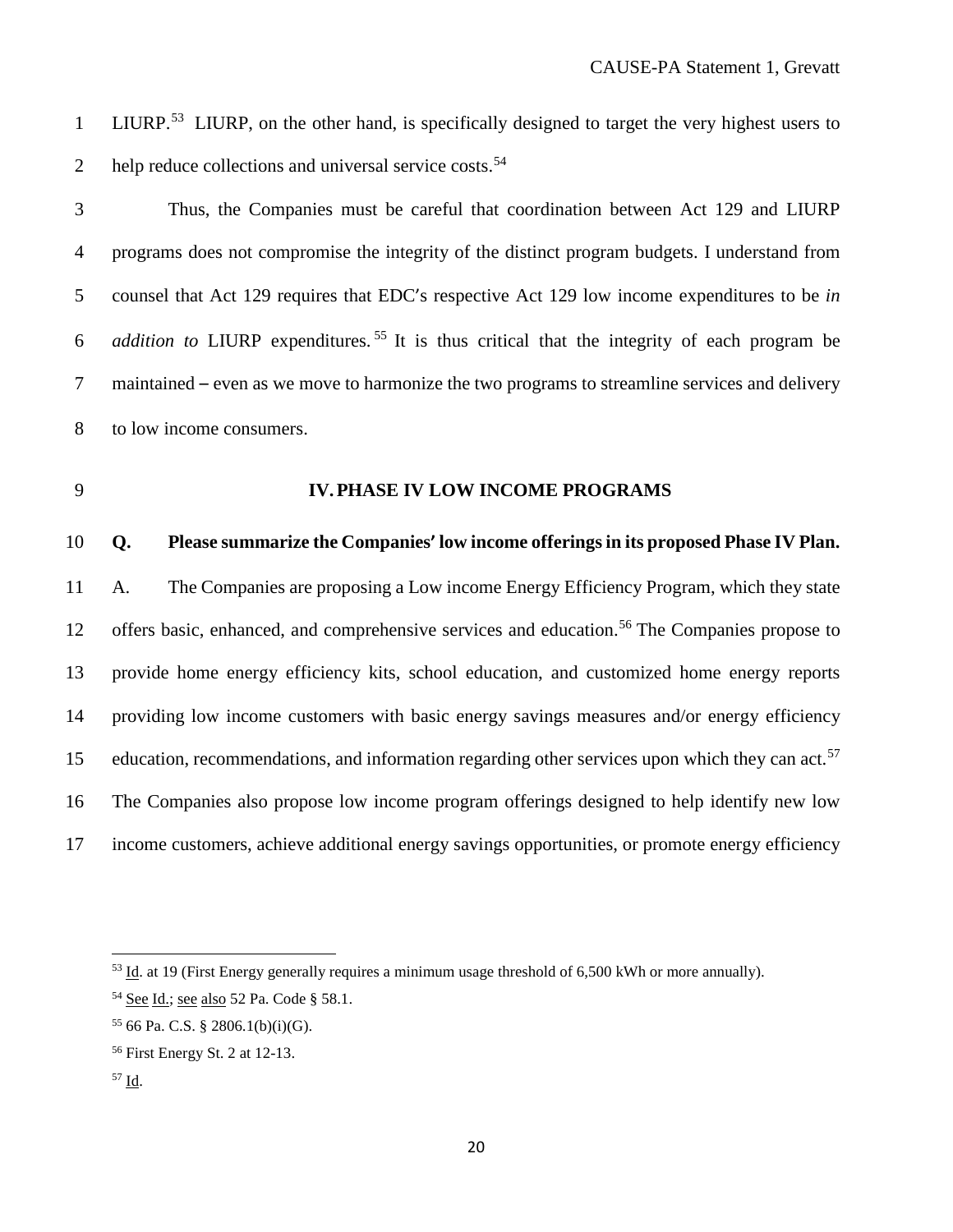LIURP.[53] LIURP, on the other hand, is specifically designed to target the very highest users to help reduce collections and universal service costs.[54]

Thus, the Companies must be careful that coordination between Act 129 and LIURP programs does not compromise the integrity of the distinct program budgets. I understand from counsel that Act 129 requires that EDC's respective Act 129 low income expenditures to be *in addition to* LIURP expenditures.[55] It is thus critical that the integrity of each program be maintained – even as we move to harmonize the two programs to streamline services and delivery to low income consumers.

## IV. PHASE IV LOW INCOME PROGRAMS

**Q. Please summarize the Companies' low income offerings in its proposed Phase IV Plan.**

A. The Companies are proposing a Low income Energy Efficiency Program, which they state offers basic, enhanced, and comprehensive services and education.[56] The Companies propose to provide home energy efficiency kits, school education, and customized home energy reports providing low income customers with basic energy savings measures and/or energy efficiency education, recommendations, and information regarding other services upon which they can act.[57] The Companies also propose low income program offerings designed to help identify new low income customers, achieve additional energy savings opportunities, or promote energy efficiency

---

[53] Id. at 19 (First Energy generally requires a minimum usage threshold of 6,500 kWh or more annually).

[54] See Id.; see also 52 Pa. Code § 58.1.

[55] 66 Pa. C.S. § 2806.1(b)(i)(G).

[56] First Energy St. 2 at 12-13.

[57] Id.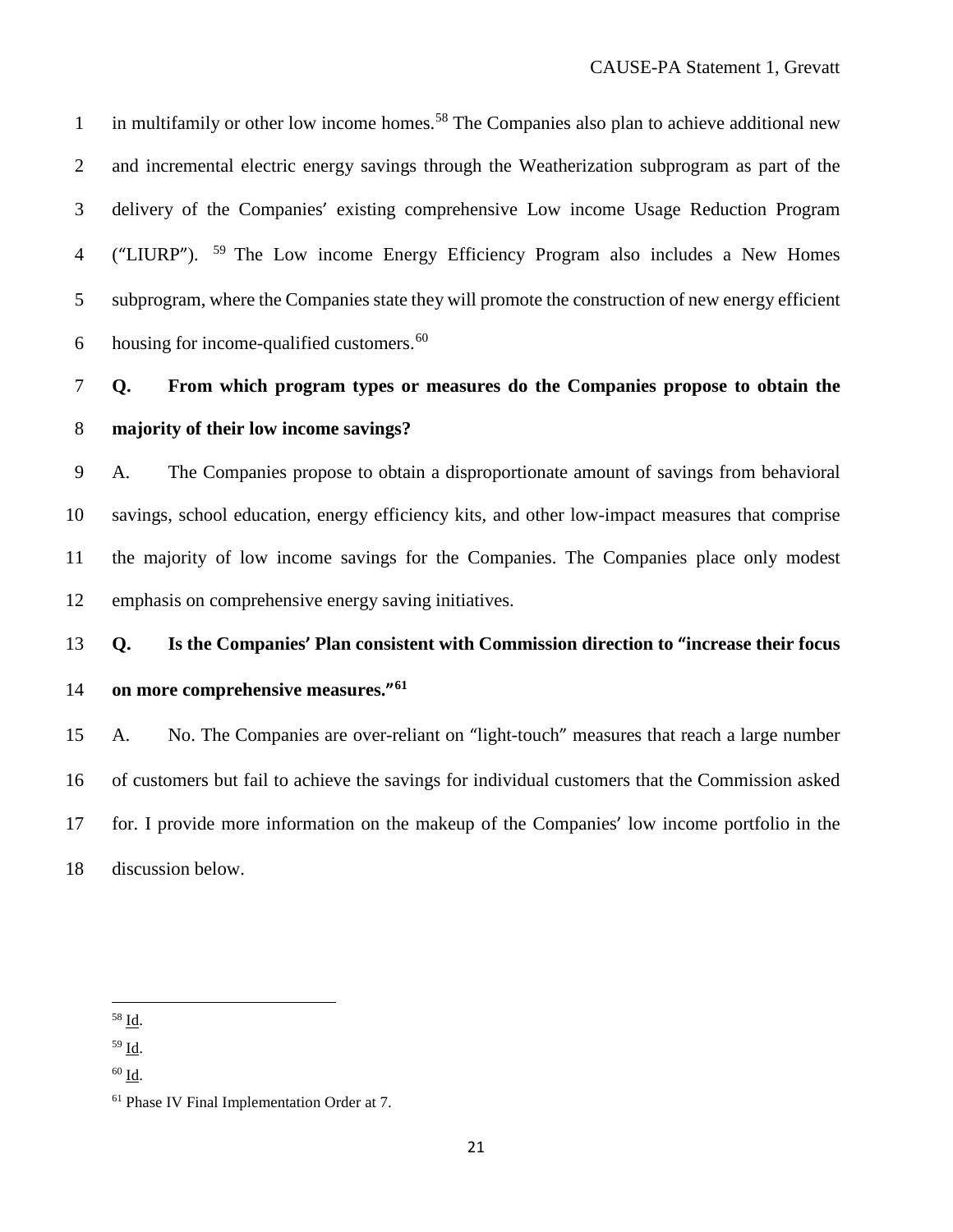in multifamily or other low income homes.[58] The Companies also plan to achieve additional new and incremental electric energy savings through the Weatherization subprogram as part of the delivery of the Companies' existing comprehensive Low income Usage Reduction Program ("LIURP"). [59] The Low income Energy Efficiency Program also includes a New Homes subprogram, where the Companies state they will promote the construction of new energy efficient housing for income-qualified customers.[60]

**Q. From which program types or measures do the Companies propose to obtain the majority of their low income savings?**

A. The Companies propose to obtain a disproportionate amount of savings from behavioral savings, school education, energy efficiency kits, and other low-impact measures that comprise the majority of low income savings for the Companies. The Companies place only modest emphasis on comprehensive energy saving initiatives.

**Q. Is the Companies' Plan consistent with Commission direction to "increase their focus on more comprehensive measures."[61]**

A. No. The Companies are over-reliant on "light-touch" measures that reach a large number of customers but fail to achieve the savings for individual customers that the Commission asked for. I provide more information on the makeup of the Companies' low income portfolio in the discussion below.

---

[58] Id.

[59] Id.

[60] Id.

[61] Phase IV Final Implementation Order at 7.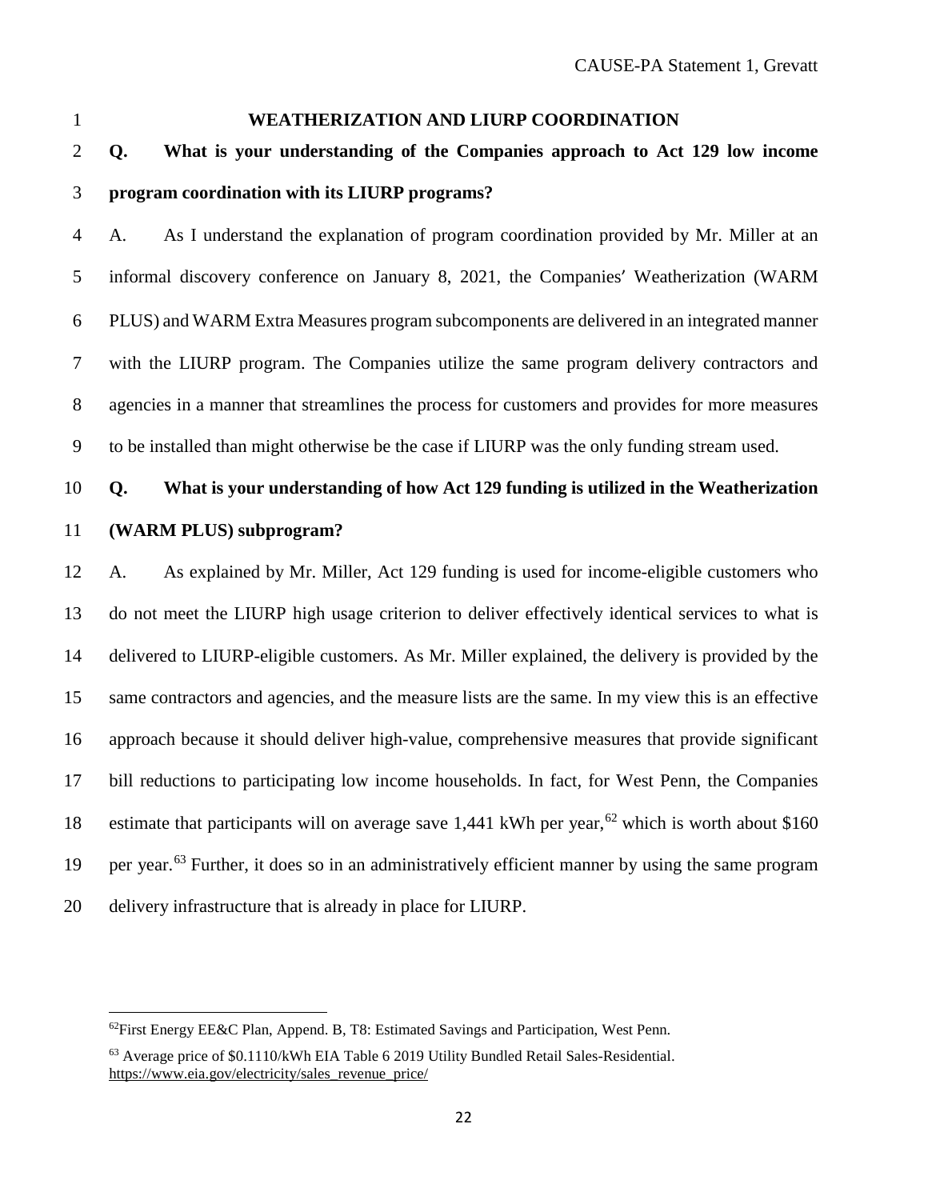## WEATHERIZATION AND LIURP COORDINATION

**Q. What is your understanding of the Companies approach to Act 129 low income program coordination with its LIURP programs?**

A. As I understand the explanation of program coordination provided by Mr. Miller at an informal discovery conference on January 8, 2021, the Companies' Weatherization (WARM PLUS) and WARM Extra Measures program subcomponents are delivered in an integrated manner with the LIURP program. The Companies utilize the same program delivery contractors and agencies in a manner that streamlines the process for customers and provides for more measures to be installed than might otherwise be the case if LIURP was the only funding stream used.

**Q. What is your understanding of how Act 129 funding is utilized in the Weatherization (WARM PLUS) subprogram?**

A. As explained by Mr. Miller, Act 129 funding is used for income-eligible customers who do not meet the LIURP high usage criterion to deliver effectively identical services to what is delivered to LIURP-eligible customers. As Mr. Miller explained, the delivery is provided by the same contractors and agencies, and the measure lists are the same. In my view this is an effective approach because it should deliver high-value, comprehensive measures that provide significant bill reductions to participating low income households. In fact, for West Penn, the Companies estimate that participants will on average save 1,441 kWh per year,[62] which is worth about $160 per year.[63] Further, it does so in an administratively efficient manner by using the same program delivery infrastructure that is already in place for LIURP.

[62] First Energy EE&C Plan, Append. B, T8: Estimated Savings and Participation, West Penn.

[63] Average price of $0.1110/kWh EIA Table 6 2019 Utility Bundled Retail Sales-Residential. https://www.eia.gov/electricity/sales_revenue_price/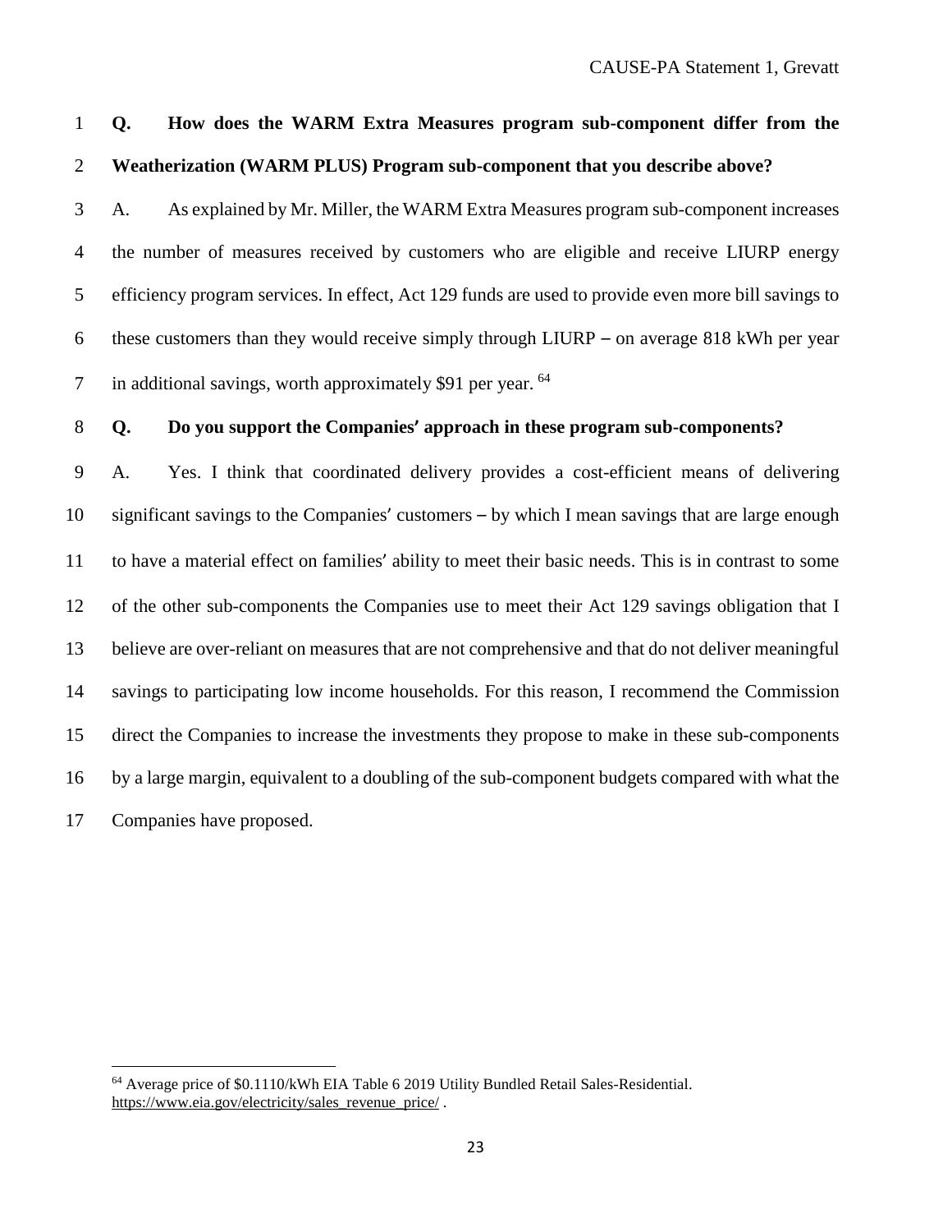**Q. How does the WARM Extra Measures program sub-component differ from the Weatherization (WARM PLUS) Program sub-component that you describe above?**

A. As explained by Mr. Miller, the WARM Extra Measures program sub-component increases the number of measures received by customers who are eligible and receive LIURP energy efficiency program services. In effect, Act 129 funds are used to provide even more bill savings to these customers than they would receive simply through LIURP – on average 818 kWh per year in additional savings, worth approximately $91 per year. [64]

**Q. Do you support the Companies' approach in these program sub-components?**

A. Yes. I think that coordinated delivery provides a cost-efficient means of delivering significant savings to the Companies' customers – by which I mean savings that are large enough to have a material effect on families' ability to meet their basic needs. This is in contrast to some of the other sub-components the Companies use to meet their Act 129 savings obligation that I believe are over-reliant on measures that are not comprehensive and that do not deliver meaningful savings to participating low income households. For this reason, I recommend the Commission direct the Companies to increase the investments they propose to make in these sub-components by a large margin, equivalent to a doubling of the sub-component budgets compared with what the Companies have proposed.

---

[64] Average price of $0.1110/kWh EIA Table 6 2019 Utility Bundled Retail Sales-Residential. https://www.eia.gov/electricity/sales_revenue_price/ .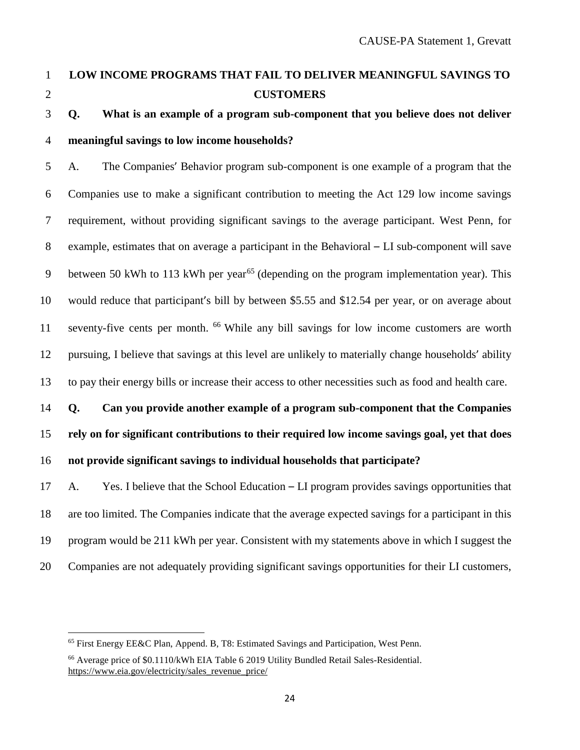## LOW INCOME PROGRAMS THAT FAIL TO DELIVER MEANINGFUL SAVINGS TO CUSTOMERS

**Q. What is an example of a program sub-component that you believe does not deliver meaningful savings to low income households?**

A. The Companies' Behavior program sub-component is one example of a program that the Companies use to make a significant contribution to meeting the Act 129 low income savings requirement, without providing significant savings to the average participant. West Penn, for example, estimates that on average a participant in the Behavioral – LI sub-component will save between 50 kWh to 113 kWh per year[65] (depending on the program implementation year). This would reduce that participant's bill by between $5.55 and $12.54 per year, or on average about seventy-five cents per month. [66] While any bill savings for low income customers are worth pursuing, I believe that savings at this level are unlikely to materially change households' ability to pay their energy bills or increase their access to other necessities such as food and health care.

**Q. Can you provide another example of a program sub-component that the Companies rely on for significant contributions to their required low income savings goal, yet that does not provide significant savings to individual households that participate?**

A. Yes. I believe that the School Education – LI program provides savings opportunities that are too limited. The Companies indicate that the average expected savings for a participant in this program would be 211 kWh per year. Consistent with my statements above in which I suggest the Companies are not adequately providing significant savings opportunities for their LI customers,

---

[65] First Energy EE&C Plan, Append. B, T8: Estimated Savings and Participation, West Penn.

[66] Average price of $0.1110/kWh EIA Table 6 2019 Utility Bundled Retail Sales-Residential. https://www.eia.gov/electricity/sales_revenue_price/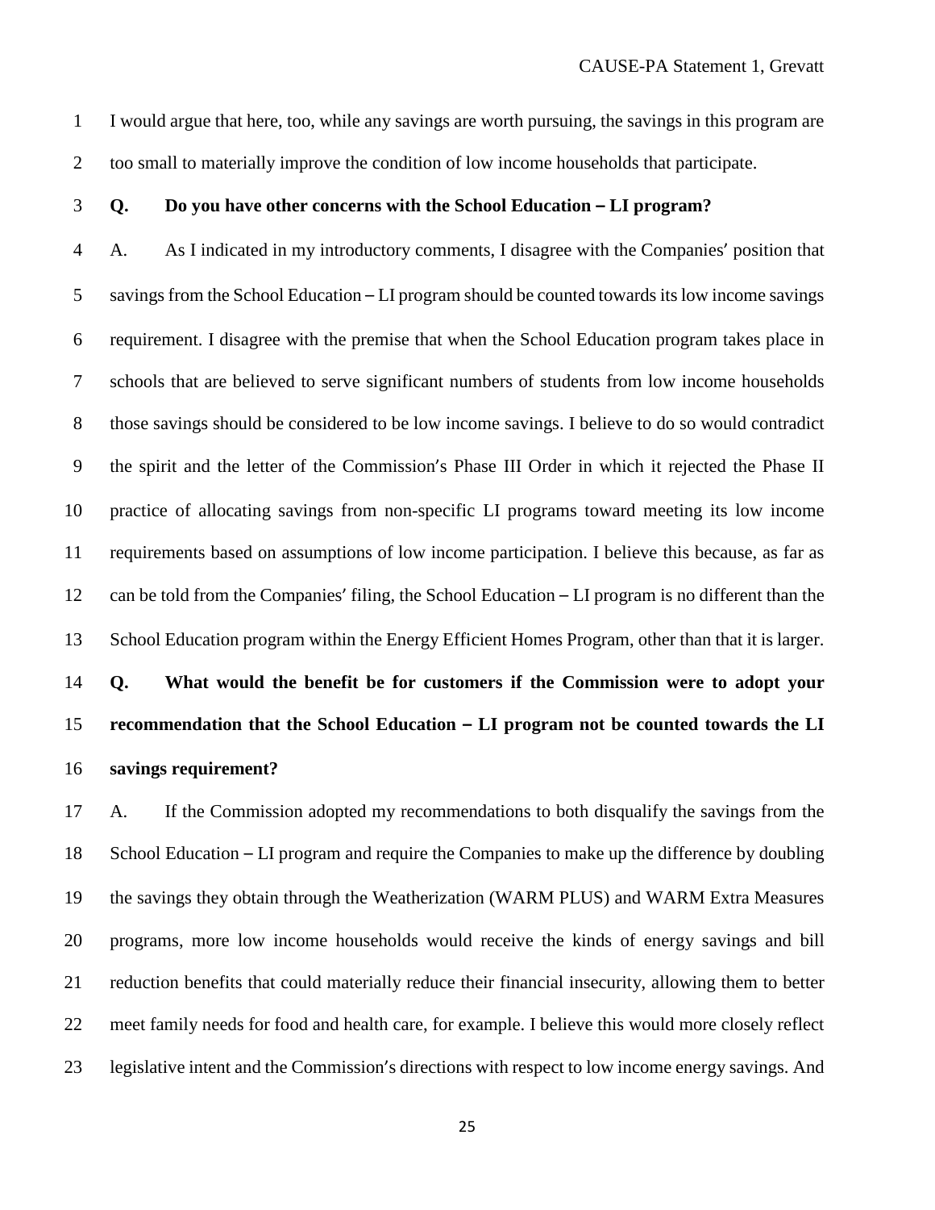I would argue that here, too, while any savings are worth pursuing, the savings in this program are too small to materially improve the condition of low income households that participate.

**Q. Do you have other concerns with the School Education – LI program?**

A. As I indicated in my introductory comments, I disagree with the Companies' position that savings from the School Education – LI program should be counted towards its low income savings requirement. I disagree with the premise that when the School Education program takes place in schools that are believed to serve significant numbers of students from low income households those savings should be considered to be low income savings. I believe to do so would contradict the spirit and the letter of the Commission's Phase III Order in which it rejected the Phase II practice of allocating savings from non-specific LI programs toward meeting its low income requirements based on assumptions of low income participation. I believe this because, as far as can be told from the Companies' filing, the School Education – LI program is no different than the School Education program within the Energy Efficient Homes Program, other than that it is larger.

**Q. What would the benefit be for customers if the Commission were to adopt your recommendation that the School Education – LI program not be counted towards the LI savings requirement?**

A. If the Commission adopted my recommendations to both disqualify the savings from the School Education – LI program and require the Companies to make up the difference by doubling the savings they obtain through the Weatherization (WARM PLUS) and WARM Extra Measures programs, more low income households would receive the kinds of energy savings and bill reduction benefits that could materially reduce their financial insecurity, allowing them to better meet family needs for food and health care, for example. I believe this would more closely reflect legislative intent and the Commission's directions with respect to low income energy savings. And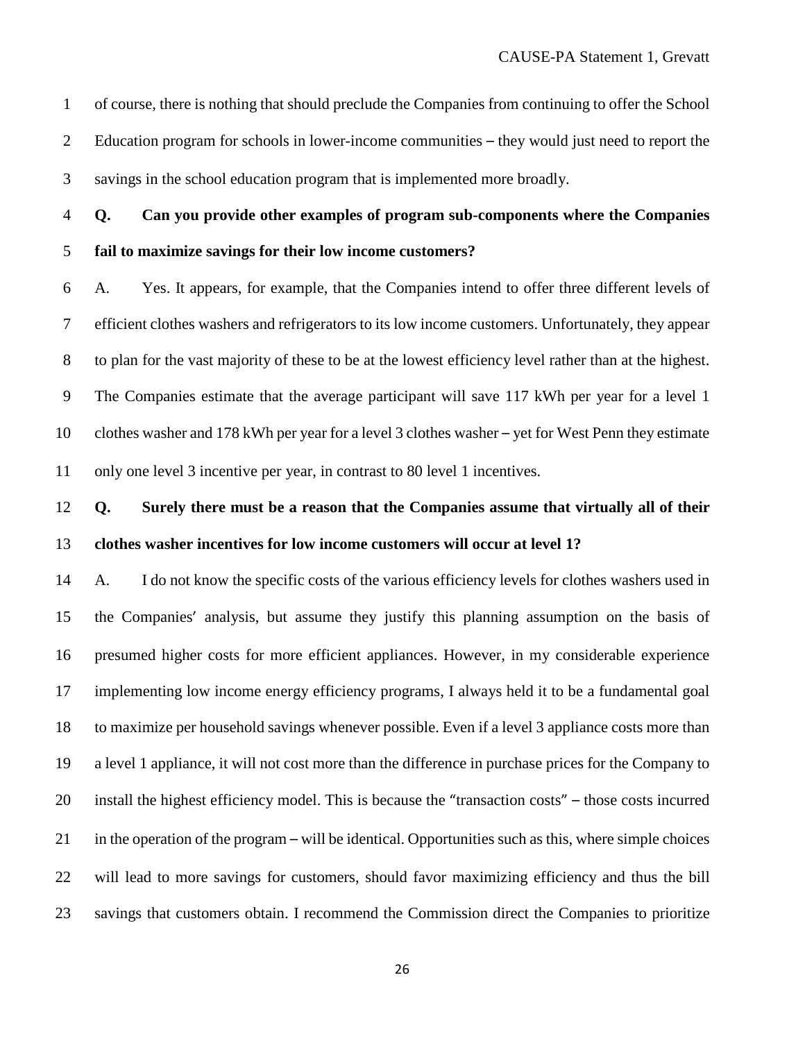of course, there is nothing that should preclude the Companies from continuing to offer the School Education program for schools in lower-income communities – they would just need to report the savings in the school education program that is implemented more broadly.

**Q. Can you provide other examples of program sub-components where the Companies fail to maximize savings for their low income customers?**

A. Yes. It appears, for example, that the Companies intend to offer three different levels of efficient clothes washers and refrigerators to its low income customers. Unfortunately, they appear to plan for the vast majority of these to be at the lowest efficiency level rather than at the highest. The Companies estimate that the average participant will save 117 kWh per year for a level 1 clothes washer and 178 kWh per year for a level 3 clothes washer – yet for West Penn they estimate only one level 3 incentive per year, in contrast to 80 level 1 incentives.

**Q. Surely there must be a reason that the Companies assume that virtually all of their clothes washer incentives for low income customers will occur at level 1?**

A. I do not know the specific costs of the various efficiency levels for clothes washers used in the Companies' analysis, but assume they justify this planning assumption on the basis of presumed higher costs for more efficient appliances. However, in my considerable experience implementing low income energy efficiency programs, I always held it to be a fundamental goal to maximize per household savings whenever possible. Even if a level 3 appliance costs more than a level 1 appliance, it will not cost more than the difference in purchase prices for the Company to install the highest efficiency model. This is because the "transaction costs" – those costs incurred in the operation of the program – will be identical. Opportunities such as this, where simple choices will lead to more savings for customers, should favor maximizing efficiency and thus the bill savings that customers obtain. I recommend the Commission direct the Companies to prioritize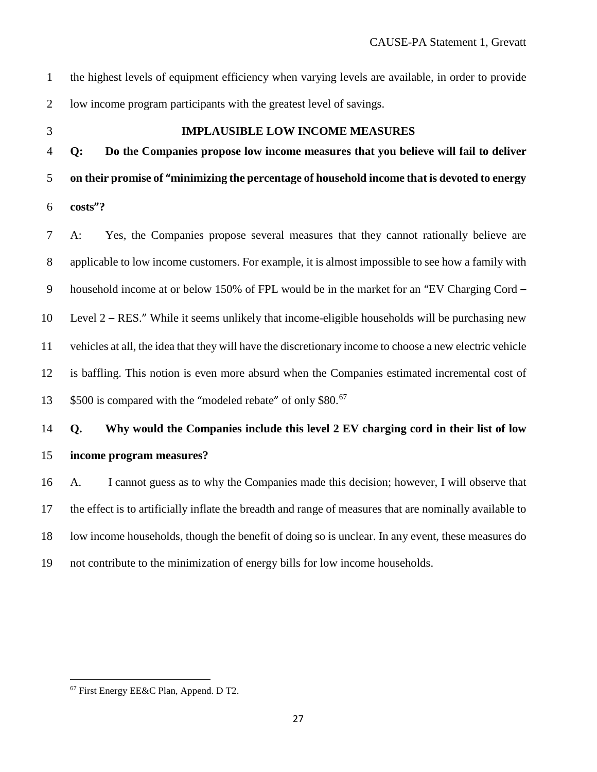the highest levels of equipment efficiency when varying levels are available, in order to provide low income program participants with the greatest level of savings.

## IMPLAUSIBLE LOW INCOME MEASURES

**Q: Do the Companies propose low income measures that you believe will fail to deliver on their promise of "minimizing the percentage of household income that is devoted to energy costs"?**

A: Yes, the Companies propose several measures that they cannot rationally believe are applicable to low income customers. For example, it is almost impossible to see how a family with household income at or below 150% of FPL would be in the market for an "EV Charging Cord – Level 2 – RES." While it seems unlikely that income-eligible households will be purchasing new vehicles at all, the idea that they will have the discretionary income to choose a new electric vehicle is baffling. This notion is even more absurd when the Companies estimated incremental cost of $500 is compared with the "modeled rebate" of only $80.[67]

**Q. Why would the Companies include this level 2 EV charging cord in their list of low income program measures?**

A. I cannot guess as to why the Companies made this decision; however, I will observe that the effect is to artificially inflate the breadth and range of measures that are nominally available to low income households, though the benefit of doing so is unclear. In any event, these measures do not contribute to the minimization of energy bills for low income households.

---

[67] First Energy EE&C Plan, Append. D T2.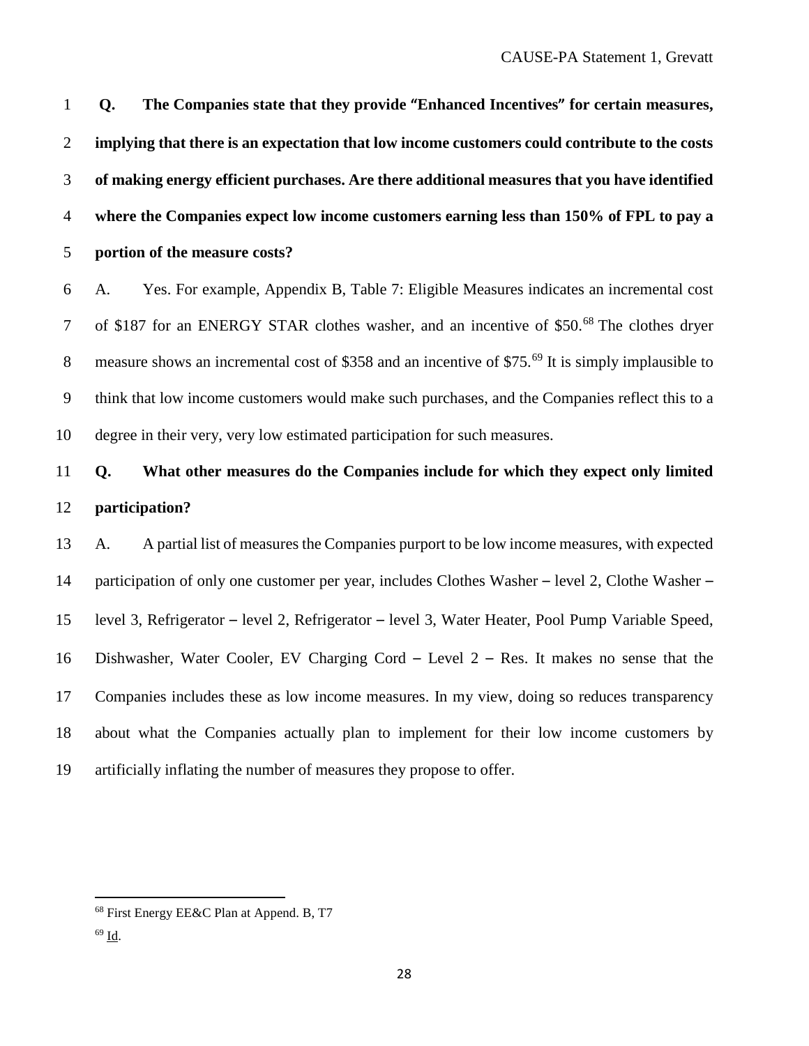**Q. The Companies state that they provide "Enhanced Incentives" for certain measures, implying that there is an expectation that low income customers could contribute to the costs of making energy efficient purchases. Are there additional measures that you have identified where the Companies expect low income customers earning less than 150% of FPL to pay a portion of the measure costs?**

A. Yes. For example, Appendix B, Table 7: Eligible Measures indicates an incremental cost of $187 for an ENERGY STAR clothes washer, and an incentive of $50.[68] The clothes dryer measure shows an incremental cost of $358 and an incentive of $75.[69] It is simply implausible to think that low income customers would make such purchases, and the Companies reflect this to a degree in their very, very low estimated participation for such measures.

**Q. What other measures do the Companies include for which they expect only limited participation?**

A. A partial list of measures the Companies purport to be low income measures, with expected participation of only one customer per year, includes Clothes Washer – level 2, Clothe Washer – level 3, Refrigerator – level 2, Refrigerator – level 3, Water Heater, Pool Pump Variable Speed, Dishwasher, Water Cooler, EV Charging Cord – Level 2 – Res. It makes no sense that the Companies includes these as low income measures. In my view, doing so reduces transparency about what the Companies actually plan to implement for their low income customers by artificially inflating the number of measures they propose to offer.

---

[68] First Energy EE&C Plan at Append. B, T7

[69] Id.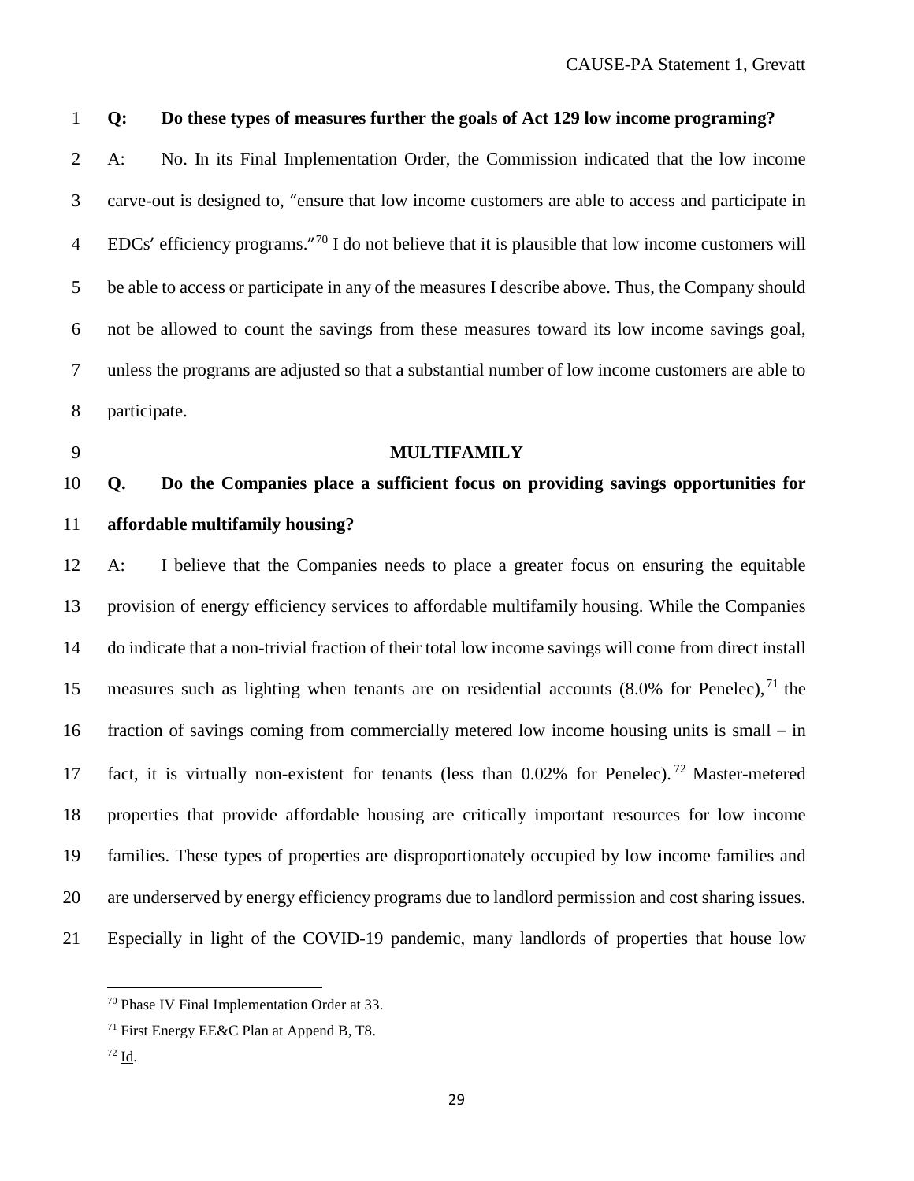**Q: Do these types of measures further the goals of Act 129 low income programing?**

A: No. In its Final Implementation Order, the Commission indicated that the low income carve-out is designed to, "ensure that low income customers are able to access and participate in EDCs' efficiency programs."[70] I do not believe that it is plausible that low income customers will be able to access or participate in any of the measures I describe above. Thus, the Company should not be allowed to count the savings from these measures toward its low income savings goal, unless the programs are adjusted so that a substantial number of low income customers are able to participate.

## MULTIFAMILY

**Q. Do the Companies place a sufficient focus on providing savings opportunities for affordable multifamily housing?**

A: I believe that the Companies needs to place a greater focus on ensuring the equitable provision of energy efficiency services to affordable multifamily housing. While the Companies do indicate that a non-trivial fraction of their total low income savings will come from direct install measures such as lighting when tenants are on residential accounts (8.0% for Penelec),[71] the fraction of savings coming from commercially metered low income housing units is small – in fact, it is virtually non-existent for tenants (less than 0.02% for Penelec).[72] Master-metered properties that provide affordable housing are critically important resources for low income families. These types of properties are disproportionately occupied by low income families and are underserved by energy efficiency programs due to landlord permission and cost sharing issues. Especially in light of the COVID-19 pandemic, many landlords of properties that house low

---

[70] Phase IV Final Implementation Order at 33.

[71] First Energy EE&C Plan at Append B, T8.

[72] Id.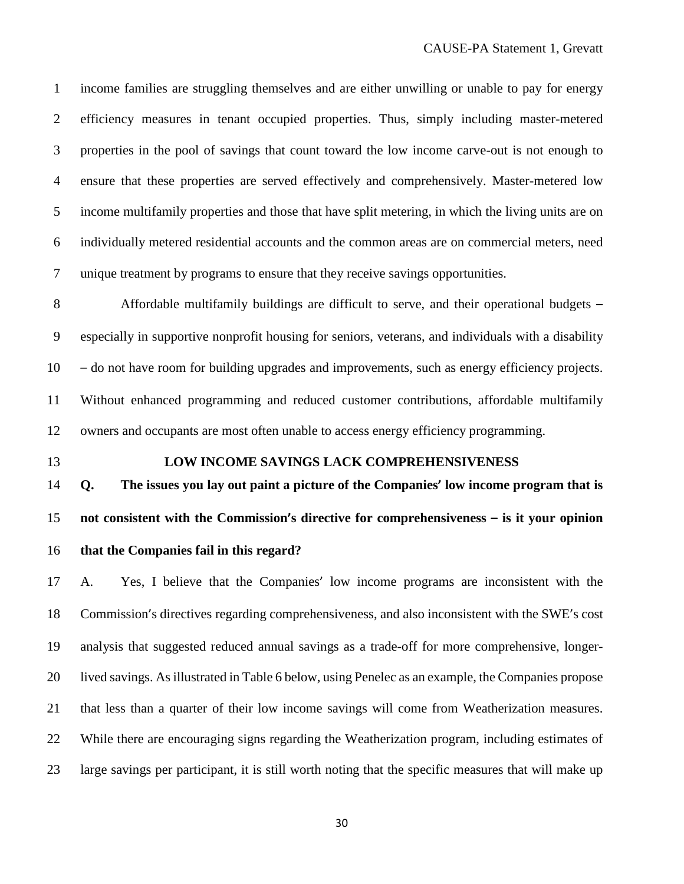income families are struggling themselves and are either unwilling or unable to pay for energy efficiency measures in tenant occupied properties. Thus, simply including master-metered properties in the pool of savings that count toward the low income carve-out is not enough to ensure that these properties are served effectively and comprehensively. Master-metered low income multifamily properties and those that have split metering, in which the living units are on individually metered residential accounts and the common areas are on commercial meters, need unique treatment by programs to ensure that they receive savings opportunities.

Affordable multifamily buildings are difficult to serve, and their operational budgets – especially in supportive nonprofit housing for seniors, veterans, and individuals with a disability – do not have room for building upgrades and improvements, such as energy efficiency projects. Without enhanced programming and reduced customer contributions, affordable multifamily owners and occupants are most often unable to access energy efficiency programming.

## LOW INCOME SAVINGS LACK COMPREHENSIVENESS

**Q. The issues you lay out paint a picture of the Companies' low income program that is not consistent with the Commission's directive for comprehensiveness – is it your opinion that the Companies fail in this regard?**

A. Yes, I believe that the Companies' low income programs are inconsistent with the Commission's directives regarding comprehensiveness, and also inconsistent with the SWE's cost analysis that suggested reduced annual savings as a trade-off for more comprehensive, longer-lived savings. As illustrated in Table 6 below, using Penelec as an example, the Companies propose that less than a quarter of their low income savings will come from Weatherization measures. While there are encouraging signs regarding the Weatherization program, including estimates of large savings per participant, it is still worth noting that the specific measures that will make up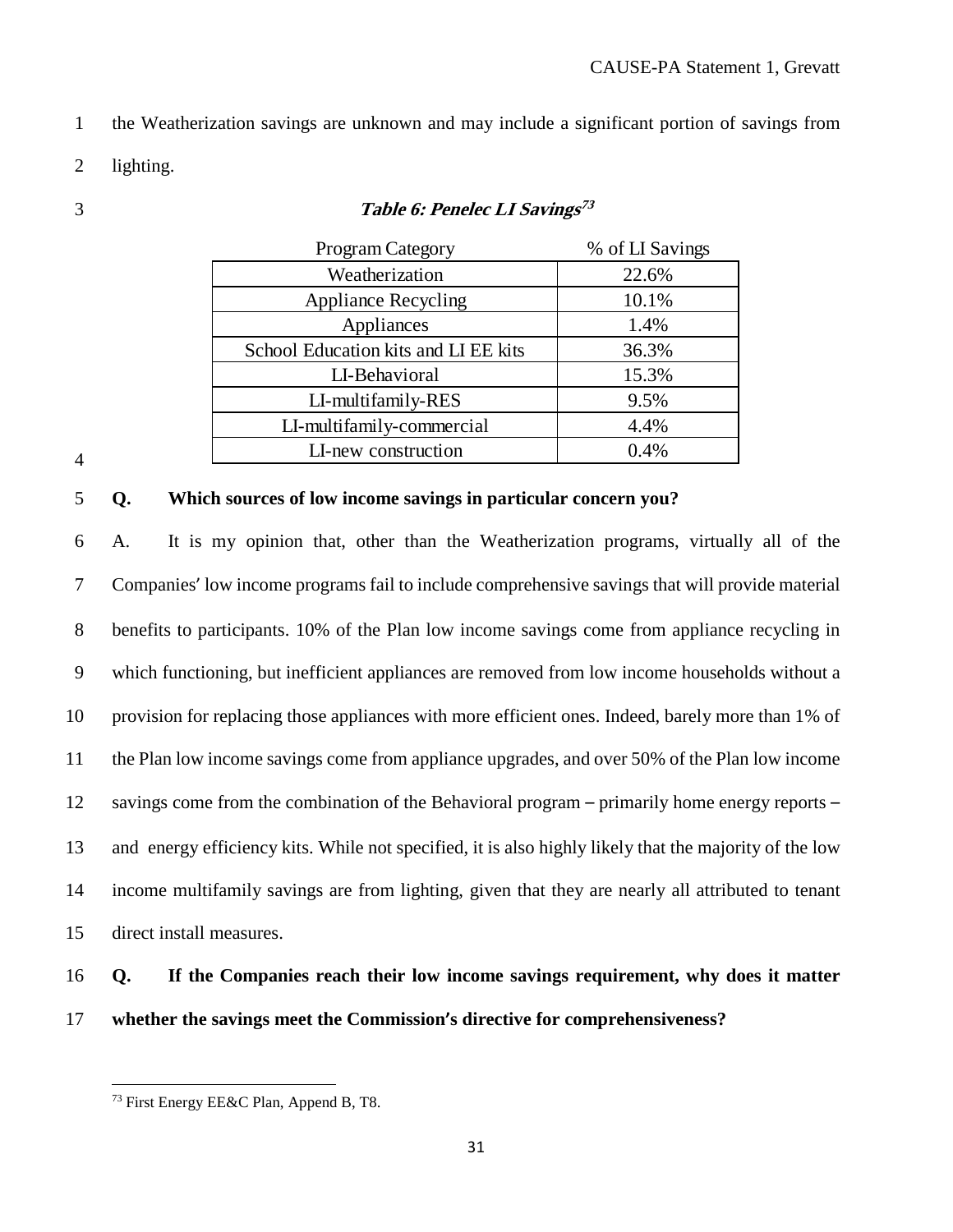the Weatherization savings are unknown and may include a significant portion of savings from lighting.

***Table 6: Penelec LI Savings***[73]

| Program Category | % of LI Savings |
|---|---|
| Weatherization | 22.6% |
| Appliance Recycling | 10.1% |
| Appliances | 1.4% |
| School Education kits and LI EE kits | 36.3% |
| LI-Behavioral | 15.3% |
| LI-multifamily-RES | 9.5% |
| LI-multifamily-commercial | 4.4% |
| LI-new construction | 0.4% |

**Q. Which sources of low income savings in particular concern you?**

A. It is my opinion that, other than the Weatherization programs, virtually all of the Companies' low income programs fail to include comprehensive savings that will provide material benefits to participants. 10% of the Plan low income savings come from appliance recycling in which functioning, but inefficient appliances are removed from low income households without a provision for replacing those appliances with more efficient ones. Indeed, barely more than 1% of the Plan low income savings come from appliance upgrades, and over 50% of the Plan low income savings come from the combination of the Behavioral program – primarily home energy reports – and energy efficiency kits. While not specified, it is also highly likely that the majority of the low income multifamily savings are from lighting, given that they are nearly all attributed to tenant direct install measures.

**Q. If the Companies reach their low income savings requirement, why does it matter whether the savings meet the Commission's directive for comprehensiveness?**

[73] First Energy EE&C Plan, Append B, T8.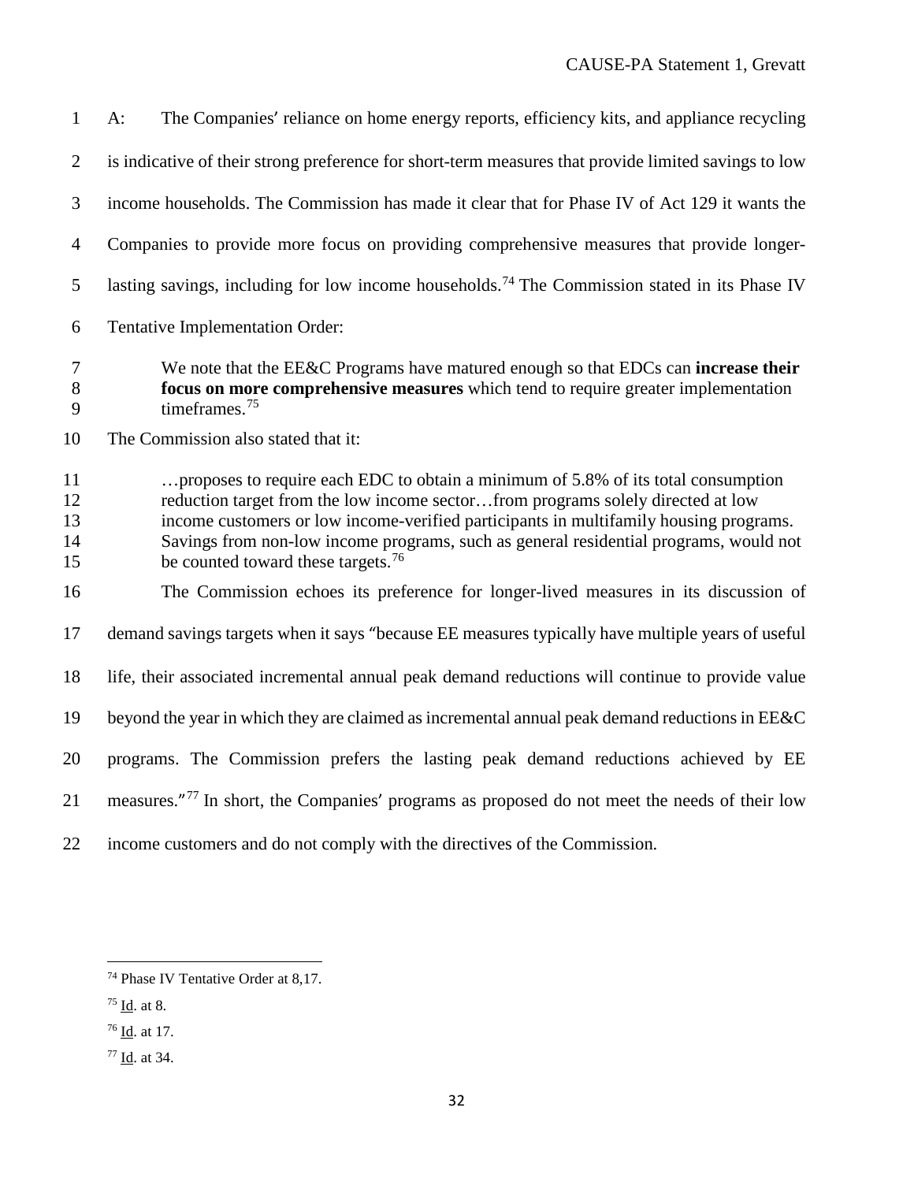A: The Companies' reliance on home energy reports, efficiency kits, and appliance recycling is indicative of their strong preference for short-term measures that provide limited savings to low income households. The Commission has made it clear that for Phase IV of Act 129 it wants the Companies to provide more focus on providing comprehensive measures that provide longer-lasting savings, including for low income households.[74] The Commission stated in its Phase IV Tentative Implementation Order:

> We note that the EE&C Programs have matured enough so that EDCs can **increase their focus on more comprehensive measures** which tend to require greater implementation timeframes.[75]

The Commission also stated that it:

> …proposes to require each EDC to obtain a minimum of 5.8% of its total consumption reduction target from the low income sector…from programs solely directed at low income customers or low income-verified participants in multifamily housing programs. Savings from non-low income programs, such as general residential programs, would not be counted toward these targets.[76]

The Commission echoes its preference for longer-lived measures in its discussion of demand savings targets when it says "because EE measures typically have multiple years of useful life, their associated incremental annual peak demand reductions will continue to provide value beyond the year in which they are claimed as incremental annual peak demand reductions in EE&C programs. The Commission prefers the lasting peak demand reductions achieved by EE measures."[77] In short, the Companies' programs as proposed do not meet the needs of their low income customers and do not comply with the directives of the Commission.

---

[74] Phase IV Tentative Order at 8,17.

[75] Id. at 8.

[76] Id. at 17.

[77] Id. at 34.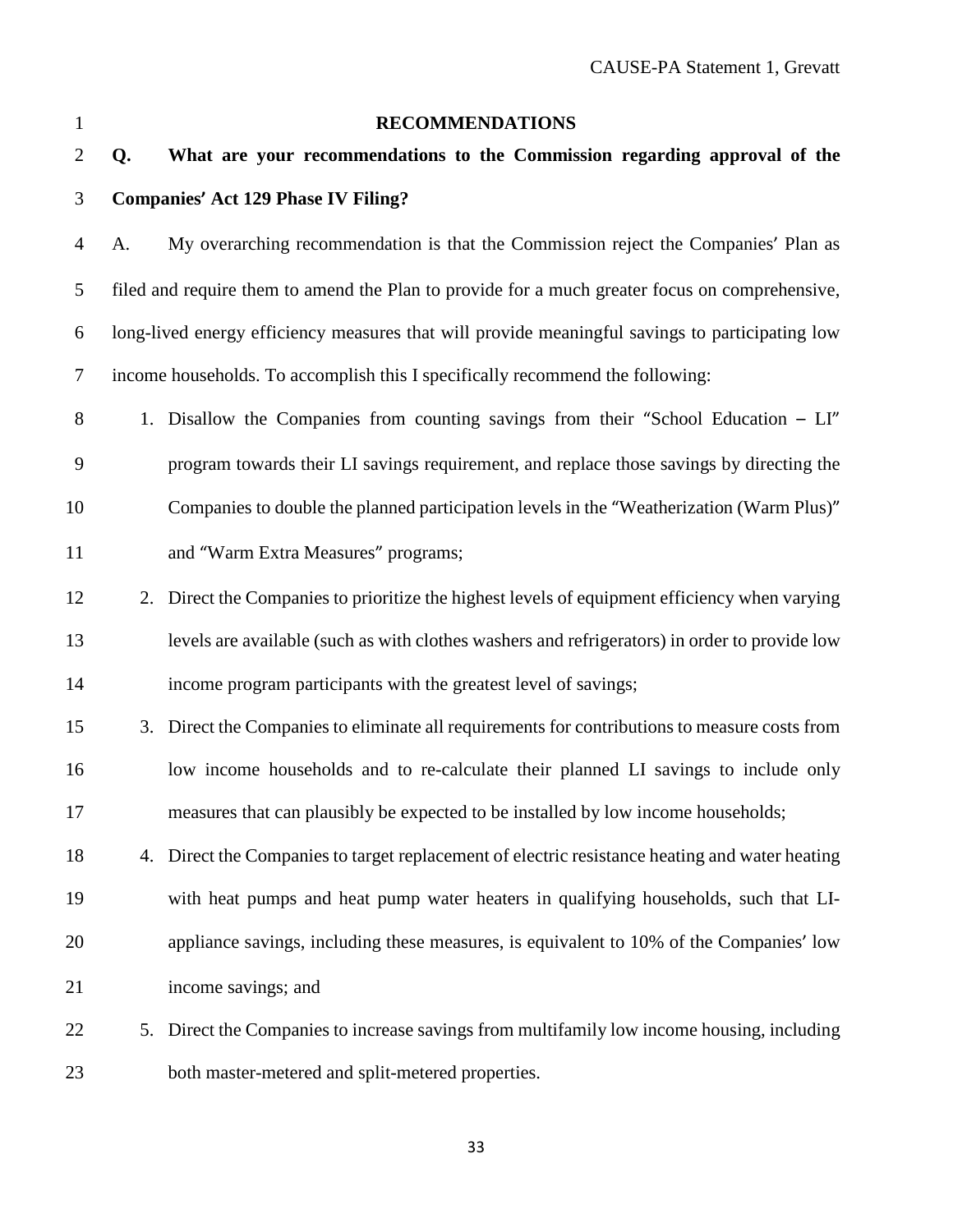## RECOMMENDATIONS

**Q. What are your recommendations to the Commission regarding approval of the Companies' Act 129 Phase IV Filing?**

A. My overarching recommendation is that the Commission reject the Companies' Plan as filed and require them to amend the Plan to provide for a much greater focus on comprehensive, long-lived energy efficiency measures that will provide meaningful savings to participating low income households. To accomplish this I specifically recommend the following:

1. Disallow the Companies from counting savings from their "School Education – LI" program towards their LI savings requirement, and replace those savings by directing the Companies to double the planned participation levels in the "Weatherization (Warm Plus)" and "Warm Extra Measures" programs;
2. Direct the Companies to prioritize the highest levels of equipment efficiency when varying levels are available (such as with clothes washers and refrigerators) in order to provide low income program participants with the greatest level of savings;
3. Direct the Companies to eliminate all requirements for contributions to measure costs from low income households and to re-calculate their planned LI savings to include only measures that can plausibly be expected to be installed by low income households;
4. Direct the Companies to target replacement of electric resistance heating and water heating with heat pumps and heat pump water heaters in qualifying households, such that LI-appliance savings, including these measures, is equivalent to 10% of the Companies' low income savings; and
5. Direct the Companies to increase savings from multifamily low income housing, including both master-metered and split-metered properties.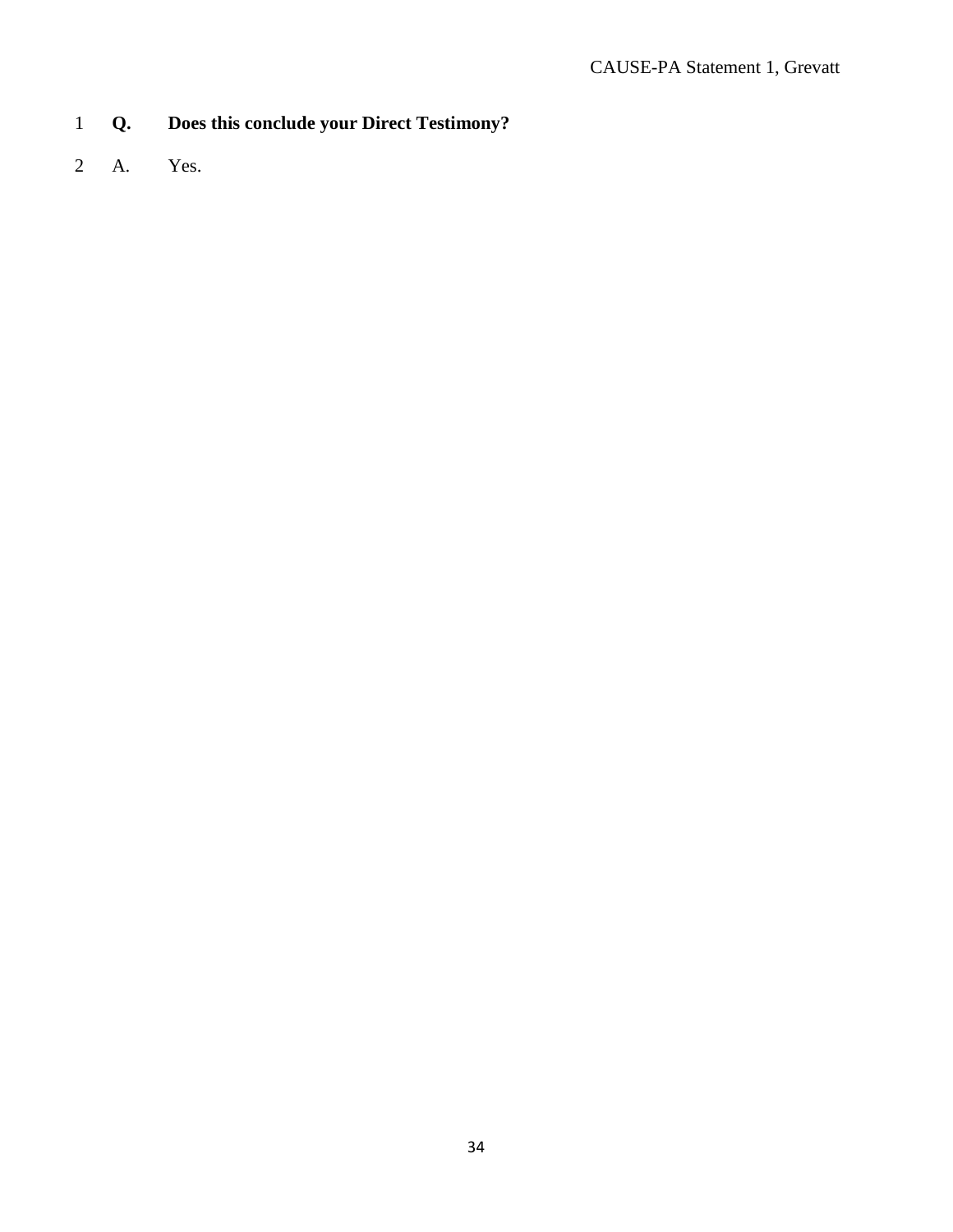**Q. Does this conclude your Direct Testimony?**

A. Yes.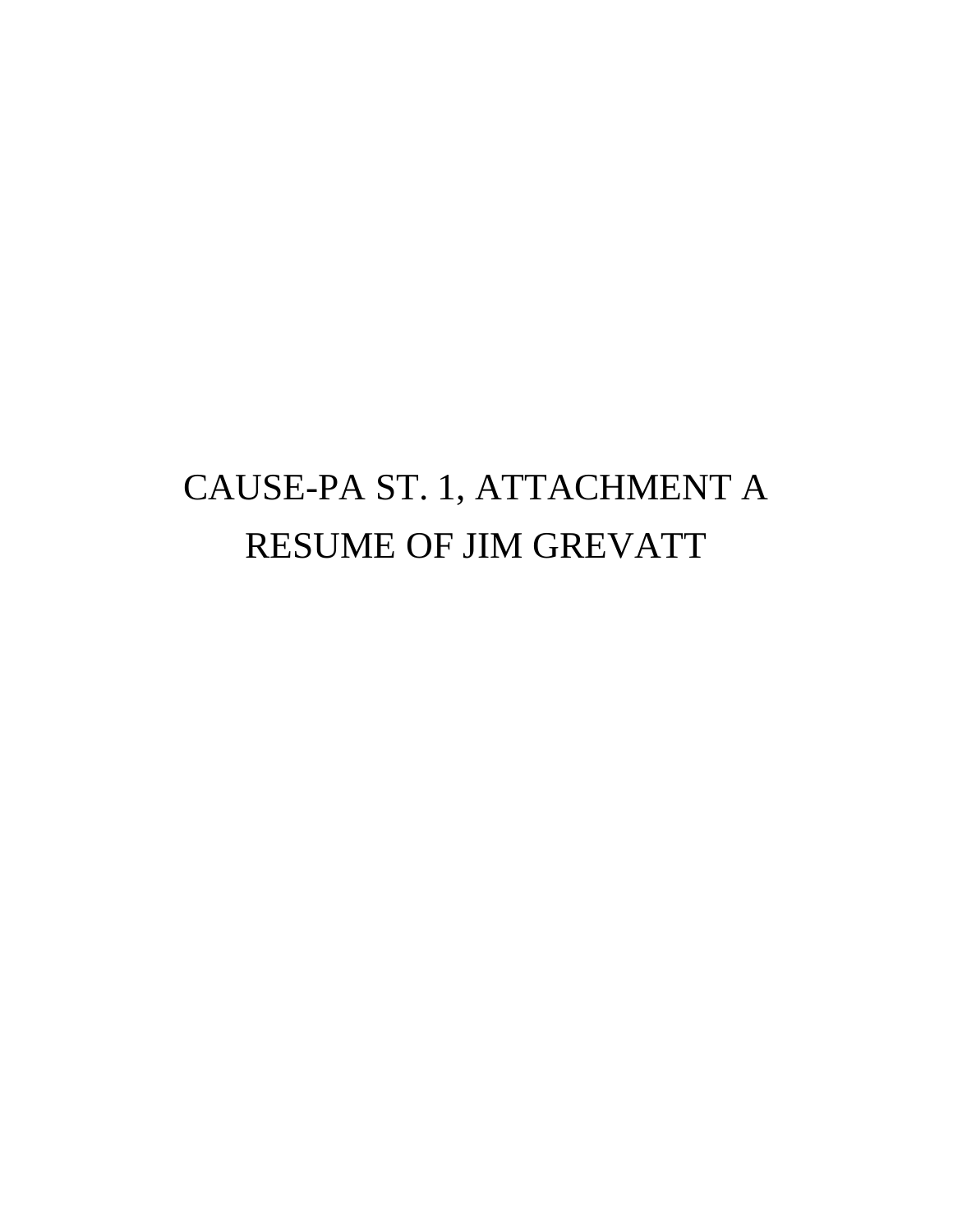# CAUSE-PA ST. 1, ATTACHMENT A
# RESUME OF JIM GREVATT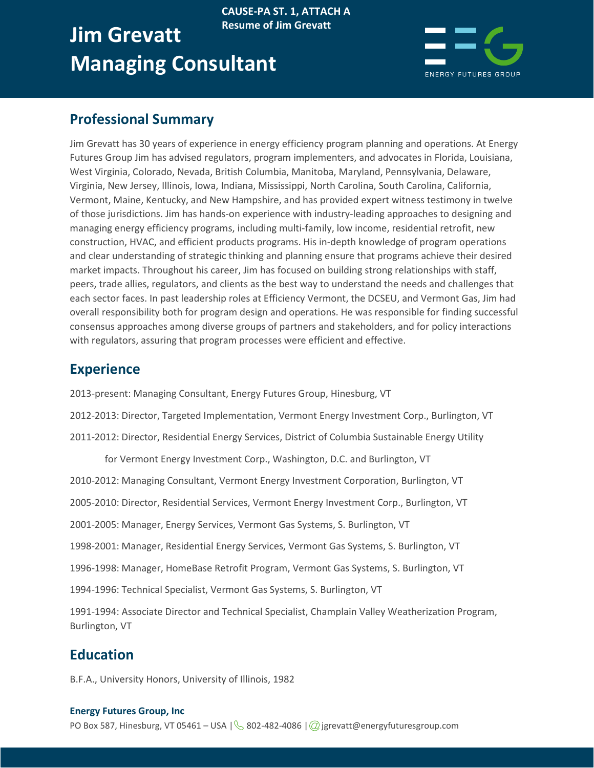CAUSE-PA ST. 1, ATTACH A
Resume of Jim Grevatt

# Jim Grevatt
# Managing Consultant

ENERGY FUTURES GROUP

## Professional Summary

Jim Grevatt has 30 years of experience in energy efficiency program planning and operations. At Energy Futures Group Jim has advised regulators, program implementers, and advocates in Florida, Louisiana, West Virginia, Colorado, Nevada, British Columbia, Manitoba, Maryland, Pennsylvania, Delaware, Virginia, New Jersey, Illinois, Iowa, Indiana, Mississippi, North Carolina, South Carolina, California, Vermont, Maine, Kentucky, and New Hampshire, and has provided expert witness testimony in twelve of those jurisdictions. Jim has hands-on experience with industry-leading approaches to designing and managing energy efficiency programs, including multi-family, low income, residential retrofit, new construction, HVAC, and efficient products programs. His in-depth knowledge of program operations and clear understanding of strategic thinking and planning ensure that programs achieve their desired market impacts. Throughout his career, Jim has focused on building strong relationships with staff, peers, trade allies, regulators, and clients as the best way to understand the needs and challenges that each sector faces. In past leadership roles at Efficiency Vermont, the DCSEU, and Vermont Gas, Jim had overall responsibility both for program design and operations. He was responsible for finding successful consensus approaches among diverse groups of partners and stakeholders, and for policy interactions with regulators, assuring that program processes were efficient and effective.

## Experience

2013-present: Managing Consultant, Energy Futures Group, Hinesburg, VT

2012-2013: Director, Targeted Implementation, Vermont Energy Investment Corp., Burlington, VT

2011-2012: Director, Residential Energy Services, District of Columbia Sustainable Energy Utility for Vermont Energy Investment Corp., Washington, D.C. and Burlington, VT

2010-2012: Managing Consultant, Vermont Energy Investment Corporation, Burlington, VT

2005-2010: Director, Residential Services, Vermont Energy Investment Corp., Burlington, VT

2001-2005: Manager, Energy Services, Vermont Gas Systems, S. Burlington, VT

1998-2001: Manager, Residential Energy Services, Vermont Gas Systems, S. Burlington, VT

1996-1998: Manager, HomeBase Retrofit Program, Vermont Gas Systems, S. Burlington, VT

1994-1996: Technical Specialist, Vermont Gas Systems, S. Burlington, VT

1991-1994: Associate Director and Technical Specialist, Champlain Valley Weatherization Program, Burlington, VT

## Education

B.F.A., University Honors, University of Illinois, 1982

**Energy Futures Group, Inc**
PO Box 587, Hinesburg, VT 05461 – USA | 802-482-4086 | jgrevatt@energyfuturesgroup.com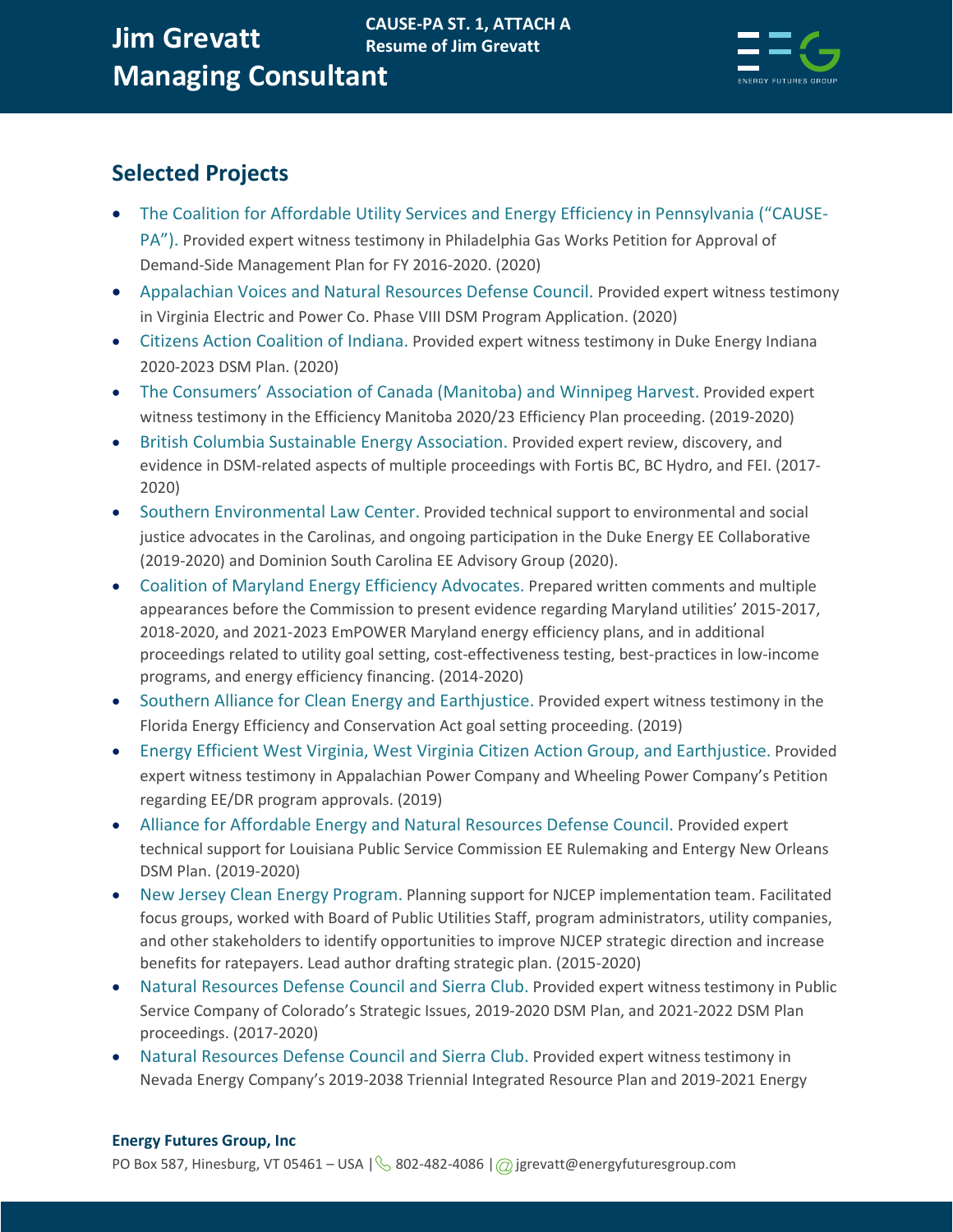# Jim Grevatt
# Managing Consultant

**CAUSE-PA ST. 1, ATTACH A**
**Resume of Jim Grevatt**

## Selected Projects

- The Coalition for Affordable Utility Services and Energy Efficiency in Pennsylvania ("CAUSE-PA"). Provided expert witness testimony in Philadelphia Gas Works Petition for Approval of Demand-Side Management Plan for FY 2016-2020. (2020)
- Appalachian Voices and Natural Resources Defense Council. Provided expert witness testimony in Virginia Electric and Power Co. Phase VIII DSM Program Application. (2020)
- Citizens Action Coalition of Indiana. Provided expert witness testimony in Duke Energy Indiana 2020-2023 DSM Plan. (2020)
- The Consumers' Association of Canada (Manitoba) and Winnipeg Harvest. Provided expert witness testimony in the Efficiency Manitoba 2020/23 Efficiency Plan proceeding. (2019-2020)
- British Columbia Sustainable Energy Association. Provided expert review, discovery, and evidence in DSM-related aspects of multiple proceedings with Fortis BC, BC Hydro, and FEI. (2017-2020)
- Southern Environmental Law Center. Provided technical support to environmental and social justice advocates in the Carolinas, and ongoing participation in the Duke Energy EE Collaborative (2019-2020) and Dominion South Carolina EE Advisory Group (2020).
- Coalition of Maryland Energy Efficiency Advocates. Prepared written comments and multiple appearances before the Commission to present evidence regarding Maryland utilities' 2015-2017, 2018-2020, and 2021-2023 EmPOWER Maryland energy efficiency plans, and in additional proceedings related to utility goal setting, cost-effectiveness testing, best-practices in low-income programs, and energy efficiency financing. (2014-2020)
- Southern Alliance for Clean Energy and Earthjustice. Provided expert witness testimony in the Florida Energy Efficiency and Conservation Act goal setting proceeding. (2019)
- Energy Efficient West Virginia, West Virginia Citizen Action Group, and Earthjustice. Provided expert witness testimony in Appalachian Power Company and Wheeling Power Company's Petition regarding EE/DR program approvals. (2019)
- Alliance for Affordable Energy and Natural Resources Defense Council. Provided expert technical support for Louisiana Public Service Commission EE Rulemaking and Entergy New Orleans DSM Plan. (2019-2020)
- New Jersey Clean Energy Program. Planning support for NJCEP implementation team. Facilitated focus groups, worked with Board of Public Utilities Staff, program administrators, utility companies, and other stakeholders to identify opportunities to improve NJCEP strategic direction and increase benefits for ratepayers. Lead author drafting strategic plan. (2015-2020)
- Natural Resources Defense Council and Sierra Club. Provided expert witness testimony in Public Service Company of Colorado's Strategic Issues, 2019-2020 DSM Plan, and 2021-2022 DSM Plan proceedings. (2017-2020)
- Natural Resources Defense Council and Sierra Club. Provided expert witness testimony in Nevada Energy Company's 2019-2038 Triennial Integrated Resource Plan and 2019-2021 Energy

**Energy Futures Group, Inc**
PO Box 587, Hinesburg, VT 05461 – USA | 802-482-4086 | jgrevatt@energyfuturesgroup.com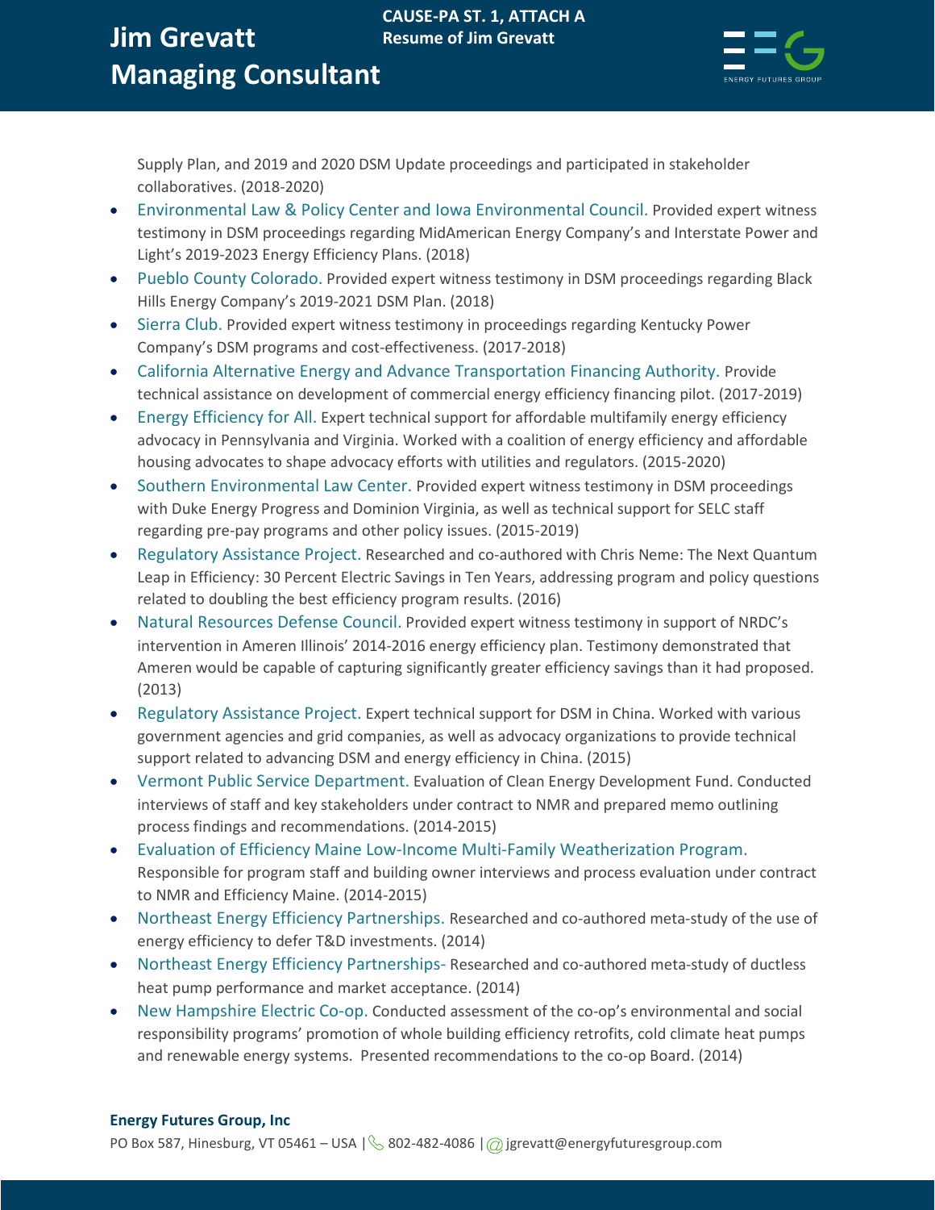Supply Plan, and 2019 and 2020 DSM Update proceedings and participated in stakeholder collaboratives. (2018-2020)

- Environmental Law & Policy Center and Iowa Environmental Council. Provided expert witness testimony in DSM proceedings regarding MidAmerican Energy Company's and Interstate Power and Light's 2019-2023 Energy Efficiency Plans. (2018)
- Pueblo County Colorado. Provided expert witness testimony in DSM proceedings regarding Black Hills Energy Company's 2019-2021 DSM Plan. (2018)
- Sierra Club. Provided expert witness testimony in proceedings regarding Kentucky Power Company's DSM programs and cost-effectiveness. (2017-2018)
- California Alternative Energy and Advance Transportation Financing Authority. Provide technical assistance on development of commercial energy efficiency financing pilot. (2017-2019)
- Energy Efficiency for All. Expert technical support for affordable multifamily energy efficiency advocacy in Pennsylvania and Virginia. Worked with a coalition of energy efficiency and affordable housing advocates to shape advocacy efforts with utilities and regulators. (2015-2020)
- Southern Environmental Law Center. Provided expert witness testimony in DSM proceedings with Duke Energy Progress and Dominion Virginia, as well as technical support for SELC staff regarding pre-pay programs and other policy issues. (2015-2019)
- Regulatory Assistance Project. Researched and co-authored with Chris Neme: The Next Quantum Leap in Efficiency: 30 Percent Electric Savings in Ten Years, addressing program and policy questions related to doubling the best efficiency program results. (2016)
- Natural Resources Defense Council. Provided expert witness testimony in support of NRDC's intervention in Ameren Illinois' 2014-2016 energy efficiency plan. Testimony demonstrated that Ameren would be capable of capturing significantly greater efficiency savings than it had proposed. (2013)
- Regulatory Assistance Project. Expert technical support for DSM in China. Worked with various government agencies and grid companies, as well as advocacy organizations to provide technical support related to advancing DSM and energy efficiency in China. (2015)
- Vermont Public Service Department. Evaluation of Clean Energy Development Fund. Conducted interviews of staff and key stakeholders under contract to NMR and prepared memo outlining process findings and recommendations. (2014-2015)
- Evaluation of Efficiency Maine Low-Income Multi-Family Weatherization Program. Responsible for program staff and building owner interviews and process evaluation under contract to NMR and Efficiency Maine. (2014-2015)
- Northeast Energy Efficiency Partnerships. Researched and co-authored meta-study of the use of energy efficiency to defer T&D investments. (2014)
- Northeast Energy Efficiency Partnerships- Researched and co-authored meta-study of ductless heat pump performance and market acceptance. (2014)
- New Hampshire Electric Co-op. Conducted assessment of the co-op's environmental and social responsibility programs' promotion of whole building efficiency retrofits, cold climate heat pumps and renewable energy systems. Presented recommendations to the co-op Board. (2014)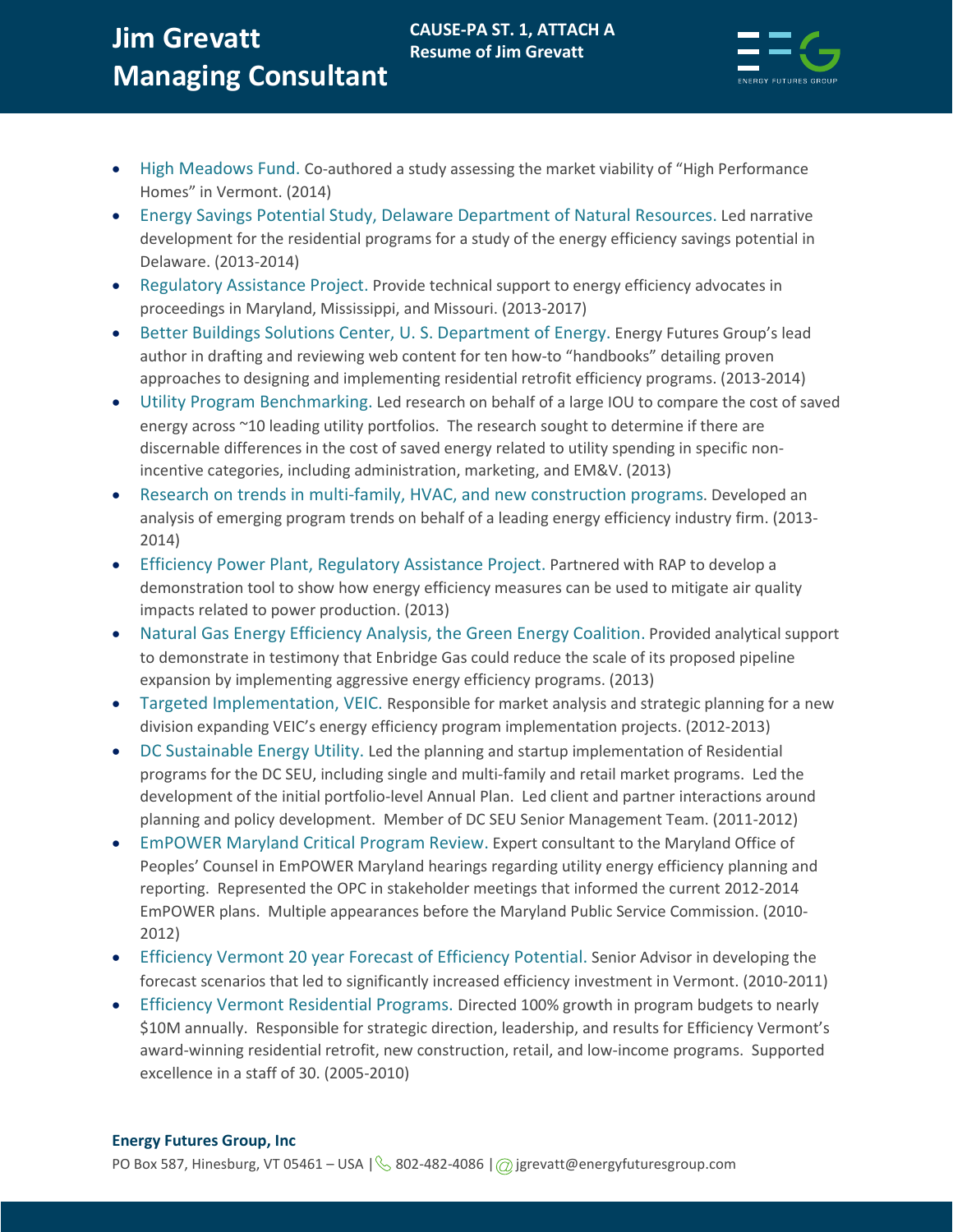- High Meadows Fund. Co-authored a study assessing the market viability of "High Performance Homes" in Vermont. (2014)
- Energy Savings Potential Study, Delaware Department of Natural Resources. Led narrative development for the residential programs for a study of the energy efficiency savings potential in Delaware. (2013-2014)
- Regulatory Assistance Project. Provide technical support to energy efficiency advocates in proceedings in Maryland, Mississippi, and Missouri. (2013-2017)
- Better Buildings Solutions Center, U. S. Department of Energy. Energy Futures Group's lead author in drafting and reviewing web content for ten how-to "handbooks" detailing proven approaches to designing and implementing residential retrofit efficiency programs. (2013-2014)
- Utility Program Benchmarking. Led research on behalf of a large IOU to compare the cost of saved energy across ~10 leading utility portfolios. The research sought to determine if there are discernable differences in the cost of saved energy related to utility spending in specific non-incentive categories, including administration, marketing, and EM&V. (2013)
- Research on trends in multi-family, HVAC, and new construction programs. Developed an analysis of emerging program trends on behalf of a leading energy efficiency industry firm. (2013-2014)
- Efficiency Power Plant, Regulatory Assistance Project. Partnered with RAP to develop a demonstration tool to show how energy efficiency measures can be used to mitigate air quality impacts related to power production. (2013)
- Natural Gas Energy Efficiency Analysis, the Green Energy Coalition. Provided analytical support to demonstrate in testimony that Enbridge Gas could reduce the scale of its proposed pipeline expansion by implementing aggressive energy efficiency programs. (2013)
- Targeted Implementation, VEIC. Responsible for market analysis and strategic planning for a new division expanding VEIC's energy efficiency program implementation projects. (2012-2013)
- DC Sustainable Energy Utility. Led the planning and startup implementation of Residential programs for the DC SEU, including single and multi-family and retail market programs. Led the development of the initial portfolio-level Annual Plan. Led client and partner interactions around planning and policy development. Member of DC SEU Senior Management Team. (2011-2012)
- EmPOWER Maryland Critical Program Review. Expert consultant to the Maryland Office of Peoples' Counsel in EmPOWER Maryland hearings regarding utility energy efficiency planning and reporting. Represented the OPC in stakeholder meetings that informed the current 2012-2014 EmPOWER plans. Multiple appearances before the Maryland Public Service Commission. (2010-2012)
- Efficiency Vermont 20 year Forecast of Efficiency Potential. Senior Advisor in developing the forecast scenarios that led to significantly increased efficiency investment in Vermont. (2010-2011)
- Efficiency Vermont Residential Programs. Directed 100% growth in program budgets to nearly $10M annually. Responsible for strategic direction, leadership, and results for Efficiency Vermont's award-winning residential retrofit, new construction, retail, and low-income programs. Supported excellence in a staff of 30. (2005-2010)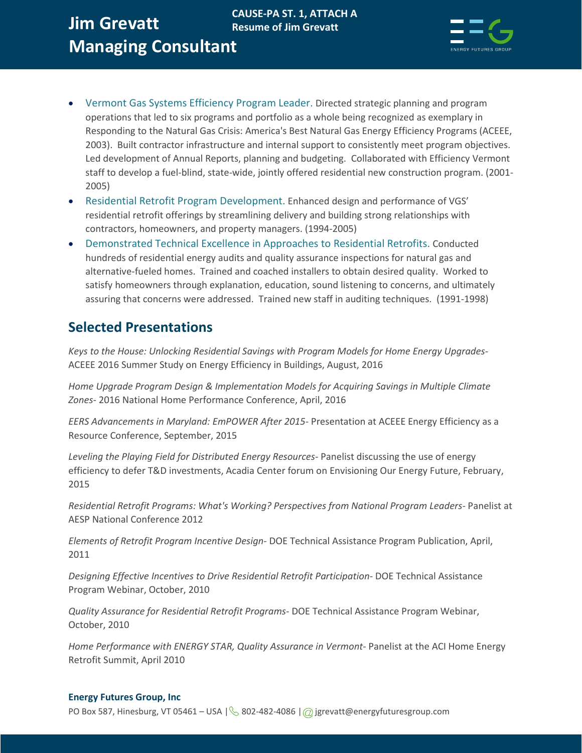- Vermont Gas Systems Efficiency Program Leader. Directed strategic planning and program operations that led to six programs and portfolio as a whole being recognized as exemplary in Responding to the Natural Gas Crisis: America's Best Natural Gas Energy Efficiency Programs (ACEEE, 2003). Built contractor infrastructure and internal support to consistently meet program objectives. Led development of Annual Reports, planning and budgeting. Collaborated with Efficiency Vermont staff to develop a fuel-blind, state-wide, jointly offered residential new construction program. (2001-2005)
- Residential Retrofit Program Development. Enhanced design and performance of VGS' residential retrofit offerings by streamlining delivery and building strong relationships with contractors, homeowners, and property managers. (1994-2005)
- Demonstrated Technical Excellence in Approaches to Residential Retrofits. Conducted hundreds of residential energy audits and quality assurance inspections for natural gas and alternative-fueled homes. Trained and coached installers to obtain desired quality. Worked to satisfy homeowners through explanation, education, sound listening to concerns, and ultimately assuring that concerns were addressed. Trained new staff in auditing techniques. (1991-1998)

## Selected Presentations

*Keys to the House: Unlocking Residential Savings with Program Models for Home Energy Upgrades*- ACEEE 2016 Summer Study on Energy Efficiency in Buildings, August, 2016

*Home Upgrade Program Design & Implementation Models for Acquiring Savings in Multiple Climate Zones*- 2016 National Home Performance Conference, April, 2016

*EERS Advancements in Maryland: EmPOWER After 2015*- Presentation at ACEEE Energy Efficiency as a Resource Conference, September, 2015

*Leveling the Playing Field for Distributed Energy Resources*- Panelist discussing the use of energy efficiency to defer T&D investments, Acadia Center forum on Envisioning Our Energy Future, February, 2015

*Residential Retrofit Programs: What's Working? Perspectives from National Program Leaders*- Panelist at AESP National Conference 2012

*Elements of Retrofit Program Incentive Design*- DOE Technical Assistance Program Publication, April, 2011

*Designing Effective Incentives to Drive Residential Retrofit Participation*- DOE Technical Assistance Program Webinar, October, 2010

*Quality Assurance for Residential Retrofit Programs*- DOE Technical Assistance Program Webinar, October, 2010

*Home Performance with ENERGY STAR, Quality Assurance in Vermont*- Panelist at the ACI Home Energy Retrofit Summit, April 2010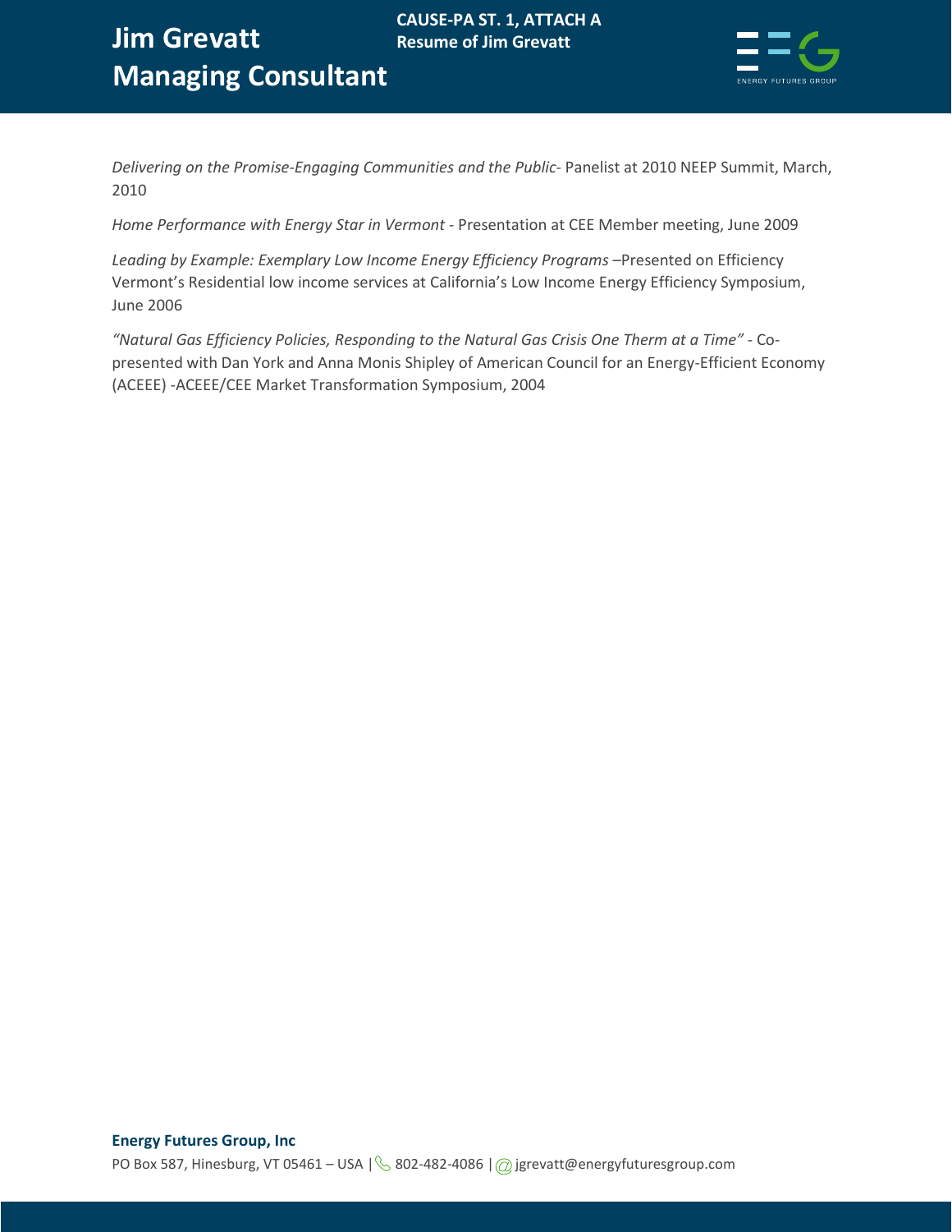*Delivering on the Promise-Engaging Communities and the Public*- Panelist at 2010 NEEP Summit, March, 2010

*Home Performance with Energy Star in Vermont* - Presentation at CEE Member meeting, June 2009

*Leading by Example: Exemplary Low Income Energy Efficiency Programs* –Presented on Efficiency Vermont's Residential low income services at California's Low Income Energy Efficiency Symposium, June 2006

*"Natural Gas Efficiency Policies, Responding to the Natural Gas Crisis One Therm at a Time"* - Co-presented with Dan York and Anna Monis Shipley of American Council for an Energy-Efficient Economy (ACEEE) -ACEEE/CEE Market Transformation Symposium, 2004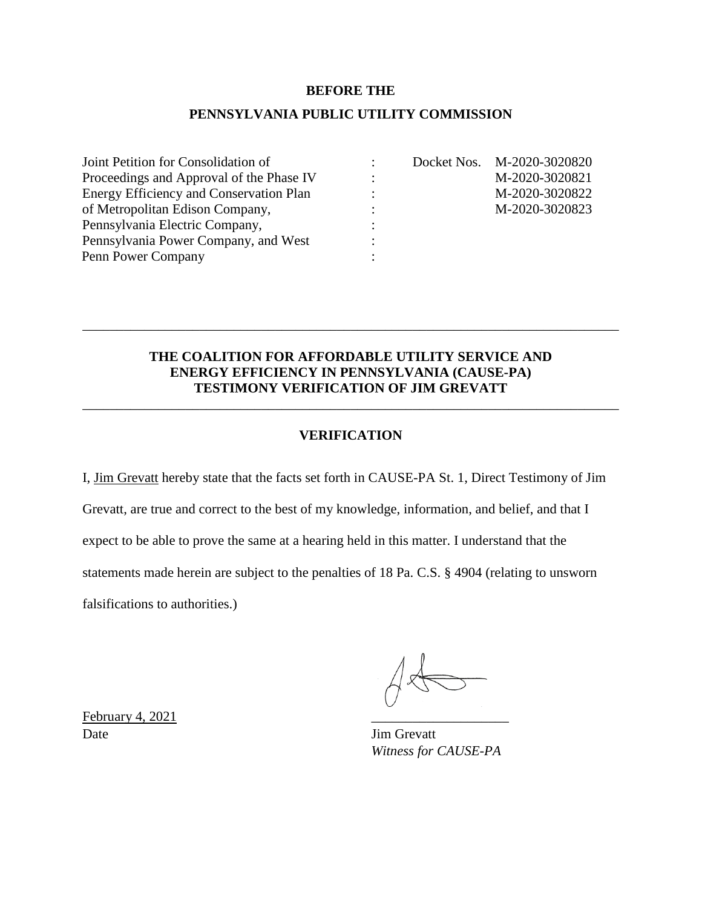**BEFORE THE**

**PENNSYLVANIA PUBLIC UTILITY COMMISSION**

| | | |
|---|---|---|
| Joint Petition for Consolidation of Proceedings and Approval of the Phase IV Energy Efficiency and Conservation Plan of Metropolitan Edison Company, Pennsylvania Electric Company, Pennsylvania Power Company, and West Penn Power Company | : | Docket Nos. M-2020-3020820<br>M-2020-3020821<br>M-2020-3020822<br>M-2020-3020823 |

---

**THE COALITION FOR AFFORDABLE UTILITY SERVICE AND ENERGY EFFICIENCY IN PENNSYLVANIA (CAUSE-PA) TESTIMONY VERIFICATION OF JIM GREVATT**

---

**VERIFICATION**

I, Jim Grevatt hereby state that the facts set forth in CAUSE-PA St. 1, Direct Testimony of Jim Grevatt, are true and correct to the best of my knowledge, information, and belief, and that I expect to be able to prove the same at a hearing held in this matter. I understand that the statements made herein are subject to the penalties of 18 Pa. C.S. § 4904 (relating to unsworn falsifications to authorities.)

February 4, 2021
Date

____________________
Jim Grevatt
*Witness for CAUSE-PA*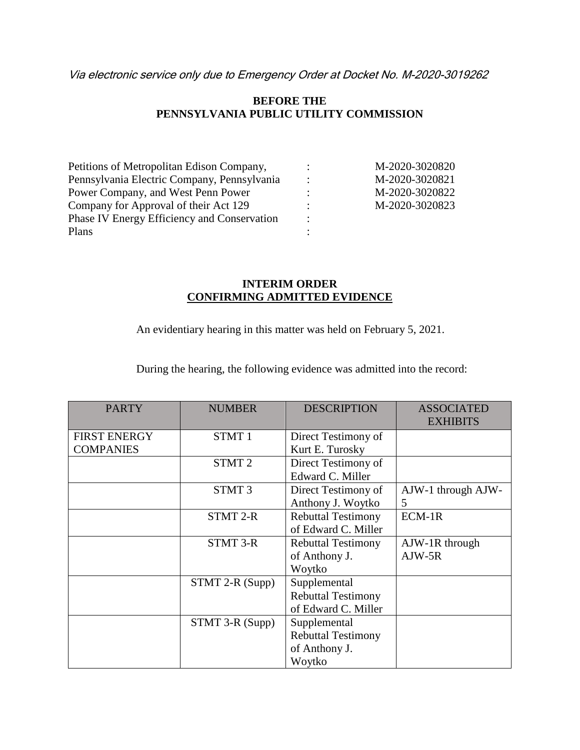*Via electronic service only due to Emergency Order at Docket No. M-2020-3019262*

**BEFORE THE**
**PENNSYLVANIA PUBLIC UTILITY COMMISSION**

| | | |
|---|---|---|
| Petitions of Metropolitan Edison Company, | : | M-2020-3020820 |
| Pennsylvania Electric Company, Pennsylvania | : | M-2020-3020821 |
| Power Company, and West Penn Power | : | M-2020-3020822 |
| Company for Approval of their Act 129 | : | M-2020-3020823 |
| Phase IV Energy Efficiency and Conservation | : | |
| Plans | : | |

**INTERIM ORDER**
**CONFIRMING ADMITTED EVIDENCE**

An evidentiary hearing in this matter was held on February 5, 2021.

During the hearing, the following evidence was admitted into the record:

| PARTY | NUMBER | DESCRIPTION | ASSOCIATED EXHIBITS |
|---|---|---|---|
| FIRST ENERGY COMPANIES | STMT 1 | Direct Testimony of Kurt E. Turosky | |
| | STMT 2 | Direct Testimony of Edward C. Miller | |
| | STMT 3 | Direct Testimony of Anthony J. Woytko | AJW-1 through AJW-5 |
| | STMT 2-R | Rebuttal Testimony of Edward C. Miller | ECM-1R |
| | STMT 3-R | Rebuttal Testimony of Anthony J. Woytko | AJW-1R through AJW-5R |
| | STMT 2-R (Supp) | Supplemental Rebuttal Testimony of Edward C. Miller | |
| | STMT 3-R (Supp) | Supplemental Rebuttal Testimony of Anthony J. Woytko | |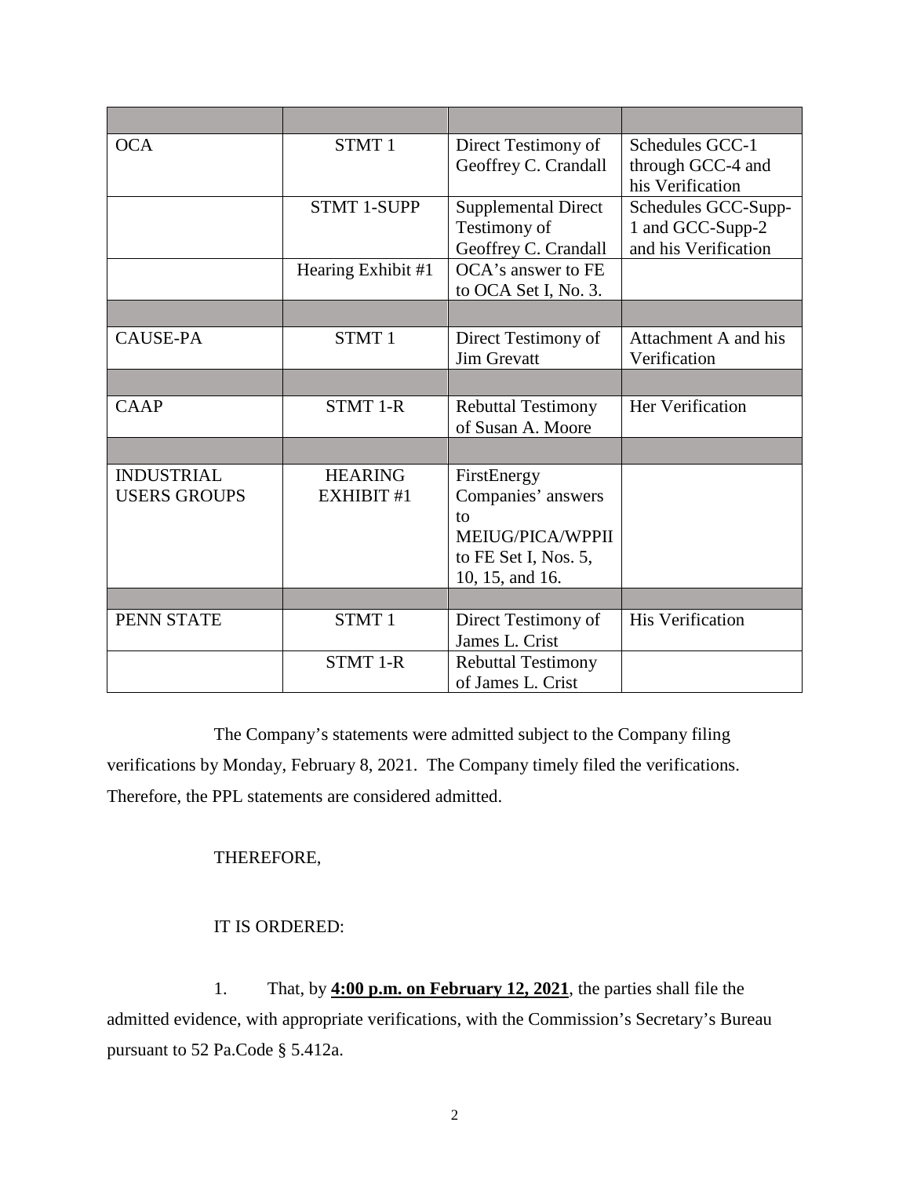| | | | |
|---|---|---|---|
| OCA | STMT 1 | Direct Testimony of Geoffrey C. Crandall | Schedules GCC-1 through GCC-4 and his Verification |
| | STMT 1-SUPP | Supplemental Direct Testimony of Geoffrey C. Crandall | Schedules GCC-Supp-1 and GCC-Supp-2 and his Verification |
| | Hearing Exhibit #1 | OCA's answer to FE to OCA Set I, No. 3. | |
| | | | |
| CAUSE-PA | STMT 1 | Direct Testimony of Jim Grevatt | Attachment A and his Verification |
| | | | |
| CAAP | STMT 1-R | Rebuttal Testimony of Susan A. Moore | Her Verification |
| | | | |
| INDUSTRIAL USERS GROUPS | HEARING EXHIBIT #1 | FirstEnergy Companies' answers to MEIUG/PICA/WPPII to FE Set I, Nos. 5, 10, 15, and 16. | |
| | | | |
| PENN STATE | STMT 1 | Direct Testimony of James L. Crist | His Verification |
| | STMT 1-R | Rebuttal Testimony of James L. Crist | |

The Company's statements were admitted subject to the Company filing verifications by Monday, February 8, 2021. The Company timely filed the verifications. Therefore, the PPL statements are considered admitted.

THEREFORE,

IT IS ORDERED:

1. That, by **<u>4:00 p.m. on February 12, 2021</u>**, the parties shall file the admitted evidence, with appropriate verifications, with the Commission's Secretary's Bureau pursuant to 52 Pa.Code § 5.412a.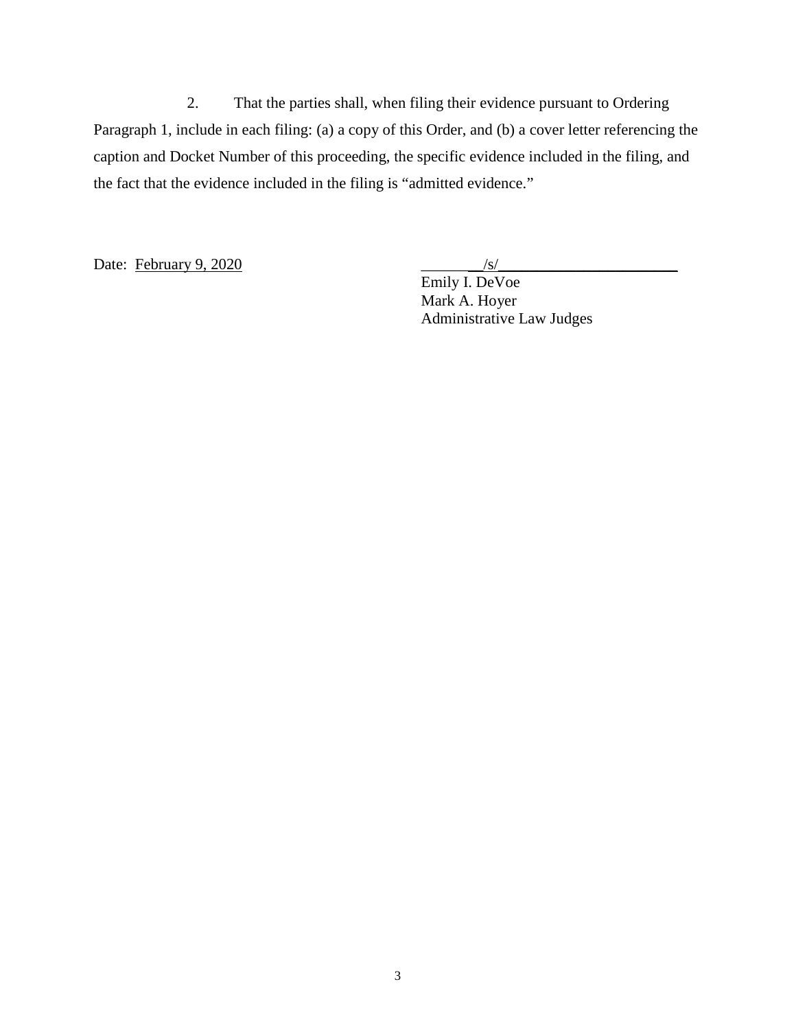2. That the parties shall, when filing their evidence pursuant to Ordering Paragraph 1, include in each filing: (a) a copy of this Order, and (b) a cover letter referencing the caption and Docket Number of this proceeding, the specific evidence included in the filing, and the fact that the evidence included in the filing is "admitted evidence."

Date: February 9, 2020

/s/
Emily I. DeVoe
Mark A. Hoyer
Administrative Law Judges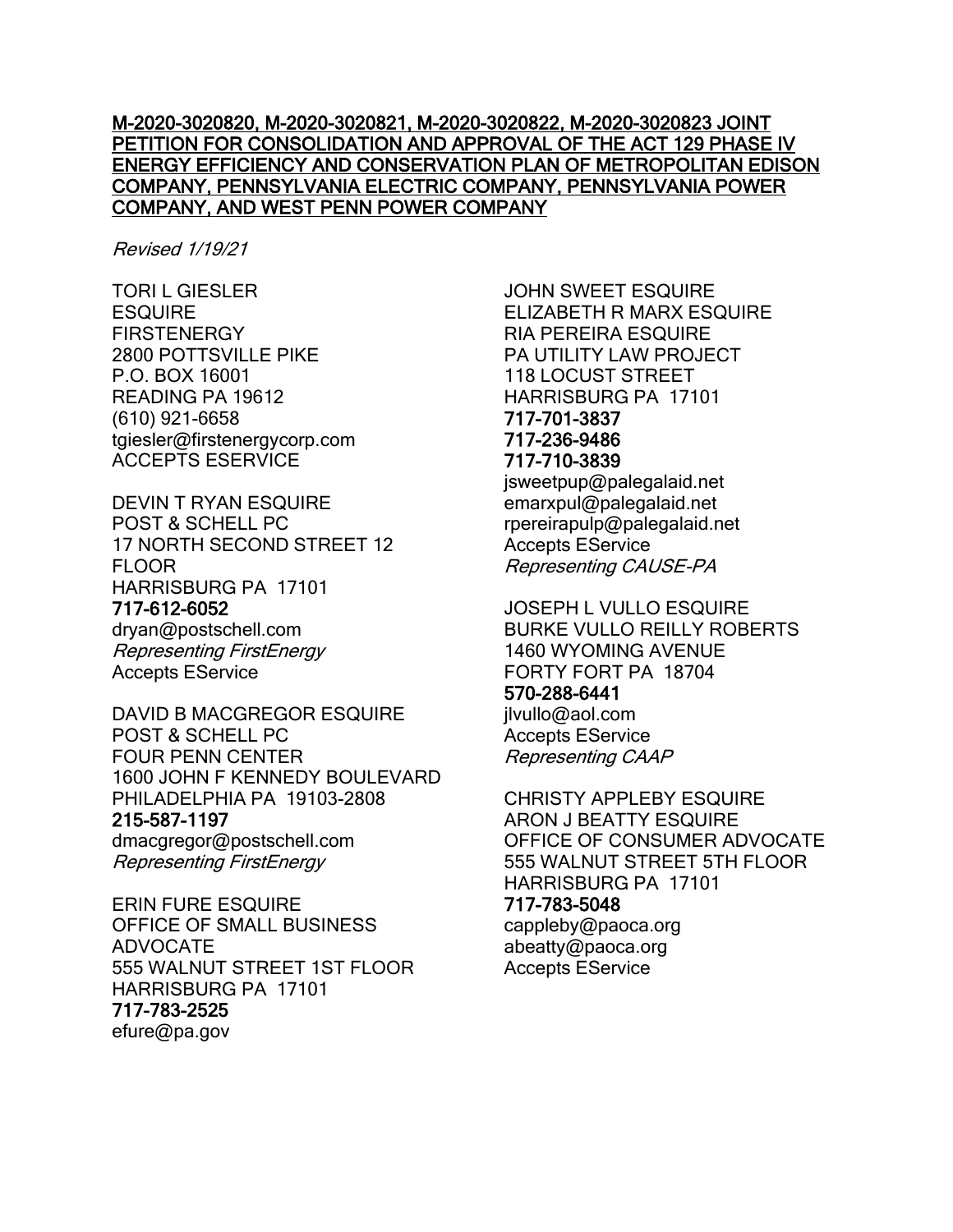**M-2020-3020820, M-2020-3020821, M-2020-3020822, M-2020-3020823 JOINT PETITION FOR CONSOLIDATION AND APPROVAL OF THE ACT 129 PHASE IV ENERGY EFFICIENCY AND CONSERVATION PLAN OF METROPOLITAN EDISON COMPANY, PENNSYLVANIA ELECTRIC COMPANY, PENNSYLVANIA POWER COMPANY, AND WEST PENN POWER COMPANY**

*Revised 1/19/21*

TORI L GIESLER
ESQUIRE
FIRSTENERGY
2800 POTTSVILLE PIKE
P.O. BOX 16001
READING PA 19612
(610) 921-6658
tgiesler@firstenergycorp.com
ACCEPTS ESERVICE

DEVIN T RYAN ESQUIRE
POST & SCHELL PC
17 NORTH SECOND STREET 12 FLOOR
HARRISBURG PA 17101
**717-612-6052**
dryan@postschell.com
*Representing FirstEnergy*
Accepts EService

DAVID B MACGREGOR ESQUIRE
POST & SCHELL PC
FOUR PENN CENTER
1600 JOHN F KENNEDY BOULEVARD
PHILADELPHIA PA 19103-2808
**215-587-1197**
dmacgregor@postschell.com
*Representing FirstEnergy*

ERIN FURE ESQUIRE
OFFICE OF SMALL BUSINESS ADVOCATE
555 WALNUT STREET 1ST FLOOR
HARRISBURG PA 17101
**717-783-2525**
efure@pa.gov

JOHN SWEET ESQUIRE
ELIZABETH R MARX ESQUIRE
RIA PEREIRA ESQUIRE
PA UTILITY LAW PROJECT
118 LOCUST STREET
HARRISBURG PA 17101
**717-701-3837**
**717-236-9486**
**717-710-3839**
jsweetpup@palegalaid.net
emarxpul@palegalaid.net
rpereirapulp@palegalaid.net
Accepts EService
*Representing CAUSE-PA*

JOSEPH L VULLO ESQUIRE
BURKE VULLO REILLY ROBERTS
1460 WYOMING AVENUE
FORTY FORT PA 18704
**570-288-6441**
jlvullo@aol.com
Accepts EService
*Representing CAAP*

CHRISTY APPLEBY ESQUIRE
ARON J BEATTY ESQUIRE
OFFICE OF CONSUMER ADVOCATE
555 WALNUT STREET 5TH FLOOR
HARRISBURG PA 17101
**717-783-5048**
cappleby@paoca.org
abeatty@paoca.org
Accepts EService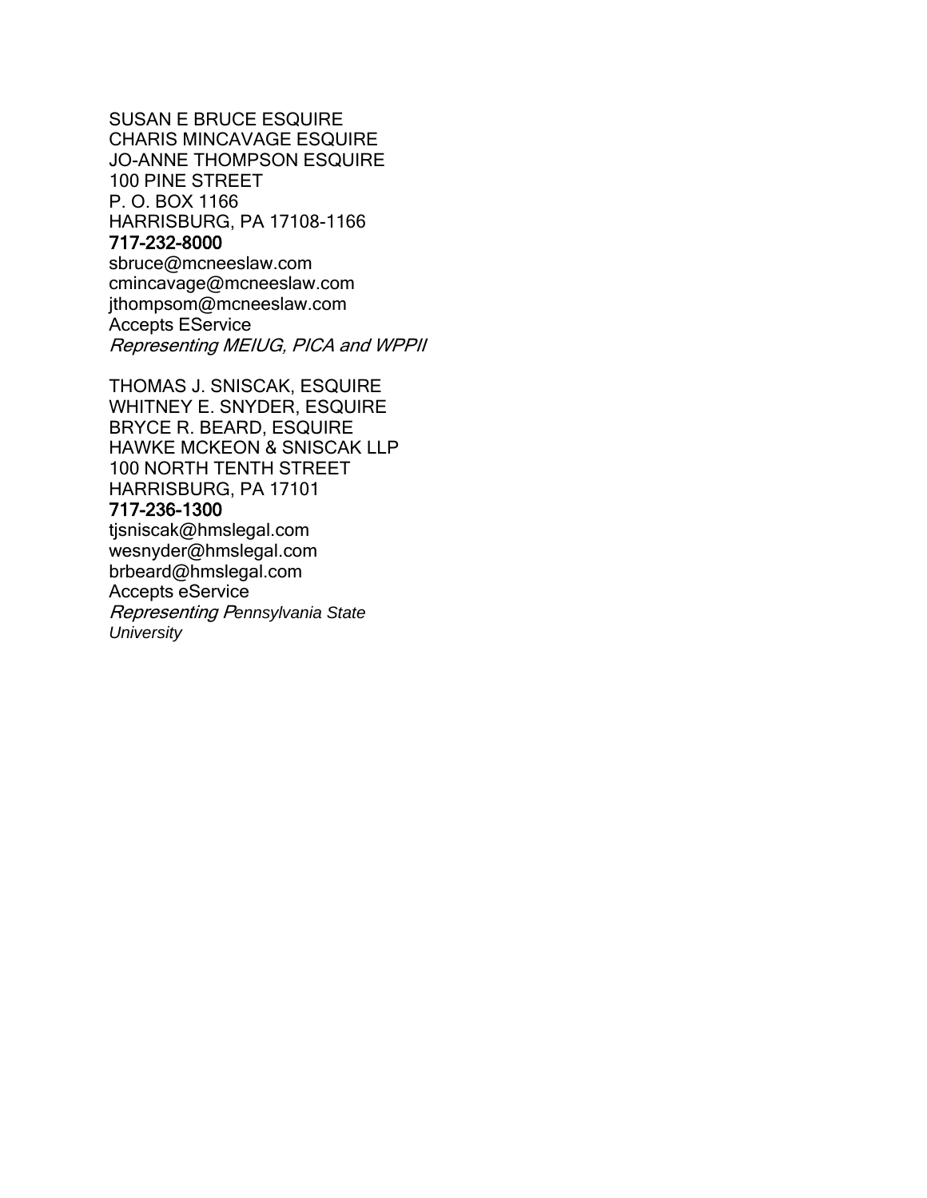SUSAN E BRUCE ESQUIRE
CHARIS MINCAVAGE ESQUIRE
JO-ANNE THOMPSON ESQUIRE
100 PINE STREET
P. O. BOX 1166
HARRISBURG, PA 17108-1166
**717-232-8000**
sbruce@mcneeslaw.com
cmincavage@mcneeslaw.com
jthompsom@mcneeslaw.com
Accepts EService
*Representing MEIUG, PICA and WPPII*

THOMAS J. SNISCAK, ESQUIRE
WHITNEY E. SNYDER, ESQUIRE
BRYCE R. BEARD, ESQUIRE
HAWKE MCKEON & SNISCAK LLP
100 NORTH TENTH STREET
HARRISBURG, PA 17101
**717-236-1300**
tjsniscak@hmslegal.com
wesnyder@hmslegal.com
brbeard@hmslegal.com
Accepts eService
*Representing Pennsylvania State University*